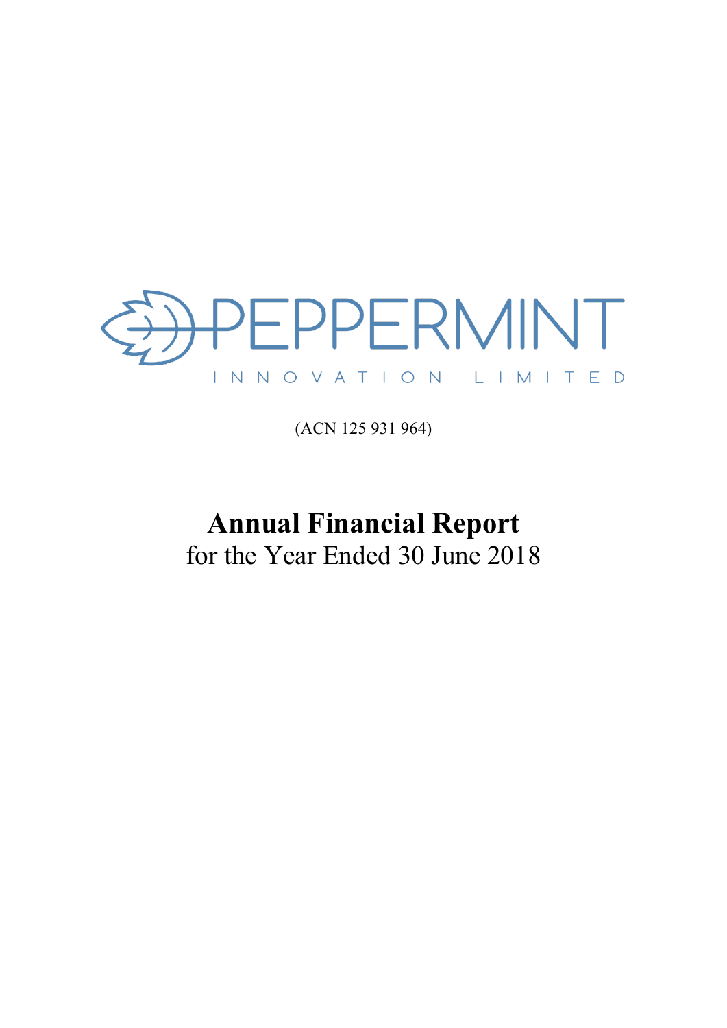PEPPERMINT

INNOVATION LIMITED

(ACN 125 931 964)

# Annual Financial Report

for the Year Ended 30 June 2018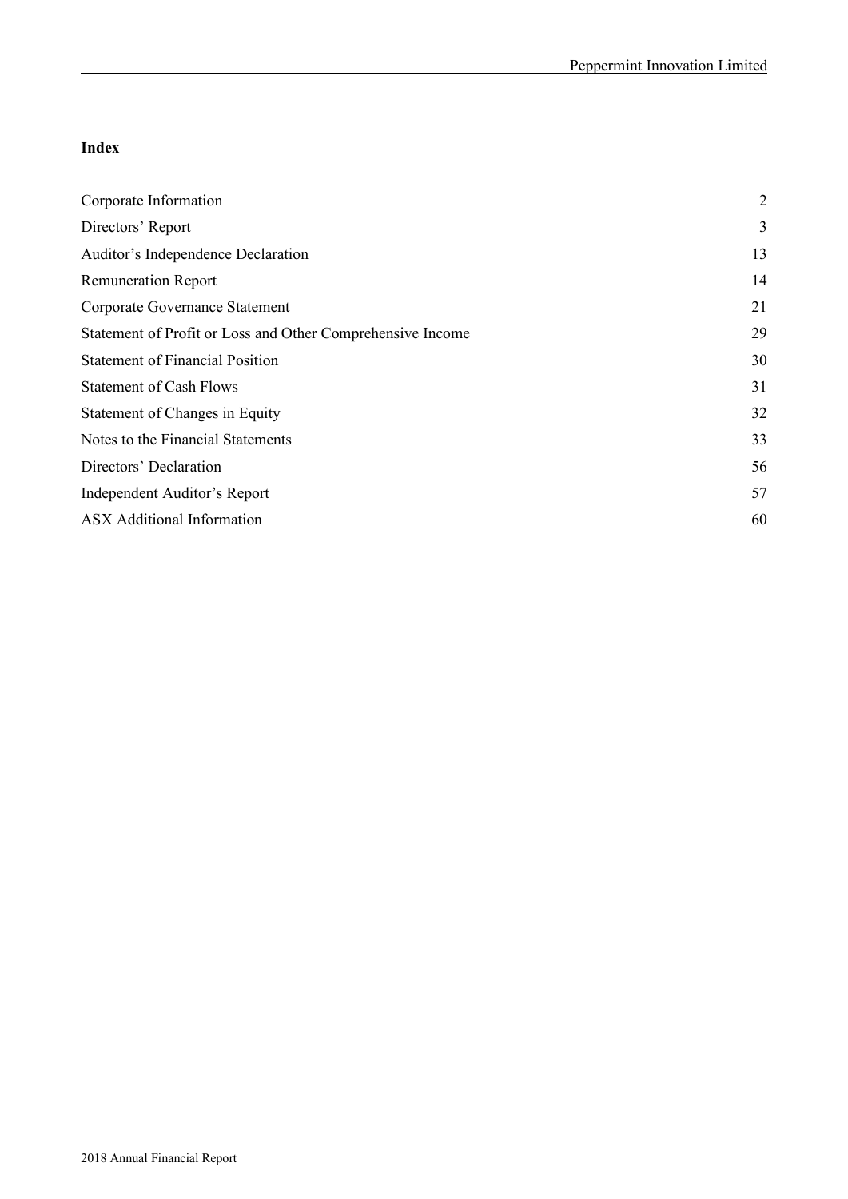**Index**

| | |
|---|---|
| Corporate Information | 2 |
| Directors' Report | 3 |
| Auditor's Independence Declaration | 13 |
| Remuneration Report | 14 |
| Corporate Governance Statement | 21 |
| Statement of Profit or Loss and Other Comprehensive Income | 29 |
| Statement of Financial Position | 30 |
| Statement of Cash Flows | 31 |
| Statement of Changes in Equity | 32 |
| Notes to the Financial Statements | 33 |
| Directors' Declaration | 56 |
| Independent Auditor's Report | 57 |
| ASX Additional Information | 60 |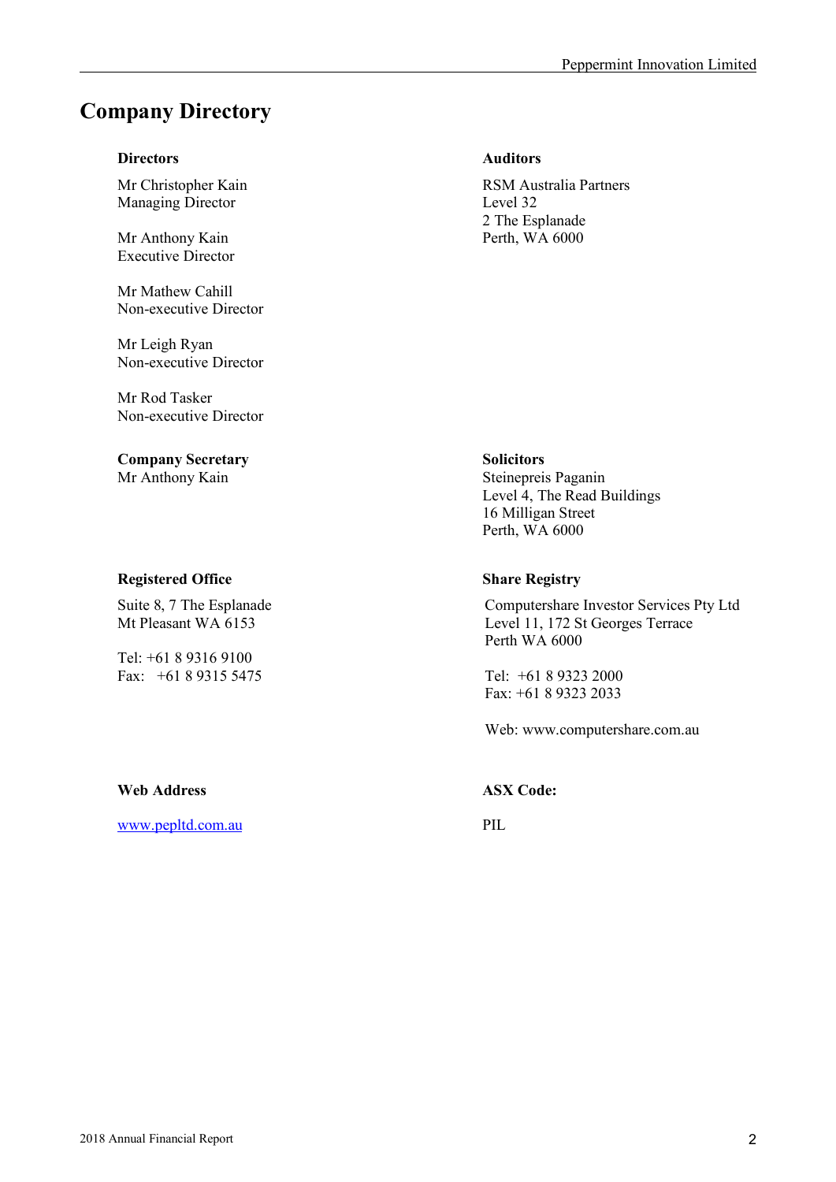# Company Directory

**Directors**

Mr Christopher Kain
Managing Director

Mr Anthony Kain
Executive Director

Mr Mathew Cahill
Non-executive Director

Mr Leigh Ryan
Non-executive Director

Mr Rod Tasker
Non-executive Director

**Auditors**

RSM Australia Partners
Level 32
2 The Esplanade
Perth, WA 6000

**Company Secretary**

Mr Anthony Kain

**Solicitors**

Steinepreis Paganin
Level 4, The Read Buildings
16 Milligan Street
Perth, WA 6000

**Registered Office**

Suite 8, 7 The Esplanade
Mt Pleasant WA 6153

Tel: +61 8 9316 9100
Fax: +61 8 9315 5475

**Share Registry**

Computershare Investor Services Pty Ltd
Level 11, 172 St Georges Terrace
Perth WA 6000

Tel: +61 8 9323 2000
Fax: +61 8 9323 2033

Web: www.computershare.com.au

**Web Address**

www.pepltd.com.au

**ASX Code:**

PIL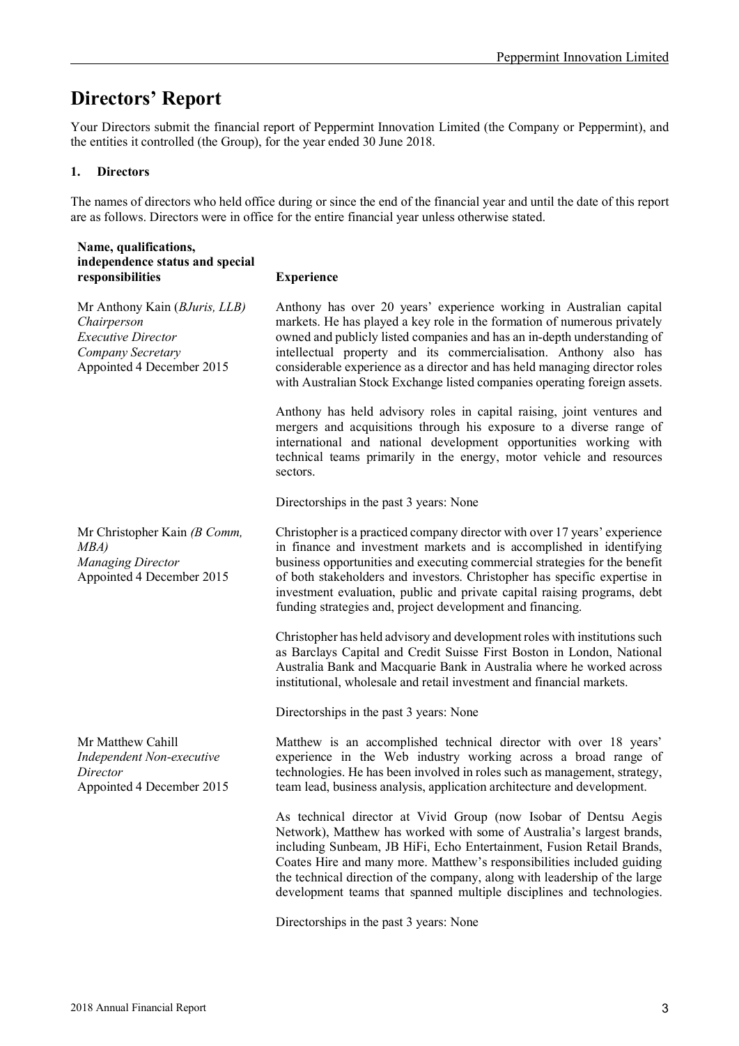# Directors' Report

Your Directors submit the financial report of Peppermint Innovation Limited (the Company or Peppermint), and the entities it controlled (the Group), for the year ended 30 June 2018.

## 1. Directors

The names of directors who held office during or since the end of the financial year and until the date of this report are as follows. Directors were in office for the entire financial year unless otherwise stated.

| Name, qualifications, independence status and special responsibilities | Experience |
|---|---|
| Mr Anthony Kain (*BJuris, LLB*)<br>*Chairperson*<br>*Executive Director*<br>*Company Secretary*<br>Appointed 4 December 2015 | Anthony has over 20 years' experience working in Australian capital markets. He has played a key role in the formation of numerous privately owned and publicly listed companies and has an in-depth understanding of intellectual property and its commercialisation. Anthony also has considerable experience as a director and has held managing director roles with Australian Stock Exchange listed companies operating foreign assets.<br><br>Anthony has held advisory roles in capital raising, joint ventures and mergers and acquisitions through his exposure to a diverse range of international and national development opportunities working with technical teams primarily in the energy, motor vehicle and resources sectors.<br><br>Directorships in the past 3 years: None |
| Mr Christopher Kain *(B Comm, MBA)*<br>*Managing Director*<br>Appointed 4 December 2015 | Christopher is a practiced company director with over 17 years' experience in finance and investment markets and is accomplished in identifying business opportunities and executing commercial strategies for the benefit of both stakeholders and investors. Christopher has specific expertise in investment evaluation, public and private capital raising programs, debt funding strategies and, project development and financing.<br><br>Christopher has held advisory and development roles with institutions such as Barclays Capital and Credit Suisse First Boston in London, National Australia Bank and Macquarie Bank in Australia where he worked across institutional, wholesale and retail investment and financial markets.<br><br>Directorships in the past 3 years: None |
| Mr Matthew Cahill<br>*Independent Non-executive Director*<br>Appointed 4 December 2015 | Matthew is an accomplished technical director with over 18 years' experience in the Web industry working across a broad range of technologies. He has been involved in roles such as management, strategy, team lead, business analysis, application architecture and development.<br><br>As technical director at Vivid Group (now Isobar of Dentsu Aegis Network), Matthew has worked with some of Australia's largest brands, including Sunbeam, JB HiFi, Echo Entertainment, Fusion Retail Brands, Coates Hire and many more. Matthew's responsibilities included guiding the technical direction of the company, along with leadership of the large development teams that spanned multiple disciplines and technologies.<br><br>Directorships in the past 3 years: None |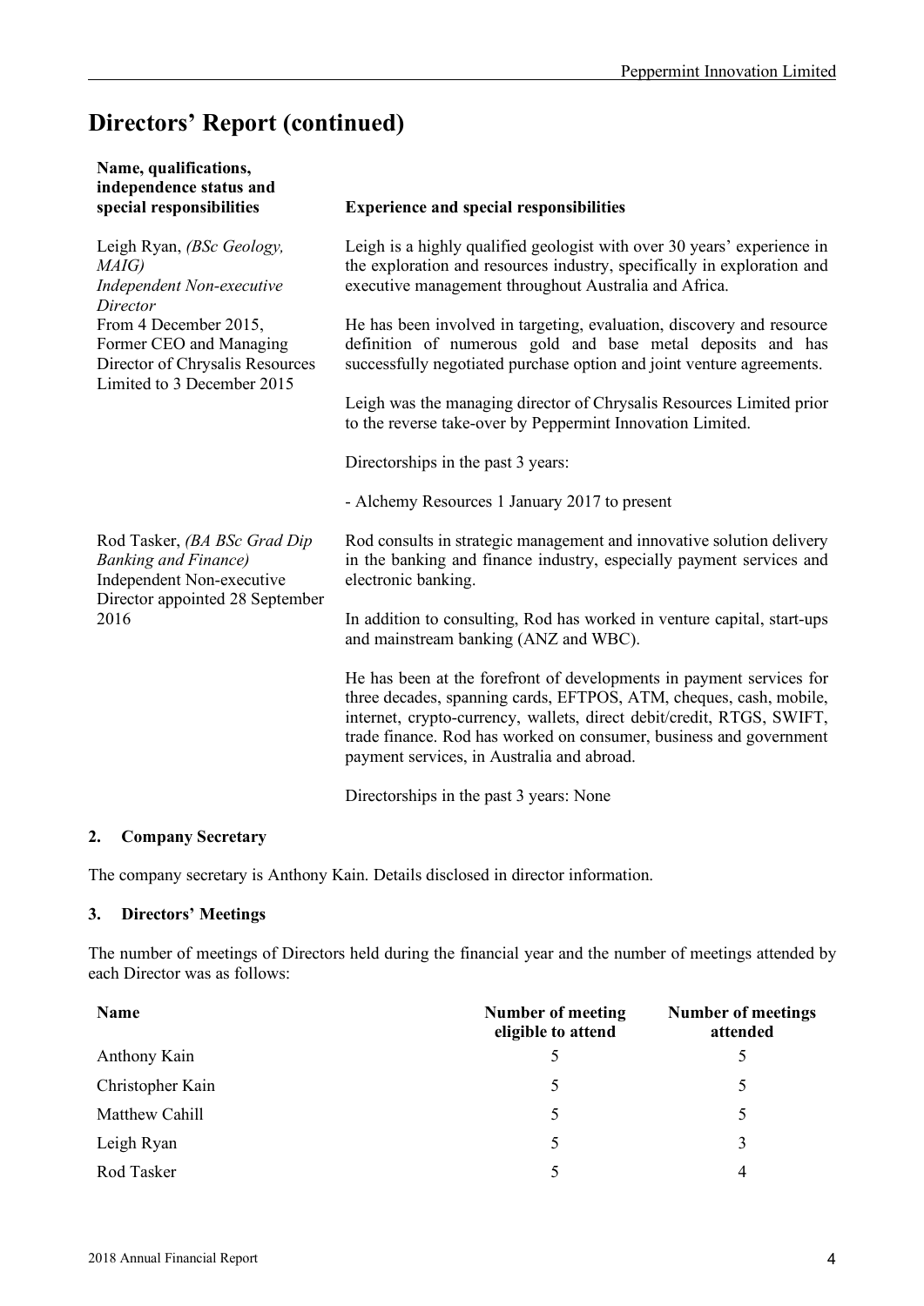# Directors' Report (continued)

| Name, qualifications, independence status and special responsibilities | Experience and special responsibilities |
|---|---|
| Leigh Ryan, *(BSc Geology, MAIG)* *Independent Non-executive Director* From 4 December 2015, Former CEO and Managing Director of Chrysalis Resources Limited to 3 December 2015 | Leigh is a highly qualified geologist with over 30 years' experience in the exploration and resources industry, specifically in exploration and executive management throughout Australia and Africa. He has been involved in targeting, evaluation, discovery and resource definition of numerous gold and base metal deposits and has successfully negotiated purchase option and joint venture agreements. Leigh was the managing director of Chrysalis Resources Limited prior to the reverse take-over by Peppermint Innovation Limited. Directorships in the past 3 years: - Alchemy Resources 1 January 2017 to present |
| Rod Tasker, *(BA BSc Grad Dip Banking and Finance)* Independent Non-executive Director appointed 28 September 2016 | Rod consults in strategic management and innovative solution delivery in the banking and finance industry, especially payment services and electronic banking. In addition to consulting, Rod has worked in venture capital, start-ups and mainstream banking (ANZ and WBC). He has been at the forefront of developments in payment services for three decades, spanning cards, EFTPOS, ATM, cheques, cash, mobile, internet, crypto-currency, wallets, direct debit/credit, RTGS, SWIFT, trade finance. Rod has worked on consumer, business and government payment services, in Australia and abroad. Directorships in the past 3 years: None |

### 2. Company Secretary

The company secretary is Anthony Kain. Details disclosed in director information.

### 3. Directors' Meetings

The number of meetings of Directors held during the financial year and the number of meetings attended by each Director was as follows:

| Name | Number of meeting eligible to attend | Number of meetings attended |
|---|---|---|
| Anthony Kain | 5 | 5 |
| Christopher Kain | 5 | 5 |
| Matthew Cahill | 5 | 5 |
| Leigh Ryan | 5 | 3 |
| Rod Tasker | 5 | 4 |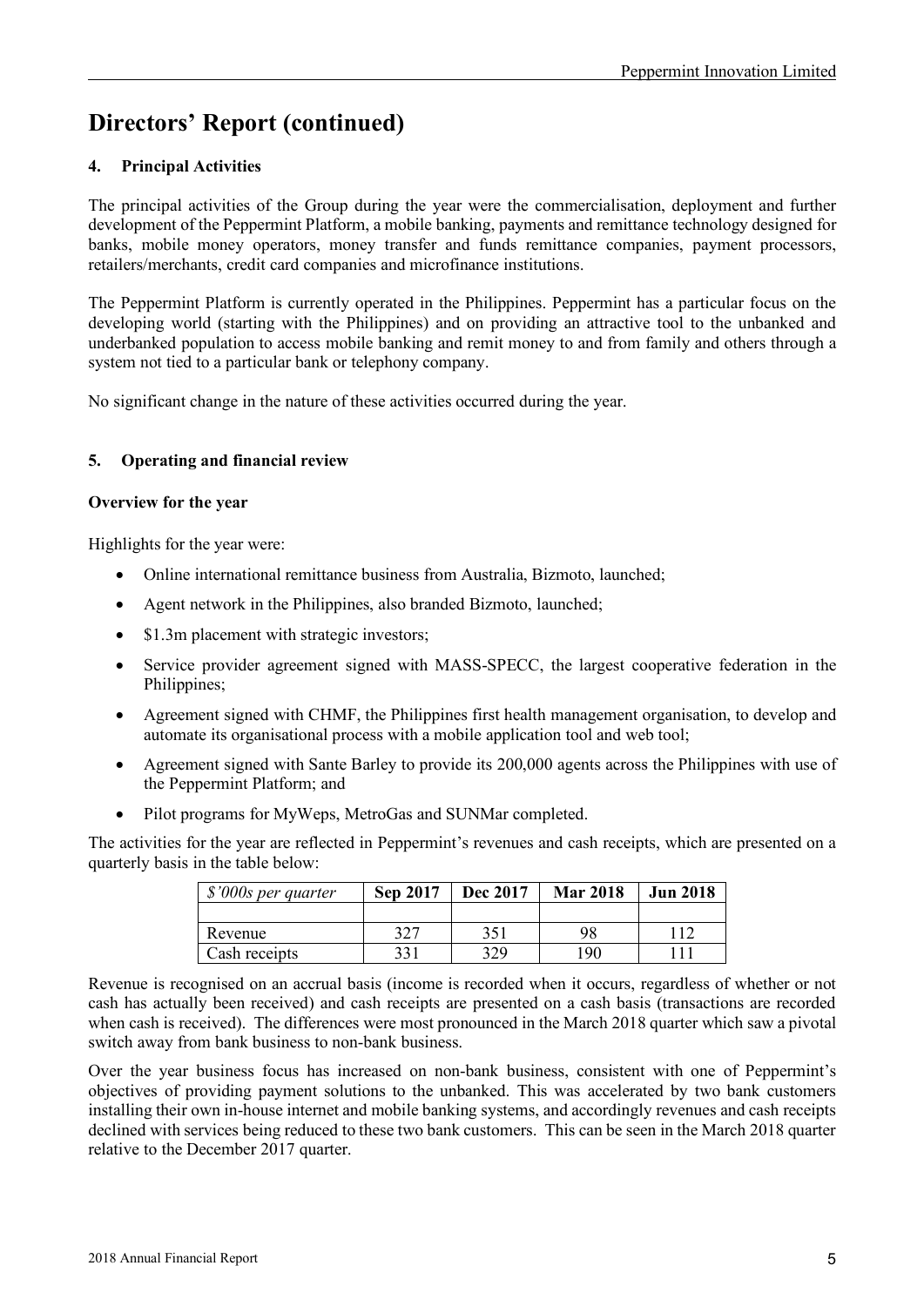# Directors' Report (continued)

## 4. Principal Activities

The principal activities of the Group during the year were the commercialisation, deployment and further development of the Peppermint Platform, a mobile banking, payments and remittance technology designed for banks, mobile money operators, money transfer and funds remittance companies, payment processors, retailers/merchants, credit card companies and microfinance institutions.

The Peppermint Platform is currently operated in the Philippines. Peppermint has a particular focus on the developing world (starting with the Philippines) and on providing an attractive tool to the unbanked and underbanked population to access mobile banking and remit money to and from family and others through a system not tied to a particular bank or telephony company.

No significant change in the nature of these activities occurred during the year.

## 5. Operating and financial review

### Overview for the year

Highlights for the year were:

- Online international remittance business from Australia, Bizmoto, launched;
- Agent network in the Philippines, also branded Bizmoto, launched;
- $1.3m placement with strategic investors;
- Service provider agreement signed with MASS-SPECC, the largest cooperative federation in the Philippines;
- Agreement signed with CHMF, the Philippines first health management organisation, to develop and automate its organisational process with a mobile application tool and web tool;
- Agreement signed with Sante Barley to provide its 200,000 agents across the Philippines with use of the Peppermint Platform; and
- Pilot programs for MyWeps, MetroGas and SUNMar completed.

The activities for the year are reflected in Peppermint's revenues and cash receipts, which are presented on a quarterly basis in the table below:

| *$'000s per quarter* | Sep 2017 | Dec 2017 | Mar 2018 | Jun 2018 |
|---|---|---|---|---|
| | | | | |
| Revenue | 327 | 351 | 98 | 112 |
| Cash receipts | 331 | 329 | 190 | 111 |

Revenue is recognised on an accrual basis (income is recorded when it occurs, regardless of whether or not cash has actually been received) and cash receipts are presented on a cash basis (transactions are recorded when cash is received). The differences were most pronounced in the March 2018 quarter which saw a pivotal switch away from bank business to non-bank business.

Over the year business focus has increased on non-bank business, consistent with one of Peppermint's objectives of providing payment solutions to the unbanked. This was accelerated by two bank customers installing their own in-house internet and mobile banking systems, and accordingly revenues and cash receipts declined with services being reduced to these two bank customers. This can be seen in the March 2018 quarter relative to the December 2017 quarter.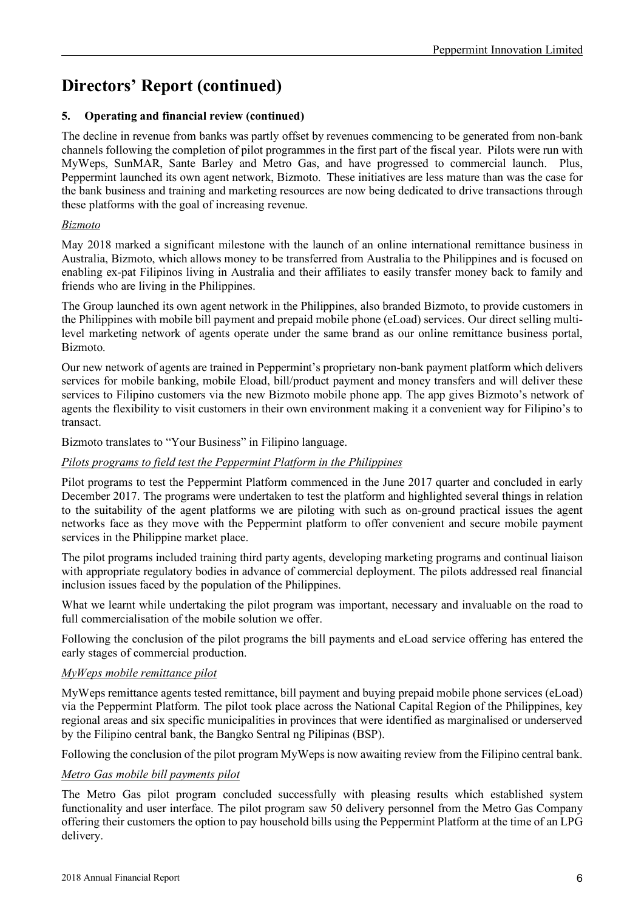# Directors' Report (continued)

### 5. Operating and financial review (continued)

The decline in revenue from banks was partly offset by revenues commencing to be generated from non-bank channels following the completion of pilot programmes in the first part of the fiscal year. Pilots were run with MyWeps, SunMAR, Sante Barley and Metro Gas, and have progressed to commercial launch. Plus, Peppermint launched its own agent network, Bizmoto. These initiatives are less mature than was the case for the bank business and training and marketing resources are now being dedicated to drive transactions through these platforms with the goal of increasing revenue.

*Bizmoto*

May 2018 marked a significant milestone with the launch of an online international remittance business in Australia, Bizmoto, which allows money to be transferred from Australia to the Philippines and is focused on enabling ex-pat Filipinos living in Australia and their affiliates to easily transfer money back to family and friends who are living in the Philippines.

The Group launched its own agent network in the Philippines, also branded Bizmoto, to provide customers in the Philippines with mobile bill payment and prepaid mobile phone (eLoad) services. Our direct selling multi-level marketing network of agents operate under the same brand as our online remittance business portal, Bizmoto.

Our new network of agents are trained in Peppermint's proprietary non-bank payment platform which delivers services for mobile banking, mobile Eload, bill/product payment and money transfers and will deliver these services to Filipino customers via the new Bizmoto mobile phone app. The app gives Bizmoto's network of agents the flexibility to visit customers in their own environment making it a convenient way for Filipino's to transact.

Bizmoto translates to "Your Business" in Filipino language.

*Pilots programs to field test the Peppermint Platform in the Philippines*

Pilot programs to test the Peppermint Platform commenced in the June 2017 quarter and concluded in early December 2017. The programs were undertaken to test the platform and highlighted several things in relation to the suitability of the agent platforms we are piloting with such as on-ground practical issues the agent networks face as they move with the Peppermint platform to offer convenient and secure mobile payment services in the Philippine market place.

The pilot programs included training third party agents, developing marketing programs and continual liaison with appropriate regulatory bodies in advance of commercial deployment. The pilots addressed real financial inclusion issues faced by the population of the Philippines.

What we learnt while undertaking the pilot program was important, necessary and invaluable on the road to full commercialisation of the mobile solution we offer.

Following the conclusion of the pilot programs the bill payments and eLoad service offering has entered the early stages of commercial production.

*MyWeps mobile remittance pilot*

MyWeps remittance agents tested remittance, bill payment and buying prepaid mobile phone services (eLoad) via the Peppermint Platform. The pilot took place across the National Capital Region of the Philippines, key regional areas and six specific municipalities in provinces that were identified as marginalised or underserved by the Filipino central bank, the Bangko Sentral ng Pilipinas (BSP).

Following the conclusion of the pilot program MyWeps is now awaiting review from the Filipino central bank.

*Metro Gas mobile bill payments pilot*

The Metro Gas pilot program concluded successfully with pleasing results which established system functionality and user interface. The pilot program saw 50 delivery personnel from the Metro Gas Company offering their customers the option to pay household bills using the Peppermint Platform at the time of an LPG delivery.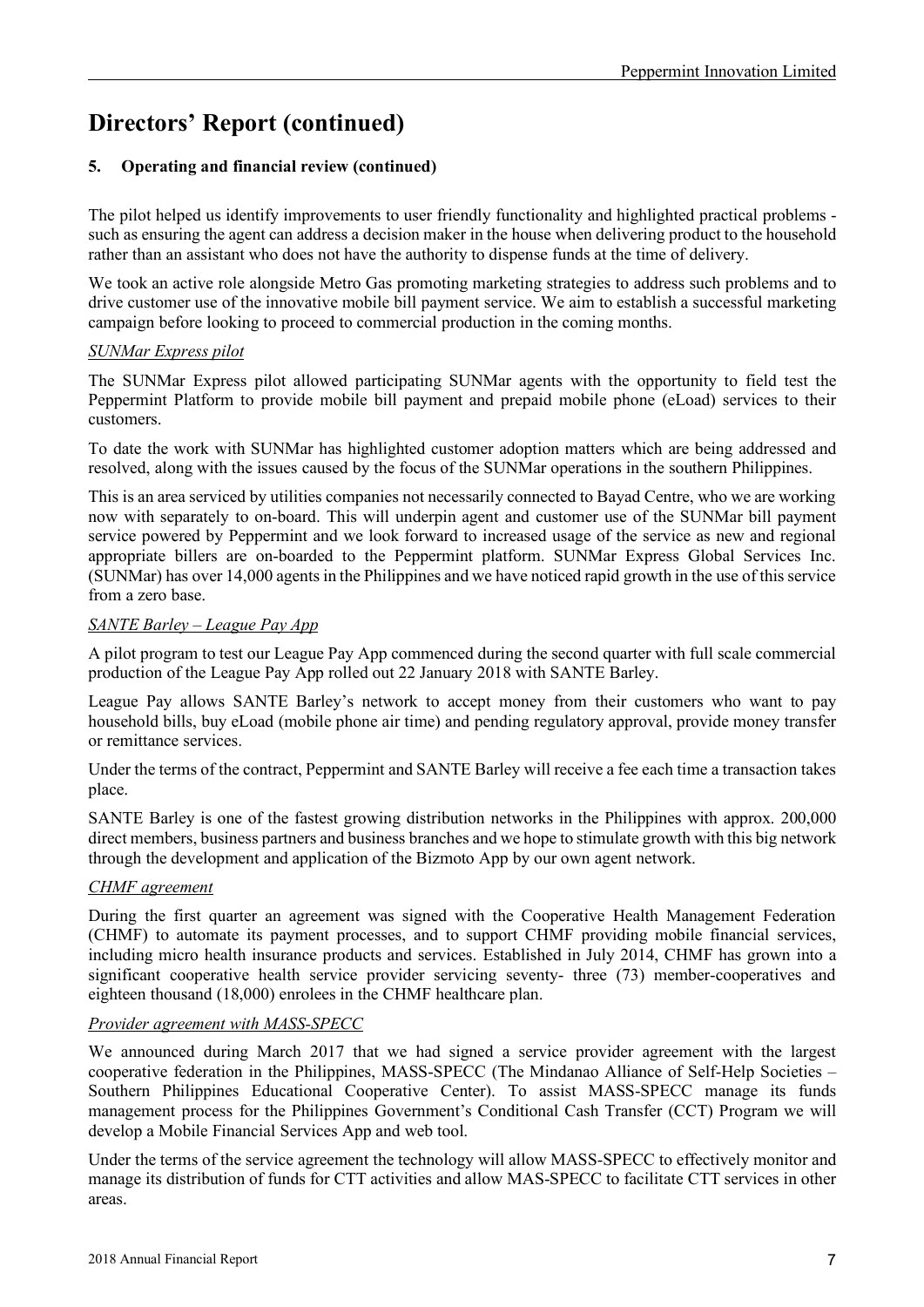# Directors' Report (continued)

## 5. Operating and financial review (continued)

The pilot helped us identify improvements to user friendly functionality and highlighted practical problems - such as ensuring the agent can address a decision maker in the house when delivering product to the household rather than an assistant who does not have the authority to dispense funds at the time of delivery.

We took an active role alongside Metro Gas promoting marketing strategies to address such problems and to drive customer use of the innovative mobile bill payment service. We aim to establish a successful marketing campaign before looking to proceed to commercial production in the coming months.

*SUNMar Express pilot*

The SUNMar Express pilot allowed participating SUNMar agents with the opportunity to field test the Peppermint Platform to provide mobile bill payment and prepaid mobile phone (eLoad) services to their customers.

To date the work with SUNMar has highlighted customer adoption matters which are being addressed and resolved, along with the issues caused by the focus of the SUNMar operations in the southern Philippines.

This is an area serviced by utilities companies not necessarily connected to Bayad Centre, who we are working now with separately to on-board. This will underpin agent and customer use of the SUNMar bill payment service powered by Peppermint and we look forward to increased usage of the service as new and regional appropriate billers are on-boarded to the Peppermint platform. SUNMar Express Global Services Inc. (SUNMar) has over 14,000 agents in the Philippines and we have noticed rapid growth in the use of this service from a zero base.

*SANTE Barley – League Pay App*

A pilot program to test our League Pay App commenced during the second quarter with full scale commercial production of the League Pay App rolled out 22 January 2018 with SANTE Barley.

League Pay allows SANTE Barley's network to accept money from their customers who want to pay household bills, buy eLoad (mobile phone air time) and pending regulatory approval, provide money transfer or remittance services.

Under the terms of the contract, Peppermint and SANTE Barley will receive a fee each time a transaction takes place.

SANTE Barley is one of the fastest growing distribution networks in the Philippines with approx. 200,000 direct members, business partners and business branches and we hope to stimulate growth with this big network through the development and application of the Bizmoto App by our own agent network.

*CHMF agreement*

During the first quarter an agreement was signed with the Cooperative Health Management Federation (CHMF) to automate its payment processes, and to support CHMF providing mobile financial services, including micro health insurance products and services. Established in July 2014, CHMF has grown into a significant cooperative health service provider servicing seventy- three (73) member-cooperatives and eighteen thousand (18,000) enrolees in the CHMF healthcare plan.

*Provider agreement with MASS-SPECC*

We announced during March 2017 that we had signed a service provider agreement with the largest cooperative federation in the Philippines, MASS-SPECC (The Mindanao Alliance of Self-Help Societies – Southern Philippines Educational Cooperative Center). To assist MASS-SPECC manage its funds management process for the Philippines Government's Conditional Cash Transfer (CCT) Program we will develop a Mobile Financial Services App and web tool.

Under the terms of the service agreement the technology will allow MASS-SPECC to effectively monitor and manage its distribution of funds for CTT activities and allow MAS-SPECC to facilitate CTT services in other areas.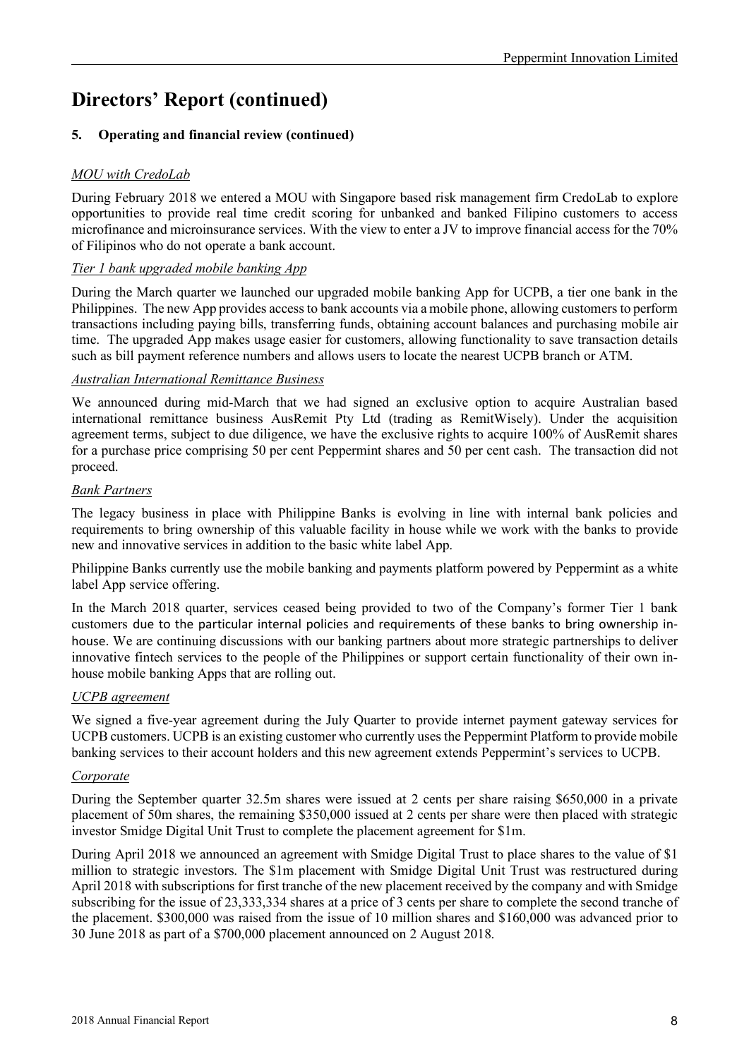# Directors' Report (continued)

## 5. Operating and financial review (continued)

*MOU with CredoLab*

During February 2018 we entered a MOU with Singapore based risk management firm CredoLab to explore opportunities to provide real time credit scoring for unbanked and banked Filipino customers to access microfinance and microinsurance services. With the view to enter a JV to improve financial access for the 70% of Filipinos who do not operate a bank account.

*Tier 1 bank upgraded mobile banking App*

During the March quarter we launched our upgraded mobile banking App for UCPB, a tier one bank in the Philippines. The new App provides access to bank accounts via a mobile phone, allowing customers to perform transactions including paying bills, transferring funds, obtaining account balances and purchasing mobile air time. The upgraded App makes usage easier for customers, allowing functionality to save transaction details such as bill payment reference numbers and allows users to locate the nearest UCPB branch or ATM.

*Australian International Remittance Business*

We announced during mid-March that we had signed an exclusive option to acquire Australian based international remittance business AusRemit Pty Ltd (trading as RemitWisely). Under the acquisition agreement terms, subject to due diligence, we have the exclusive rights to acquire 100% of AusRemit shares for a purchase price comprising 50 per cent Peppermint shares and 50 per cent cash. The transaction did not proceed.

*Bank Partners*

The legacy business in place with Philippine Banks is evolving in line with internal bank policies and requirements to bring ownership of this valuable facility in house while we work with the banks to provide new and innovative services in addition to the basic white label App.

Philippine Banks currently use the mobile banking and payments platform powered by Peppermint as a white label App service offering.

In the March 2018 quarter, services ceased being provided to two of the Company's former Tier 1 bank customers due to the particular internal policies and requirements of these banks to bring ownership in-house. We are continuing discussions with our banking partners about more strategic partnerships to deliver innovative fintech services to the people of the Philippines or support certain functionality of their own in-house mobile banking Apps that are rolling out.

*UCPB agreement*

We signed a five-year agreement during the July Quarter to provide internet payment gateway services for UCPB customers. UCPB is an existing customer who currently uses the Peppermint Platform to provide mobile banking services to their account holders and this new agreement extends Peppermint's services to UCPB.

*Corporate*

During the September quarter 32.5m shares were issued at 2 cents per share raising $650,000 in a private placement of 50m shares, the remaining $350,000 issued at 2 cents per share were then placed with strategic investor Smidge Digital Unit Trust to complete the placement agreement for $1m.

During April 2018 we announced an agreement with Smidge Digital Trust to place shares to the value of $1 million to strategic investors. The $1m placement with Smidge Digital Unit Trust was restructured during April 2018 with subscriptions for first tranche of the new placement received by the company and with Smidge subscribing for the issue of 23,333,334 shares at a price of 3 cents per share to complete the second tranche of the placement. $300,000 was raised from the issue of 10 million shares and $160,000 was advanced prior to 30 June 2018 as part of a $700,000 placement announced on 2 August 2018.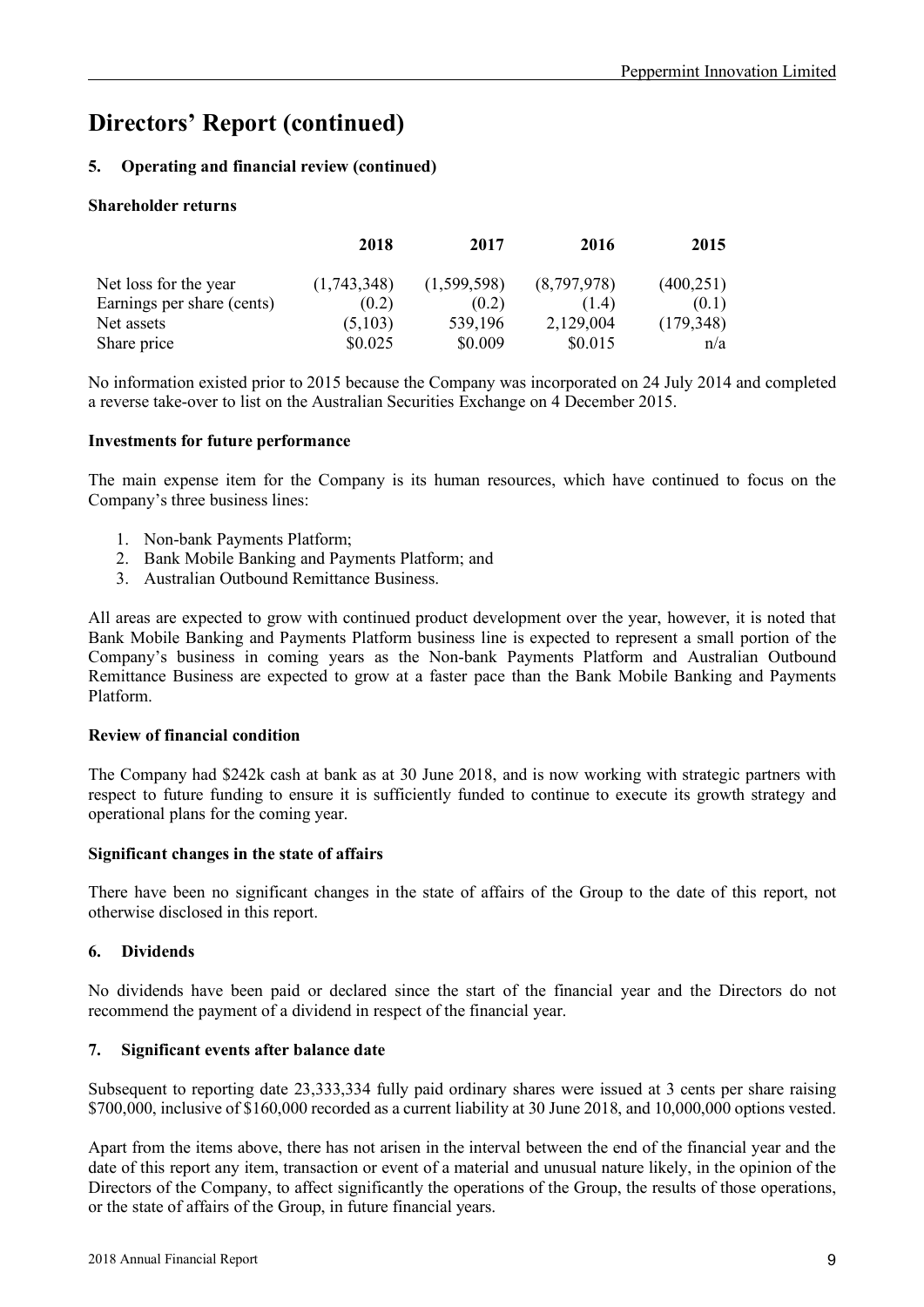# Directors' Report (continued)

## 5. Operating and financial review (continued)

### Shareholder returns

| | 2018 | 2017 | 2016 | 2015 |
|---|---|---|---|---|
| Net loss for the year | (1,743,348) | (1,599,598) | (8,797,978) | (400,251) |
| Earnings per share (cents) | (0.2) | (0.2) | (1.4) | (0.1) |
| Net assets | (5,103) | 539,196 | 2,129,004 | (179,348) |
| Share price | $0.025 | $0.009 | $0.015 | n/a |

No information existed prior to 2015 because the Company was incorporated on 24 July 2014 and completed a reverse take-over to list on the Australian Securities Exchange on 4 December 2015.

### Investments for future performance

The main expense item for the Company is its human resources, which have continued to focus on the Company's three business lines:

1. Non-bank Payments Platform;
2. Bank Mobile Banking and Payments Platform; and
3. Australian Outbound Remittance Business.

All areas are expected to grow with continued product development over the year, however, it is noted that Bank Mobile Banking and Payments Platform business line is expected to represent a small portion of the Company's business in coming years as the Non-bank Payments Platform and Australian Outbound Remittance Business are expected to grow at a faster pace than the Bank Mobile Banking and Payments Platform.

### Review of financial condition

The Company had $242k cash at bank as at 30 June 2018, and is now working with strategic partners with respect to future funding to ensure it is sufficiently funded to continue to execute its growth strategy and operational plans for the coming year.

### Significant changes in the state of affairs

There have been no significant changes in the state of affairs of the Group to the date of this report, not otherwise disclosed in this report.

## 6. Dividends

No dividends have been paid or declared since the start of the financial year and the Directors do not recommend the payment of a dividend in respect of the financial year.

## 7. Significant events after balance date

Subsequent to reporting date 23,333,334 fully paid ordinary shares were issued at 3 cents per share raising $700,000, inclusive of $160,000 recorded as a current liability at 30 June 2018, and 10,000,000 options vested.

Apart from the items above, there has not arisen in the interval between the end of the financial year and the date of this report any item, transaction or event of a material and unusual nature likely, in the opinion of the Directors of the Company, to affect significantly the operations of the Group, the results of those operations, or the state of affairs of the Group, in future financial years.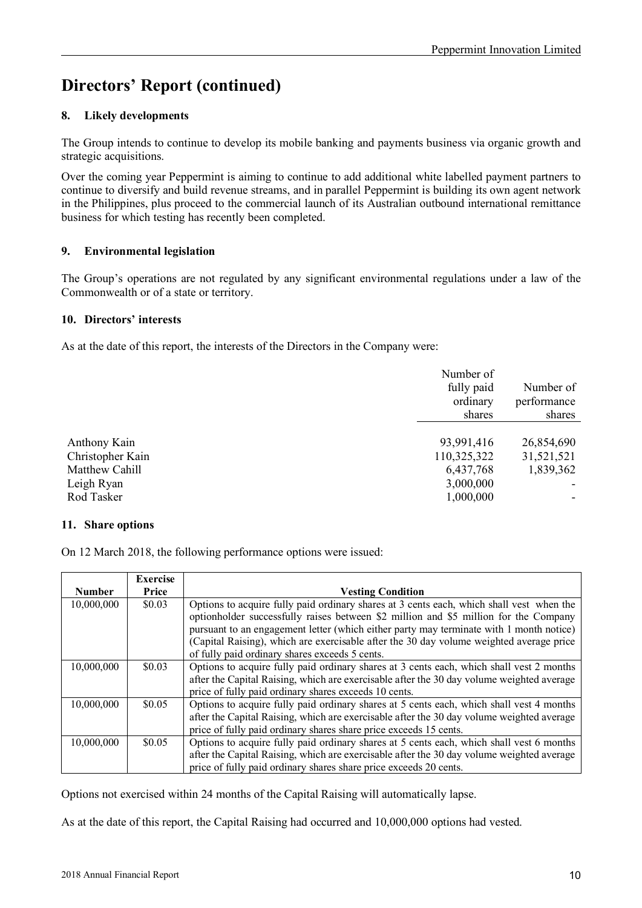# Directors' Report (continued)

## 8. Likely developments

The Group intends to continue to develop its mobile banking and payments business via organic growth and strategic acquisitions.

Over the coming year Peppermint is aiming to continue to add additional white labelled payment partners to continue to diversify and build revenue streams, and in parallel Peppermint is building its own agent network in the Philippines, plus proceed to the commercial launch of its Australian outbound international remittance business for which testing has recently been completed.

## 9. Environmental legislation

The Group's operations are not regulated by any significant environmental regulations under a law of the Commonwealth or of a state or territory.

## 10. Directors' interests

As at the date of this report, the interests of the Directors in the Company were:

| | Number of fully paid ordinary shares | Number of performance shares |
|---|---|---|
| Anthony Kain | 93,991,416 | 26,854,690 |
| Christopher Kain | 110,325,322 | 31,521,521 |
| Matthew Cahill | 6,437,768 | 1,839,362 |
| Leigh Ryan | 3,000,000 | - |
| Rod Tasker | 1,000,000 | - |

## 11. Share options

On 12 March 2018, the following performance options were issued:

| Number | Exercise Price | Vesting Condition |
|---|---|---|
| 10,000,000 | $0.03 | Options to acquire fully paid ordinary shares at 3 cents each, which shall vest when the optionholder successfully raises between $2 million and $5 million for the Company pursuant to an engagement letter (which either party may terminate with 1 month notice) (Capital Raising), which are exercisable after the 30 day volume weighted average price of fully paid ordinary shares exceeds 5 cents. |
| 10,000,000 | $0.03 | Options to acquire fully paid ordinary shares at 3 cents each, which shall vest 2 months after the Capital Raising, which are exercisable after the 30 day volume weighted average price of fully paid ordinary shares exceeds 10 cents. |
| 10,000,000 | $0.05 | Options to acquire fully paid ordinary shares at 5 cents each, which shall vest 4 months after the Capital Raising, which are exercisable after the 30 day volume weighted average price of fully paid ordinary shares share price exceeds 15 cents. |
| 10,000,000 | $0.05 | Options to acquire fully paid ordinary shares at 5 cents each, which shall vest 6 months after the Capital Raising, which are exercisable after the 30 day volume weighted average price of fully paid ordinary shares share price exceeds 20 cents. |

Options not exercised within 24 months of the Capital Raising will automatically lapse.

As at the date of this report, the Capital Raising had occurred and 10,000,000 options had vested.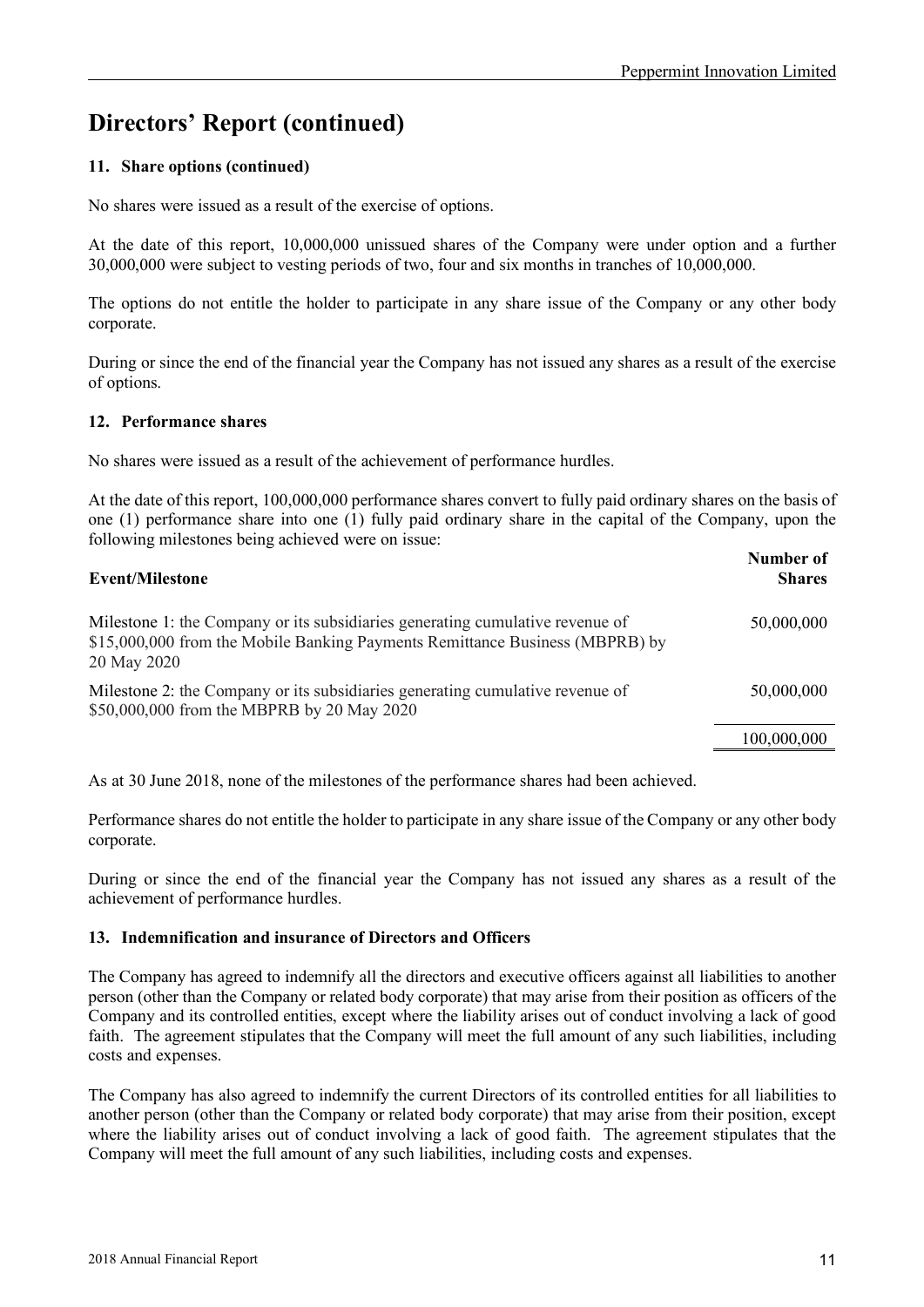# Directors' Report (continued)

### 11. Share options (continued)

No shares were issued as a result of the exercise of options.

At the date of this report, 10,000,000 unissued shares of the Company were under option and a further 30,000,000 were subject to vesting periods of two, four and six months in tranches of 10,000,000.

The options do not entitle the holder to participate in any share issue of the Company or any other body corporate.

During or since the end of the financial year the Company has not issued any shares as a result of the exercise of options.

### 12. Performance shares

No shares were issued as a result of the achievement of performance hurdles.

At the date of this report, 100,000,000 performance shares convert to fully paid ordinary shares on the basis of one (1) performance share into one (1) fully paid ordinary share in the capital of the Company, upon the following milestones being achieved were on issue:

| Event/Milestone | Number of Shares |
|---|---|
| Milestone 1: the Company or its subsidiaries generating cumulative revenue of $15,000,000 from the Mobile Banking Payments Remittance Business (MBPRB) by 20 May 2020 | 50,000,000 |
| Milestone 2: the Company or its subsidiaries generating cumulative revenue of $50,000,000 from the MBPRB by 20 May 2020 | 50,000,000 |
| | 100,000,000 |

As at 30 June 2018, none of the milestones of the performance shares had been achieved.

Performance shares do not entitle the holder to participate in any share issue of the Company or any other body corporate.

During or since the end of the financial year the Company has not issued any shares as a result of the achievement of performance hurdles.

### 13. Indemnification and insurance of Directors and Officers

The Company has agreed to indemnify all the directors and executive officers against all liabilities to another person (other than the Company or related body corporate) that may arise from their position as officers of the Company and its controlled entities, except where the liability arises out of conduct involving a lack of good faith. The agreement stipulates that the Company will meet the full amount of any such liabilities, including costs and expenses.

The Company has also agreed to indemnify the current Directors of its controlled entities for all liabilities to another person (other than the Company or related body corporate) that may arise from their position, except where the liability arises out of conduct involving a lack of good faith. The agreement stipulates that the Company will meet the full amount of any such liabilities, including costs and expenses.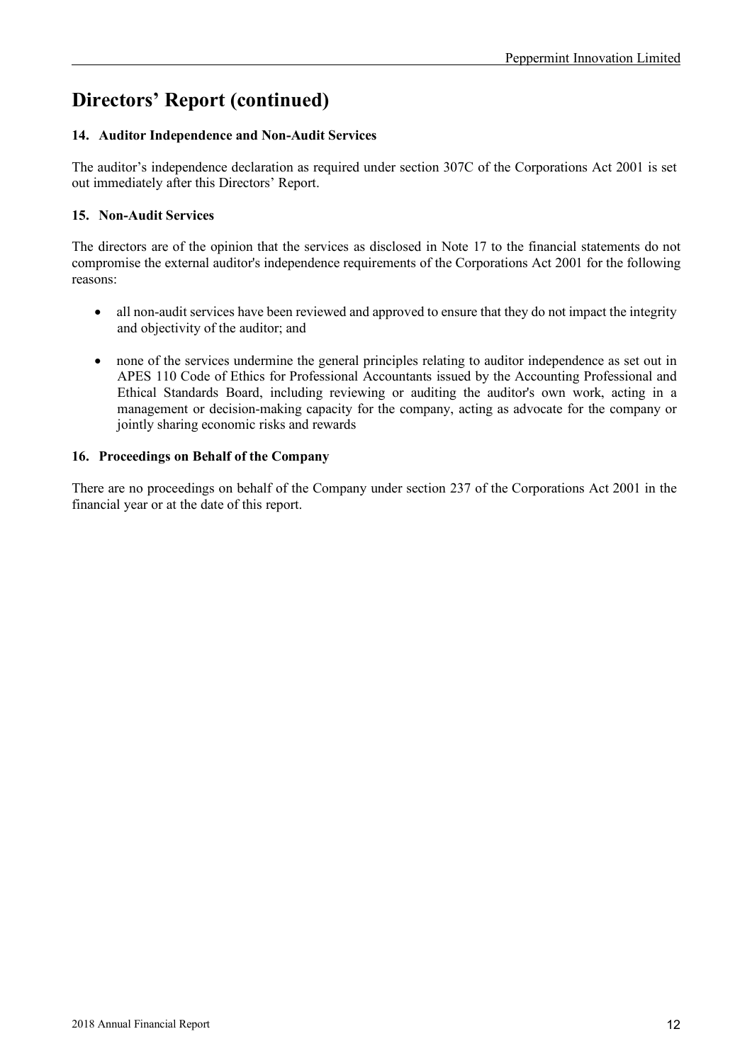# Directors' Report (continued)

### 14. Auditor Independence and Non-Audit Services

The auditor's independence declaration as required under section 307C of the Corporations Act 2001 is set out immediately after this Directors' Report.

### 15. Non-Audit Services

The directors are of the opinion that the services as disclosed in Note 17 to the financial statements do not compromise the external auditor's independence requirements of the Corporations Act 2001 for the following reasons:

- all non-audit services have been reviewed and approved to ensure that they do not impact the integrity and objectivity of the auditor; and
- none of the services undermine the general principles relating to auditor independence as set out in APES 110 Code of Ethics for Professional Accountants issued by the Accounting Professional and Ethical Standards Board, including reviewing or auditing the auditor's own work, acting in a management or decision-making capacity for the company, acting as advocate for the company or jointly sharing economic risks and rewards

### 16. Proceedings on Behalf of the Company

There are no proceedings on behalf of the Company under section 237 of the Corporations Act 2001 in the financial year or at the date of this report.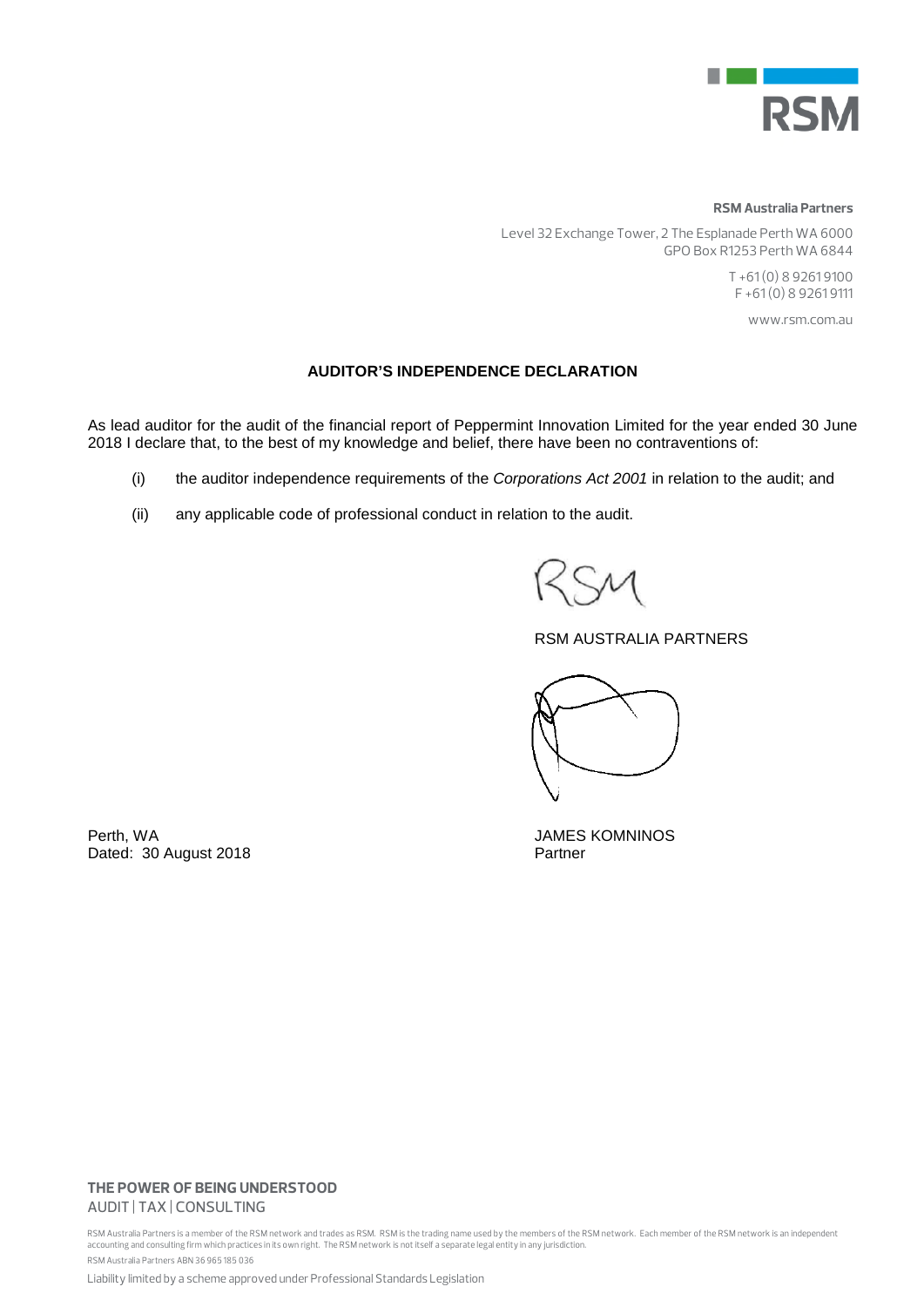**RSM Australia Partners**

Level 32 Exchange Tower, 2 The Esplanade Perth WA 6000
GPO Box R1253 Perth WA 6844

T +61 (0) 8 9261 9100
F +61 (0) 8 9261 9111

www.rsm.com.au

## AUDITOR'S INDEPENDENCE DECLARATION

As lead auditor for the audit of the financial report of Peppermint Innovation Limited for the year ended 30 June 2018 I declare that, to the best of my knowledge and belief, there have been no contraventions of:

(i) the auditor independence requirements of the *Corporations Act 2001* in relation to the audit; and

(ii) any applicable code of professional conduct in relation to the audit.

RSM AUSTRALIA PARTNERS

Perth, WA
Dated: 30 August 2018

JAMES KOMNINOS
Partner

**THE POWER OF BEING UNDERSTOOD**
AUDIT | TAX | CONSULTING

RSM Australia Partners is a member of the RSM network and trades as RSM. RSM is the trading name used by the members of the RSM network. Each member of the RSM network is an independent accounting and consulting firm which practices in its own right. The RSM network is not itself a separate legal entity in any jurisdiction.

RSM Australia Partners ABN 36 965 185 036

Liability limited by a scheme approved under Professional Standards Legislation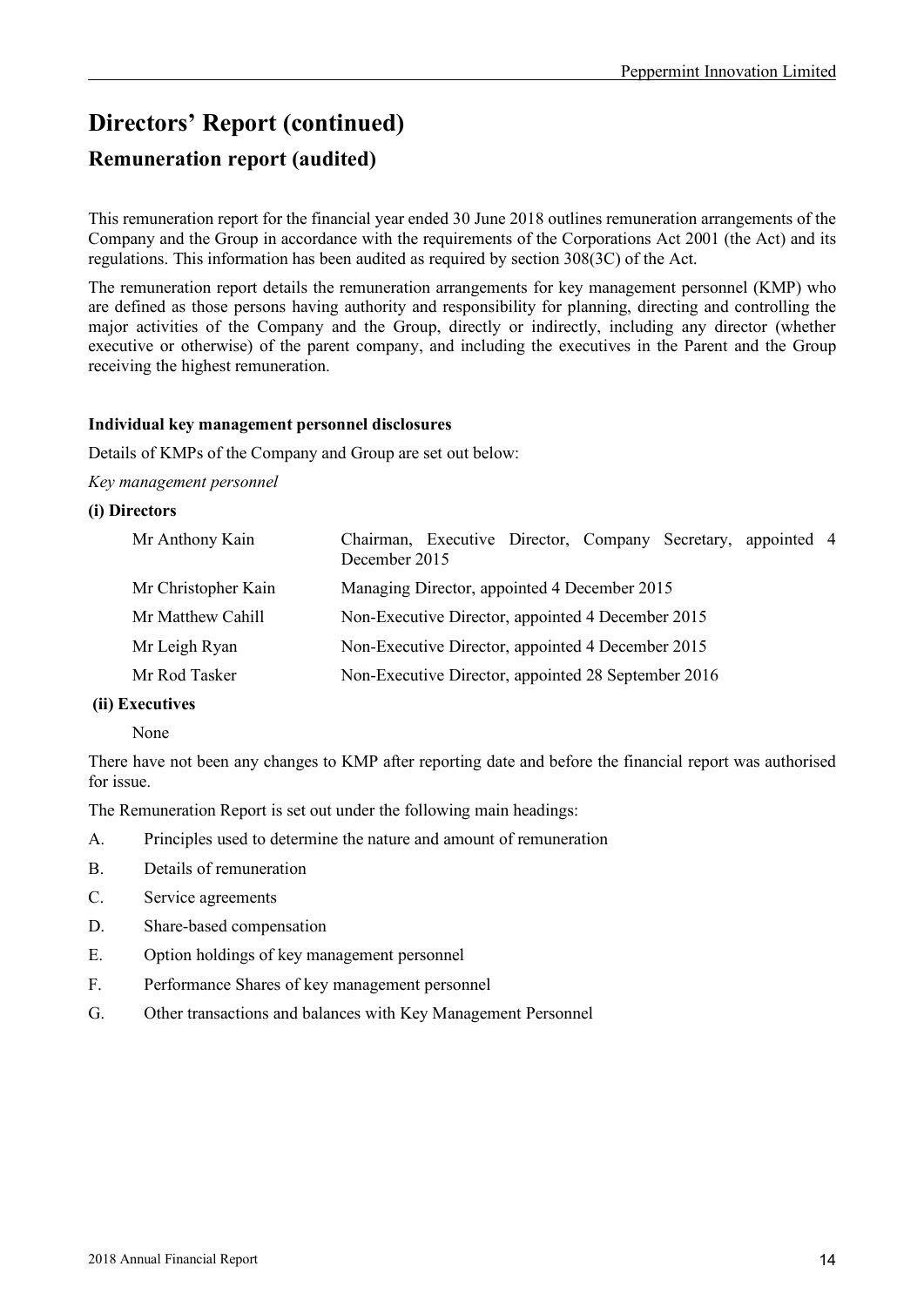# Directors' Report (continued)

## Remuneration report (audited)

This remuneration report for the financial year ended 30 June 2018 outlines remuneration arrangements of the Company and the Group in accordance with the requirements of the Corporations Act 2001 (the Act) and its regulations. This information has been audited as required by section 308(3C) of the Act.

The remuneration report details the remuneration arrangements for key management personnel (KMP) who are defined as those persons having authority and responsibility for planning, directing and controlling the major activities of the Company and the Group, directly or indirectly, including any director (whether executive or otherwise) of the parent company, and including the executives in the Parent and the Group receiving the highest remuneration.

**Individual key management personnel disclosures**

Details of KMPs of the Company and Group are set out below:

*Key management personnel*

**(i) Directors**

| | |
|---|---|
| Mr Anthony Kain | Chairman, Executive Director, Company Secretary, appointed 4 December 2015 |
| Mr Christopher Kain | Managing Director, appointed 4 December 2015 |
| Mr Matthew Cahill | Non-Executive Director, appointed 4 December 2015 |
| Mr Leigh Ryan | Non-Executive Director, appointed 4 December 2015 |
| Mr Rod Tasker | Non-Executive Director, appointed 28 September 2016 |

**(ii) Executives**

None

There have not been any changes to KMP after reporting date and before the financial report was authorised for issue.

The Remuneration Report is set out under the following main headings:

A. Principles used to determine the nature and amount of remuneration

B. Details of remuneration

C. Service agreements

D. Share-based compensation

E. Option holdings of key management personnel

F. Performance Shares of key management personnel

G. Other transactions and balances with Key Management Personnel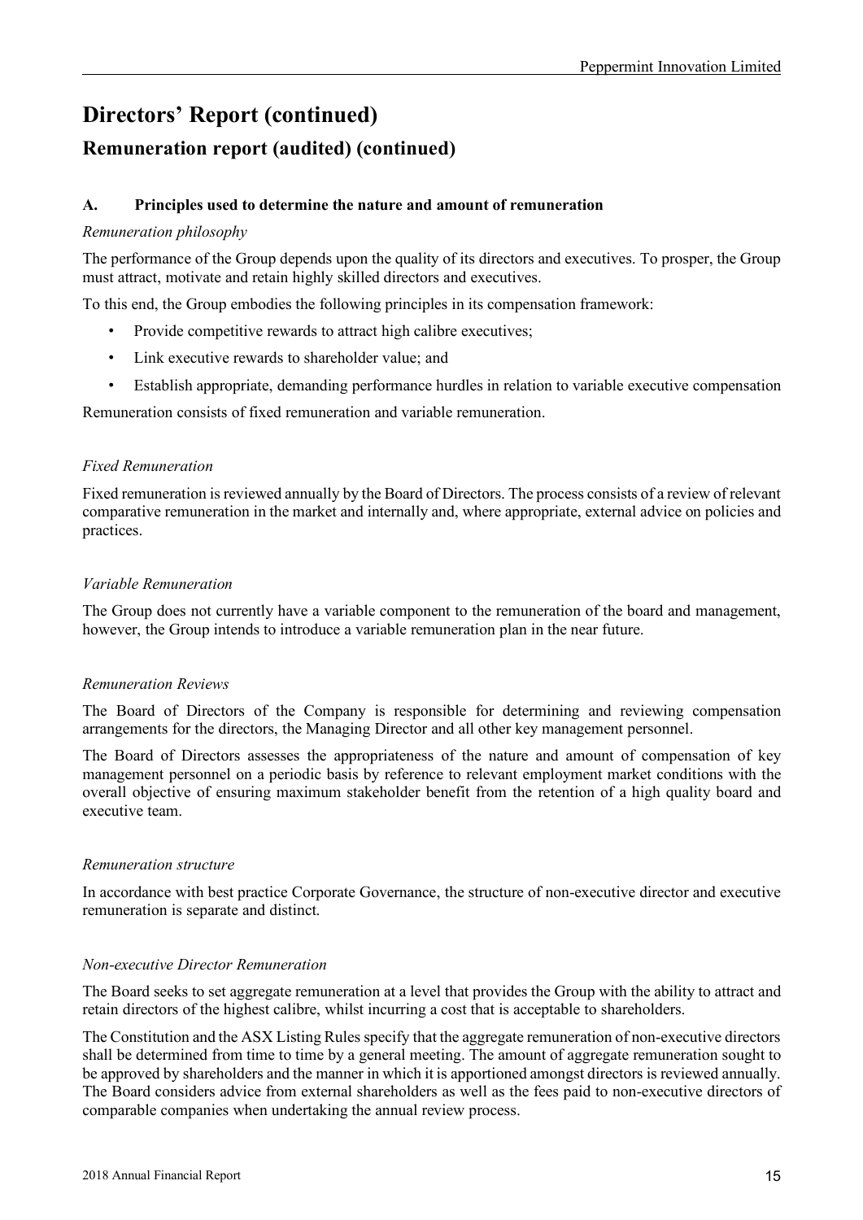# Directors' Report (continued)

## Remuneration report (audited) (continued)

### A. Principles used to determine the nature and amount of remuneration

*Remuneration philosophy*

The performance of the Group depends upon the quality of its directors and executives. To prosper, the Group must attract, motivate and retain highly skilled directors and executives.

To this end, the Group embodies the following principles in its compensation framework:

- Provide competitive rewards to attract high calibre executives;
- Link executive rewards to shareholder value; and
- Establish appropriate, demanding performance hurdles in relation to variable executive compensation

Remuneration consists of fixed remuneration and variable remuneration.

*Fixed Remuneration*

Fixed remuneration is reviewed annually by the Board of Directors. The process consists of a review of relevant comparative remuneration in the market and internally and, where appropriate, external advice on policies and practices.

*Variable Remuneration*

The Group does not currently have a variable component to the remuneration of the board and management, however, the Group intends to introduce a variable remuneration plan in the near future.

*Remuneration Reviews*

The Board of Directors of the Company is responsible for determining and reviewing compensation arrangements for the directors, the Managing Director and all other key management personnel.

The Board of Directors assesses the appropriateness of the nature and amount of compensation of key management personnel on a periodic basis by reference to relevant employment market conditions with the overall objective of ensuring maximum stakeholder benefit from the retention of a high quality board and executive team.

*Remuneration structure*

In accordance with best practice Corporate Governance, the structure of non-executive director and executive remuneration is separate and distinct.

*Non-executive Director Remuneration*

The Board seeks to set aggregate remuneration at a level that provides the Group with the ability to attract and retain directors of the highest calibre, whilst incurring a cost that is acceptable to shareholders.

The Constitution and the ASX Listing Rules specify that the aggregate remuneration of non-executive directors shall be determined from time to time by a general meeting. The amount of aggregate remuneration sought to be approved by shareholders and the manner in which it is apportioned amongst directors is reviewed annually. The Board considers advice from external shareholders as well as the fees paid to non-executive directors of comparable companies when undertaking the annual review process.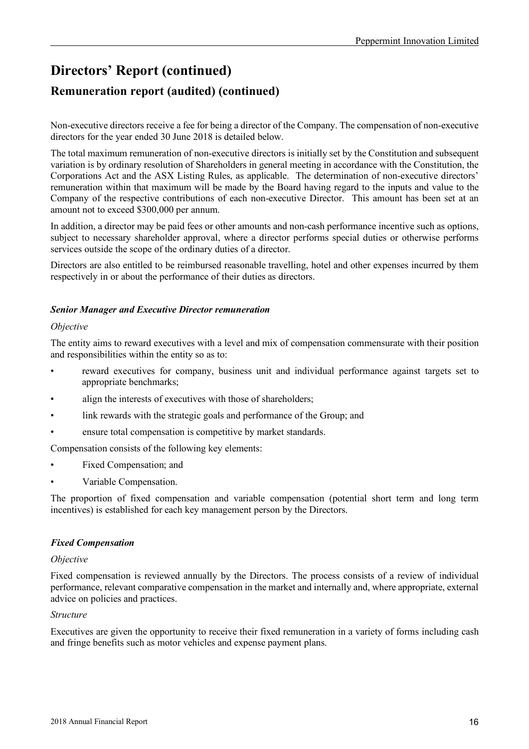# Directors' Report (continued)

## Remuneration report (audited) (continued)

Non-executive directors receive a fee for being a director of the Company. The compensation of non-executive directors for the year ended 30 June 2018 is detailed below.

The total maximum remuneration of non-executive directors is initially set by the Constitution and subsequent variation is by ordinary resolution of Shareholders in general meeting in accordance with the Constitution, the Corporations Act and the ASX Listing Rules, as applicable. The determination of non-executive directors' remuneration within that maximum will be made by the Board having regard to the inputs and value to the Company of the respective contributions of each non-executive Director. This amount has been set at an amount not to exceed $300,000 per annum.

In addition, a director may be paid fees or other amounts and non-cash performance incentive such as options, subject to necessary shareholder approval, where a director performs special duties or otherwise performs services outside the scope of the ordinary duties of a director.

Directors are also entitled to be reimbursed reasonable travelling, hotel and other expenses incurred by them respectively in or about the performance of their duties as directors.

***Senior Manager and Executive Director remuneration***

*Objective*

The entity aims to reward executives with a level and mix of compensation commensurate with their position and responsibilities within the entity so as to:

- reward executives for company, business unit and individual performance against targets set to appropriate benchmarks;
- align the interests of executives with those of shareholders;
- link rewards with the strategic goals and performance of the Group; and
- ensure total compensation is competitive by market standards.

Compensation consists of the following key elements:

- Fixed Compensation; and
- Variable Compensation.

The proportion of fixed compensation and variable compensation (potential short term and long term incentives) is established for each key management person by the Directors.

***Fixed Compensation***

*Objective*

Fixed compensation is reviewed annually by the Directors. The process consists of a review of individual performance, relevant comparative compensation in the market and internally and, where appropriate, external advice on policies and practices.

*Structure*

Executives are given the opportunity to receive their fixed remuneration in a variety of forms including cash and fringe benefits such as motor vehicles and expense payment plans.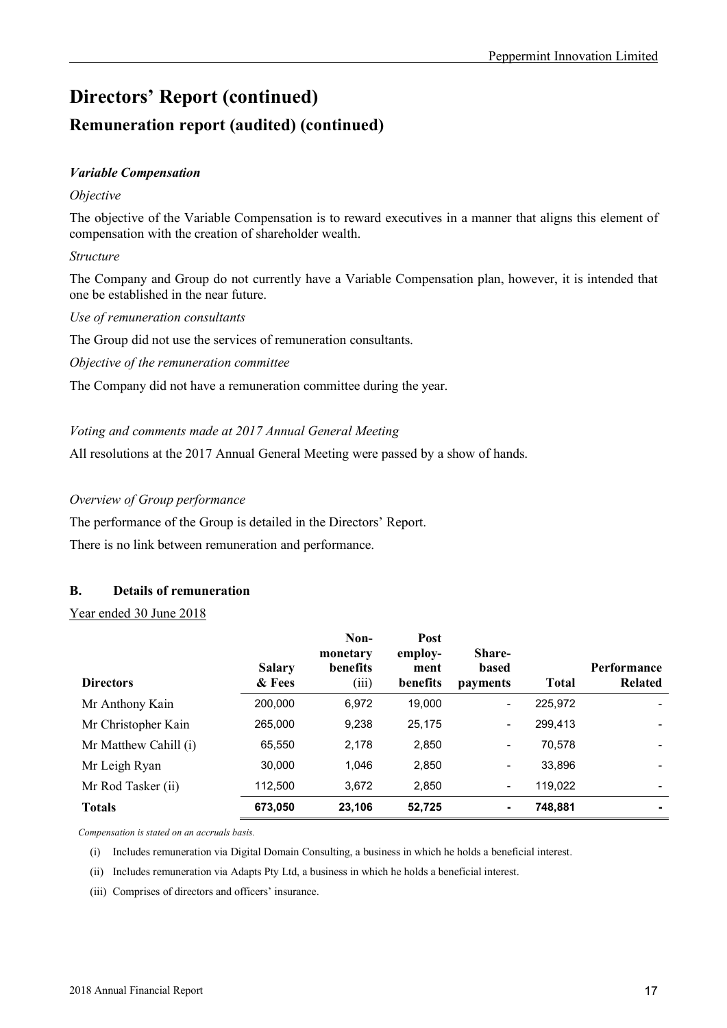# Directors' Report (continued)

## Remuneration report (audited) (continued)

***Variable Compensation***

*Objective*

The objective of the Variable Compensation is to reward executives in a manner that aligns this element of compensation with the creation of shareholder wealth.

*Structure*

The Company and Group do not currently have a Variable Compensation plan, however, it is intended that one be established in the near future.

*Use of remuneration consultants*

The Group did not use the services of remuneration consultants.

*Objective of the remuneration committee*

The Company did not have a remuneration committee during the year.

*Voting and comments made at 2017 Annual General Meeting*

All resolutions at the 2017 Annual General Meeting were passed by a show of hands.

*Overview of Group performance*

The performance of the Group is detailed in the Directors' Report.

There is no link between remuneration and performance.

### B. Details of remuneration

Year ended 30 June 2018

| Directors | Salary & Fees | Non-monetary benefits (iii) | Post employ-ment benefits | Share-based payments | Total | Performance Related |
|---|---|---|---|---|---|---|
| Mr Anthony Kain | 200,000 | 6,972 | 19,000 | - | 225,972 | - |
| Mr Christopher Kain | 265,000 | 9,238 | 25,175 | - | 299,413 | - |
| Mr Matthew Cahill (i) | 65,550 | 2,178 | 2,850 | - | 70,578 | - |
| Mr Leigh Ryan | 30,000 | 1,046 | 2,850 | - | 33,896 | - |
| Mr Rod Tasker (ii) | 112,500 | 3,672 | 2,850 | - | 119,022 | - |
| **Totals** | **673,050** | **23,106** | **52,725** | **-** | **748,881** | **-** |

*Compensation is stated on an accruals basis.*

(i) Includes remuneration via Digital Domain Consulting, a business in which he holds a beneficial interest.

(ii) Includes remuneration via Adapts Pty Ltd, a business in which he holds a beneficial interest.

(iii) Comprises of directors and officers' insurance.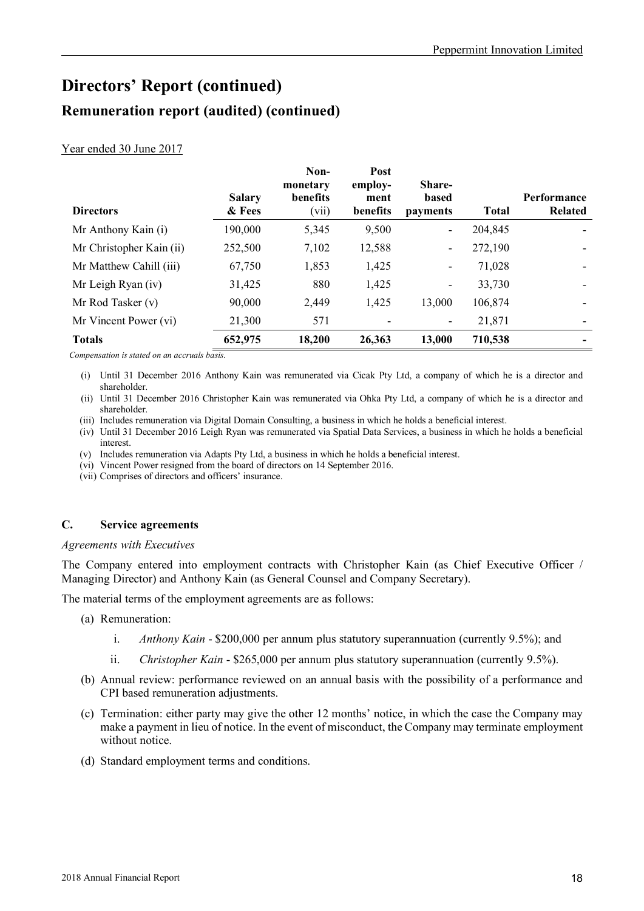# Directors' Report (continued)

## Remuneration report (audited) (continued)

Year ended 30 June 2017

| Directors | Salary & Fees | Non-monetary benefits (vii) | Post employ-ment benefits | Share-based payments | Total | Performance Related |
|---|---|---|---|---|---|---|
| Mr Anthony Kain (i) | 190,000 | 5,345 | 9,500 | - | 204,845 | - |
| Mr Christopher Kain (ii) | 252,500 | 7,102 | 12,588 | - | 272,190 | - |
| Mr Matthew Cahill (iii) | 67,750 | 1,853 | 1,425 | - | 71,028 | - |
| Mr Leigh Ryan (iv) | 31,425 | 880 | 1,425 | - | 33,730 | - |
| Mr Rod Tasker (v) | 90,000 | 2,449 | 1,425 | 13,000 | 106,874 | - |
| Mr Vincent Power (vi) | 21,300 | 571 | - | - | 21,871 | - |
| **Totals** | **652,975** | **18,200** | **26,363** | **13,000** | **710,538** | **-** |

*Compensation is stated on an accruals basis.*

(i) Until 31 December 2016 Anthony Kain was remunerated via Cicak Pty Ltd, a company of which he is a director and shareholder.
(ii) Until 31 December 2016 Christopher Kain was remunerated via Ohka Pty Ltd, a company of which he is a director and shareholder.
(iii) Includes remuneration via Digital Domain Consulting, a business in which he holds a beneficial interest.
(iv) Until 31 December 2016 Leigh Ryan was remunerated via Spatial Data Services, a business in which he holds a beneficial interest.
(v) Includes remuneration via Adapts Pty Ltd, a business in which he holds a beneficial interest.
(vi) Vincent Power resigned from the board of directors on 14 September 2016.
(vii) Comprises of directors and officers' insurance.

### C. Service agreements

*Agreements with Executives*

The Company entered into employment contracts with Christopher Kain (as Chief Executive Officer / Managing Director) and Anthony Kain (as General Counsel and Company Secretary).

The material terms of the employment agreements are as follows:

(a) Remuneration:

   i. *Anthony Kain* - $200,000 per annum plus statutory superannuation (currently 9.5%); and

   ii. *Christopher Kain* - $265,000 per annum plus statutory superannuation (currently 9.5%).

(b) Annual review: performance reviewed on an annual basis with the possibility of a performance and CPI based remuneration adjustments.

(c) Termination: either party may give the other 12 months' notice, in which the case the Company may make a payment in lieu of notice. In the event of misconduct, the Company may terminate employment without notice.

(d) Standard employment terms and conditions.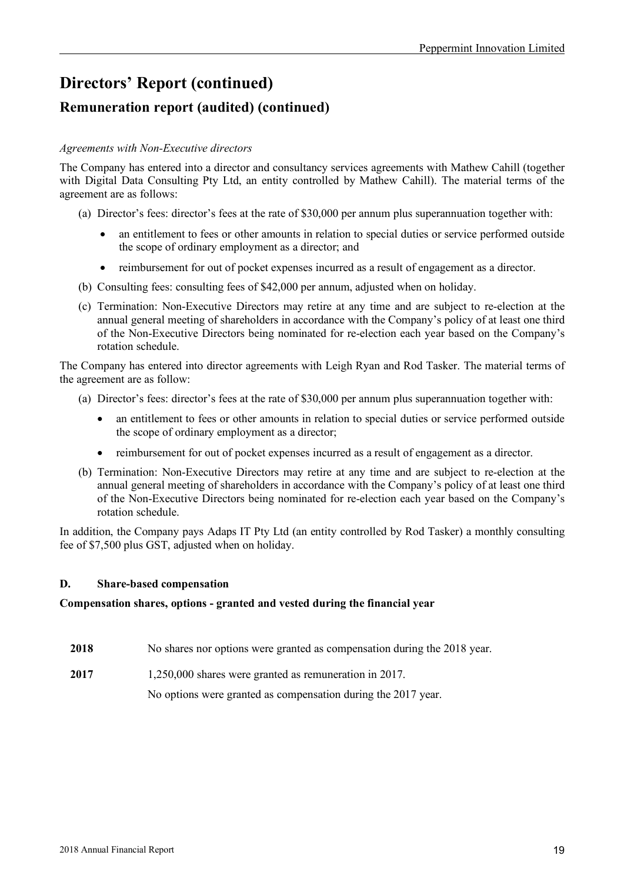# Directors' Report (continued)

## Remuneration report (audited) (continued)

*Agreements with Non-Executive directors*

The Company has entered into a director and consultancy services agreements with Mathew Cahill (together with Digital Data Consulting Pty Ltd, an entity controlled by Mathew Cahill). The material terms of the agreement are as follows:

(a) Director's fees: director's fees at the rate of $30,000 per annum plus superannuation together with:

- an entitlement to fees or other amounts in relation to special duties or service performed outside the scope of ordinary employment as a director; and
- reimbursement for out of pocket expenses incurred as a result of engagement as a director.

(b) Consulting fees: consulting fees of $42,000 per annum, adjusted when on holiday.

(c) Termination: Non-Executive Directors may retire at any time and are subject to re-election at the annual general meeting of shareholders in accordance with the Company's policy of at least one third of the Non-Executive Directors being nominated for re-election each year based on the Company's rotation schedule.

The Company has entered into director agreements with Leigh Ryan and Rod Tasker. The material terms of the agreement are as follow:

(a) Director's fees: director's fees at the rate of $30,000 per annum plus superannuation together with:

- an entitlement to fees or other amounts in relation to special duties or service performed outside the scope of ordinary employment as a director;
- reimbursement for out of pocket expenses incurred as a result of engagement as a director.

(b) Termination: Non-Executive Directors may retire at any time and are subject to re-election at the annual general meeting of shareholders in accordance with the Company's policy of at least one third of the Non-Executive Directors being nominated for re-election each year based on the Company's rotation schedule.

In addition, the Company pays Adaps IT Pty Ltd (an entity controlled by Rod Tasker) a monthly consulting fee of $7,500 plus GST, adjusted when on holiday.

### D. Share-based compensation

**Compensation shares, options - granted and vested during the financial year**

| | |
|---|---|
| **2018** | No shares nor options were granted as compensation during the 2018 year. |
| **2017** | 1,250,000 shares were granted as remuneration in 2017. |
| | No options were granted as compensation during the 2017 year. |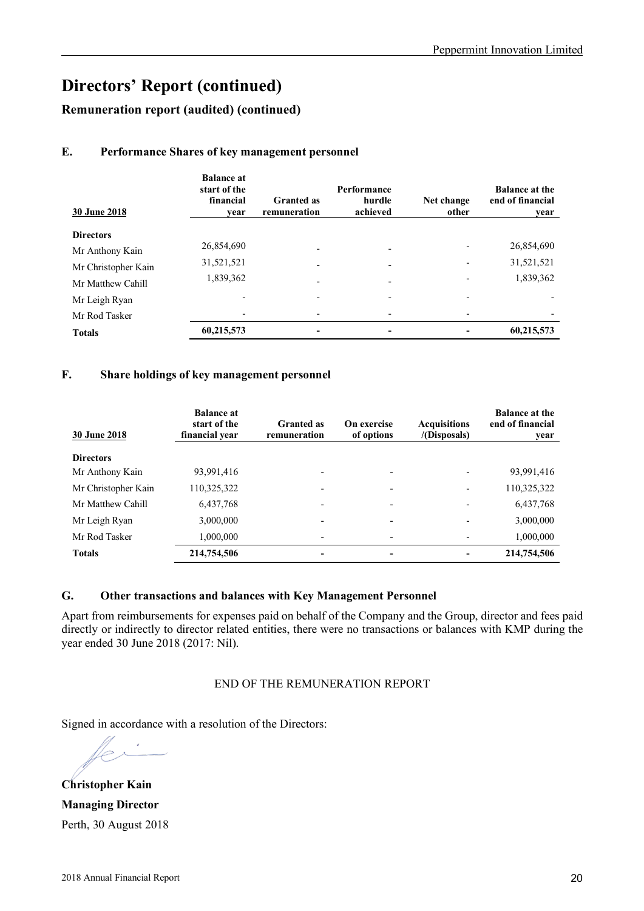# Directors' Report (continued)

## Remuneration report (audited) (continued)

### E. Performance Shares of key management personnel

| 30 June 2018 | Balance at start of the financial year | Granted as remuneration | Performance hurdle achieved | Net change other | Balance at the end of financial year |
|---|---|---|---|---|---|
| **Directors** | | | | | |
| Mr Anthony Kain | 26,854,690 | - | - | - | 26,854,690 |
| Mr Christopher Kain | 31,521,521 | - | - | - | 31,521,521 |
| Mr Matthew Cahill | 1,839,362 | - | - | - | 1,839,362 |
| Mr Leigh Ryan | - | - | - | - | - |
| Mr Rod Tasker | - | - | - | - | - |
| **Totals** | **60,215,573** | **-** | **-** | **-** | **60,215,573** |

### F. Share holdings of key management personnel

| 30 June 2018 | Balance at start of the financial year | Granted as remuneration | On exercise of options | Acquisitions /(Disposals) | Balance at the end of financial year |
|---|---|---|---|---|---|
| **Directors** | | | | | |
| Mr Anthony Kain | 93,991,416 | - | - | - | 93,991,416 |
| Mr Christopher Kain | 110,325,322 | - | - | - | 110,325,322 |
| Mr Matthew Cahill | 6,437,768 | - | - | - | 6,437,768 |
| Mr Leigh Ryan | 3,000,000 | - | - | - | 3,000,000 |
| Mr Rod Tasker | 1,000,000 | - | - | - | 1,000,000 |
| **Totals** | **214,754,506** | **-** | **-** | **-** | **214,754,506** |

### G. Other transactions and balances with Key Management Personnel

Apart from reimbursements for expenses paid on behalf of the Company and the Group, director and fees paid directly or indirectly to director related entities, there were no transactions or balances with KMP during the year ended 30 June 2018 (2017: Nil).

END OF THE REMUNERATION REPORT

Signed in accordance with a resolution of the Directors:

**Christopher Kain**
**Managing Director**
Perth, 30 August 2018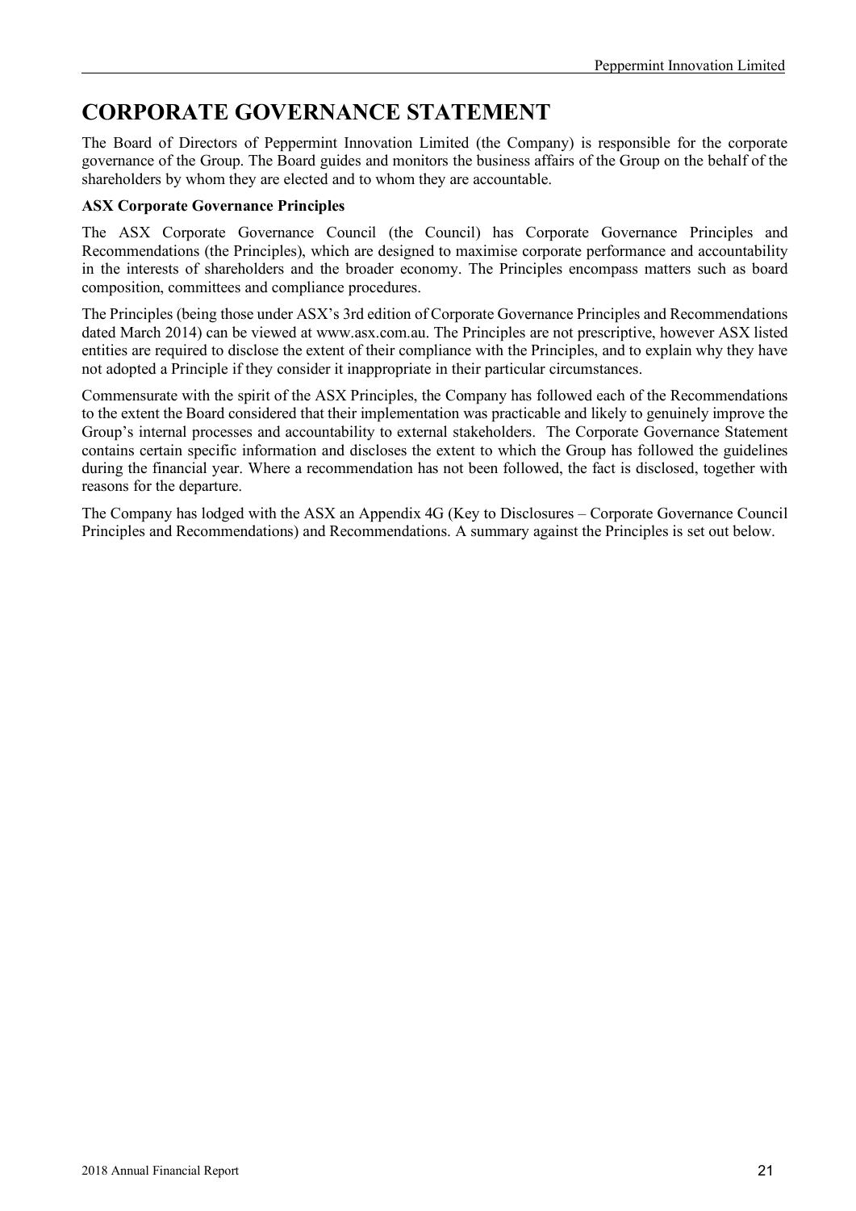# CORPORATE GOVERNANCE STATEMENT

The Board of Directors of Peppermint Innovation Limited (the Company) is responsible for the corporate governance of the Group. The Board guides and monitors the business affairs of the Group on the behalf of the shareholders by whom they are elected and to whom they are accountable.

**ASX Corporate Governance Principles**

The ASX Corporate Governance Council (the Council) has Corporate Governance Principles and Recommendations (the Principles), which are designed to maximise corporate performance and accountability in the interests of shareholders and the broader economy. The Principles encompass matters such as board composition, committees and compliance procedures.

The Principles (being those under ASX's 3rd edition of Corporate Governance Principles and Recommendations dated March 2014) can be viewed at www.asx.com.au. The Principles are not prescriptive, however ASX listed entities are required to disclose the extent of their compliance with the Principles, and to explain why they have not adopted a Principle if they consider it inappropriate in their particular circumstances.

Commensurate with the spirit of the ASX Principles, the Company has followed each of the Recommendations to the extent the Board considered that their implementation was practicable and likely to genuinely improve the Group's internal processes and accountability to external stakeholders. The Corporate Governance Statement contains certain specific information and discloses the extent to which the Group has followed the guidelines during the financial year. Where a recommendation has not been followed, the fact is disclosed, together with reasons for the departure.

The Company has lodged with the ASX an Appendix 4G (Key to Disclosures – Corporate Governance Council Principles and Recommendations) and Recommendations. A summary against the Principles is set out below.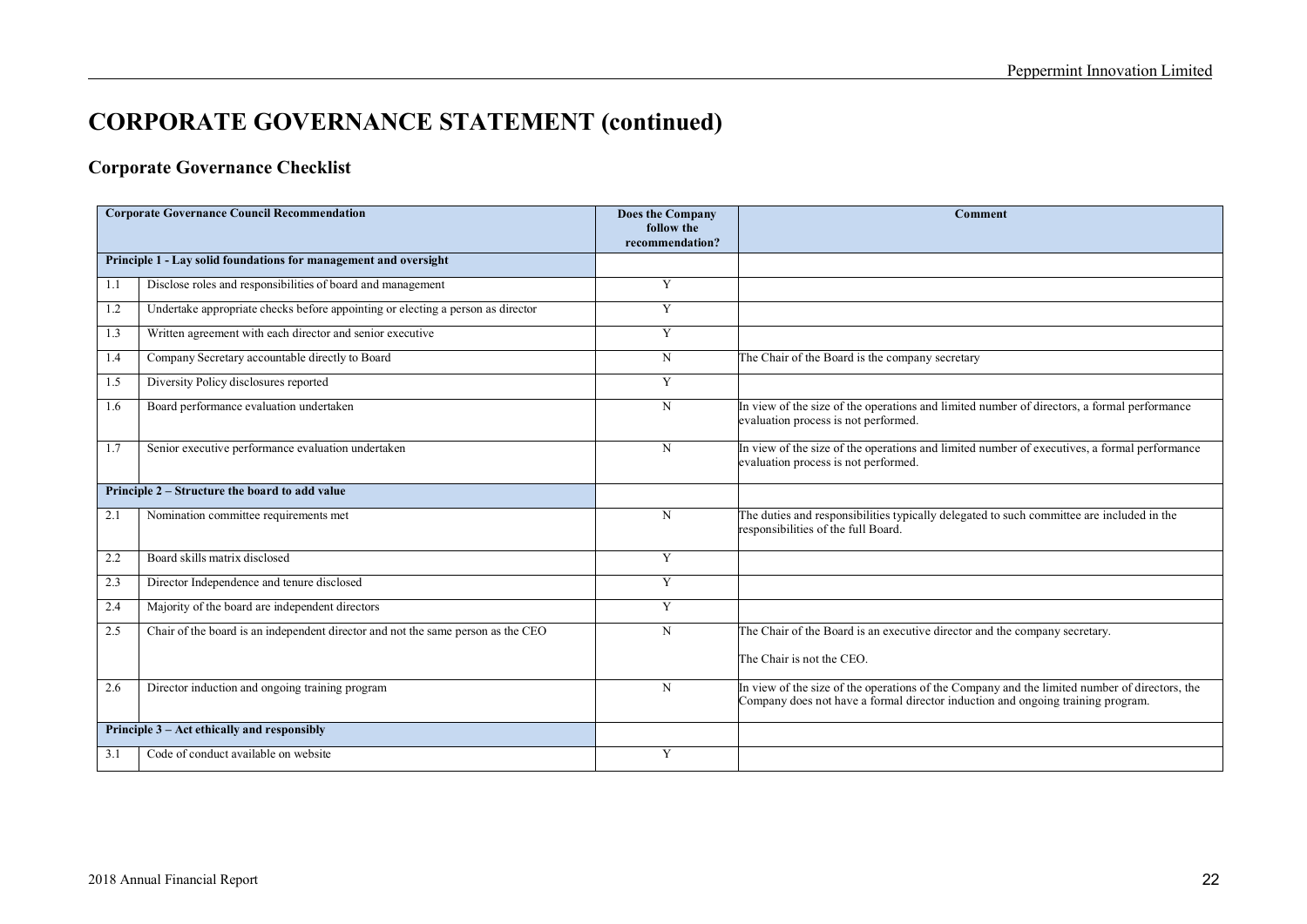# CORPORATE GOVERNANCE STATEMENT (continued)

## Corporate Governance Checklist

| Corporate Governance Council Recommendation | | Does the Company follow the recommendation? | Comment |
|---|---|---|---|
| **Principle 1 - Lay solid foundations for management and oversight** | | | |
| 1.1 | Disclose roles and responsibilities of board and management | Y | |
| 1.2 | Undertake appropriate checks before appointing or electing a person as director | Y | |
| 1.3 | Written agreement with each director and senior executive | Y | |
| 1.4 | Company Secretary accountable directly to Board | N | The Chair of the Board is the company secretary |
| 1.5 | Diversity Policy disclosures reported | Y | |
| 1.6 | Board performance evaluation undertaken | N | In view of the size of the operations and limited number of directors, a formal performance evaluation process is not performed. |
| 1.7 | Senior executive performance evaluation undertaken | N | In view of the size of the operations and limited number of executives, a formal performance evaluation process is not performed. |
| **Principle 2 – Structure the board to add value** | | | |
| 2.1 | Nomination committee requirements met | N | The duties and responsibilities typically delegated to such committee are included in the responsibilities of the full Board. |
| 2.2 | Board skills matrix disclosed | Y | |
| 2.3 | Director Independence and tenure disclosed | Y | |
| 2.4 | Majority of the board are independent directors | Y | |
| 2.5 | Chair of the board is an independent director and not the same person as the CEO | N | The Chair of the Board is an executive director and the company secretary.<br><br>The Chair is not the CEO. |
| 2.6 | Director induction and ongoing training program | N | In view of the size of the operations of the Company and the limited number of directors, the Company does not have a formal director induction and ongoing training program. |
| **Principle 3 – Act ethically and responsibly** | | | |
| 3.1 | Code of conduct available on website | Y | |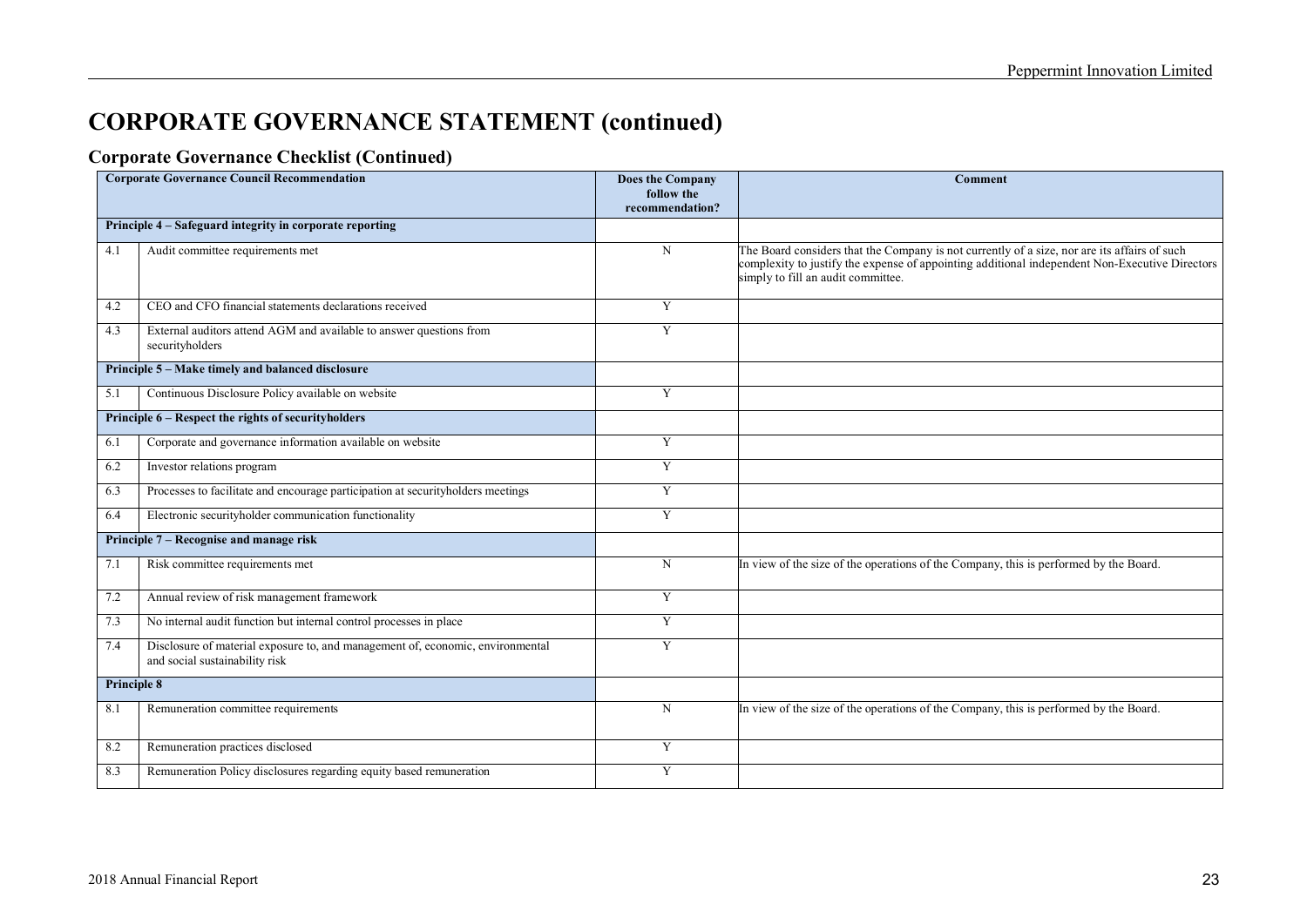# CORPORATE GOVERNANCE STATEMENT (continued)

## Corporate Governance Checklist (Continued)

| Corporate Governance Council Recommendation | | Does the Company follow the recommendation? | Comment |
|---|---|---|---|
| **Principle 4 – Safeguard integrity in corporate reporting** | | | |
| 4.1 | Audit committee requirements met | N | The Board considers that the Company is not currently of a size, nor are its affairs of such complexity to justify the expense of appointing additional independent Non-Executive Directors simply to fill an audit committee. |
| 4.2 | CEO and CFO financial statements declarations received | Y | |
| 4.3 | External auditors attend AGM and available to answer questions from securityholders | Y | |
| **Principle 5 – Make timely and balanced disclosure** | | | |
| 5.1 | Continuous Disclosure Policy available on website | Y | |
| **Principle 6 – Respect the rights of securityholders** | | | |
| 6.1 | Corporate and governance information available on website | Y | |
| 6.2 | Investor relations program | Y | |
| 6.3 | Processes to facilitate and encourage participation at securityholders meetings | Y | |
| 6.4 | Electronic securityholder communication functionality | Y | |
| **Principle 7 – Recognise and manage risk** | | | |
| 7.1 | Risk committee requirements met | N | In view of the size of the operations of the Company, this is performed by the Board. |
| 7.2 | Annual review of risk management framework | Y | |
| 7.3 | No internal audit function but internal control processes in place | Y | |
| 7.4 | Disclosure of material exposure to, and management of, economic, environmental and social sustainability risk | Y | |
| **Principle 8** | | | |
| 8.1 | Remuneration committee requirements | N | In view of the size of the operations of the Company, this is performed by the Board. |
| 8.2 | Remuneration practices disclosed | Y | |
| 8.3 | Remuneration Policy disclosures regarding equity based remuneration | Y | |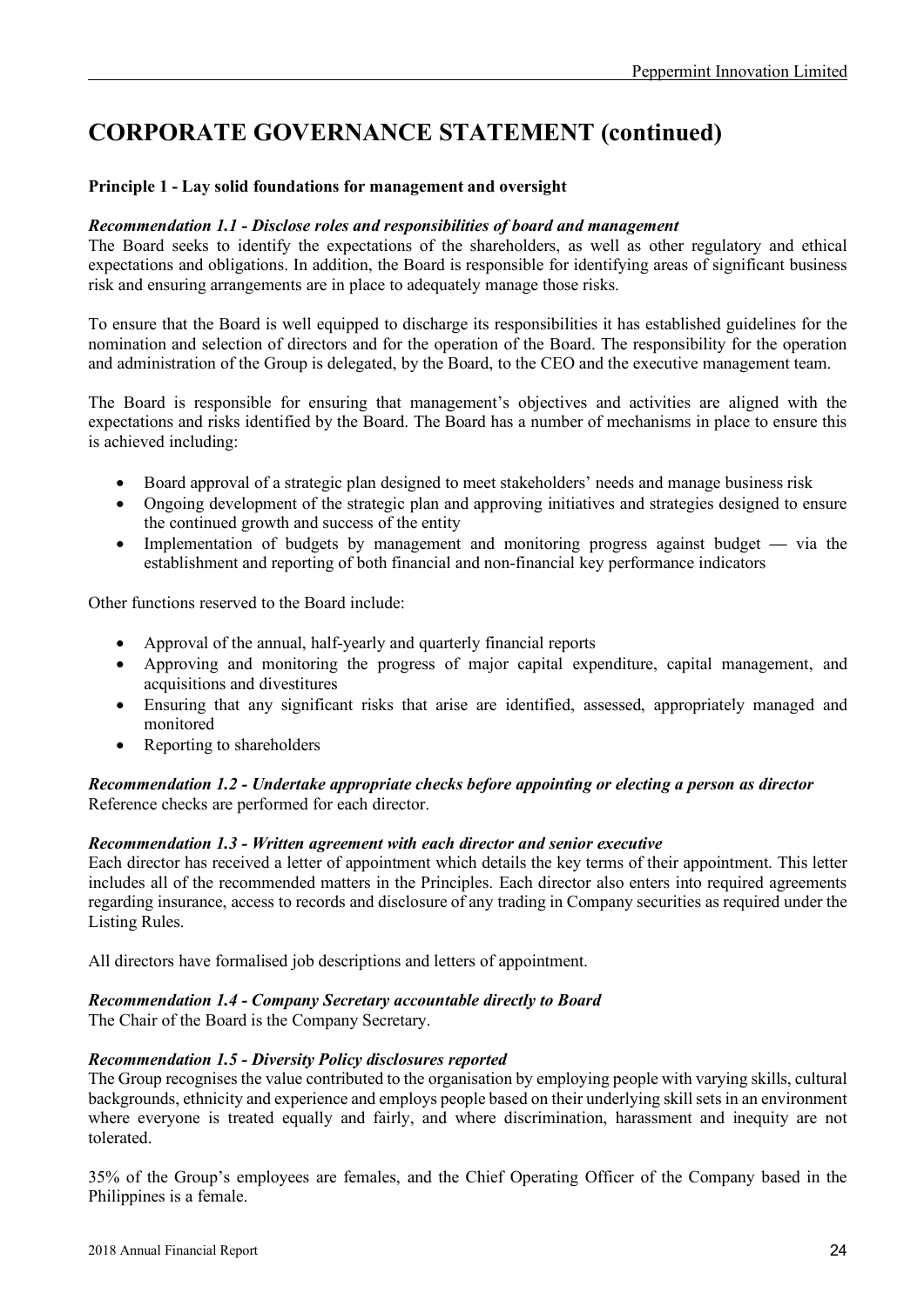# CORPORATE GOVERNANCE STATEMENT (continued)

**Principle 1 - Lay solid foundations for management and oversight**

***Recommendation 1.1 - Disclose roles and responsibilities of board and management***

The Board seeks to identify the expectations of the shareholders, as well as other regulatory and ethical expectations and obligations. In addition, the Board is responsible for identifying areas of significant business risk and ensuring arrangements are in place to adequately manage those risks.

To ensure that the Board is well equipped to discharge its responsibilities it has established guidelines for the nomination and selection of directors and for the operation of the Board. The responsibility for the operation and administration of the Group is delegated, by the Board, to the CEO and the executive management team.

The Board is responsible for ensuring that management's objectives and activities are aligned with the expectations and risks identified by the Board. The Board has a number of mechanisms in place to ensure this is achieved including:

- Board approval of a strategic plan designed to meet stakeholders' needs and manage business risk
- Ongoing development of the strategic plan and approving initiatives and strategies designed to ensure the continued growth and success of the entity
- Implementation of budgets by management and monitoring progress against budget — via the establishment and reporting of both financial and non-financial key performance indicators

Other functions reserved to the Board include:

- Approval of the annual, half-yearly and quarterly financial reports
- Approving and monitoring the progress of major capital expenditure, capital management, and acquisitions and divestitures
- Ensuring that any significant risks that arise are identified, assessed, appropriately managed and monitored
- Reporting to shareholders

***Recommendation 1.2 - Undertake appropriate checks before appointing or electing a person as director***

Reference checks are performed for each director.

***Recommendation 1.3 - Written agreement with each director and senior executive***

Each director has received a letter of appointment which details the key terms of their appointment. This letter includes all of the recommended matters in the Principles. Each director also enters into required agreements regarding insurance, access to records and disclosure of any trading in Company securities as required under the Listing Rules.

All directors have formalised job descriptions and letters of appointment.

***Recommendation 1.4 - Company Secretary accountable directly to Board***

The Chair of the Board is the Company Secretary.

***Recommendation 1.5 - Diversity Policy disclosures reported***

The Group recognises the value contributed to the organisation by employing people with varying skills, cultural backgrounds, ethnicity and experience and employs people based on their underlying skill sets in an environment where everyone is treated equally and fairly, and where discrimination, harassment and inequity are not tolerated.

35% of the Group's employees are females, and the Chief Operating Officer of the Company based in the Philippines is a female.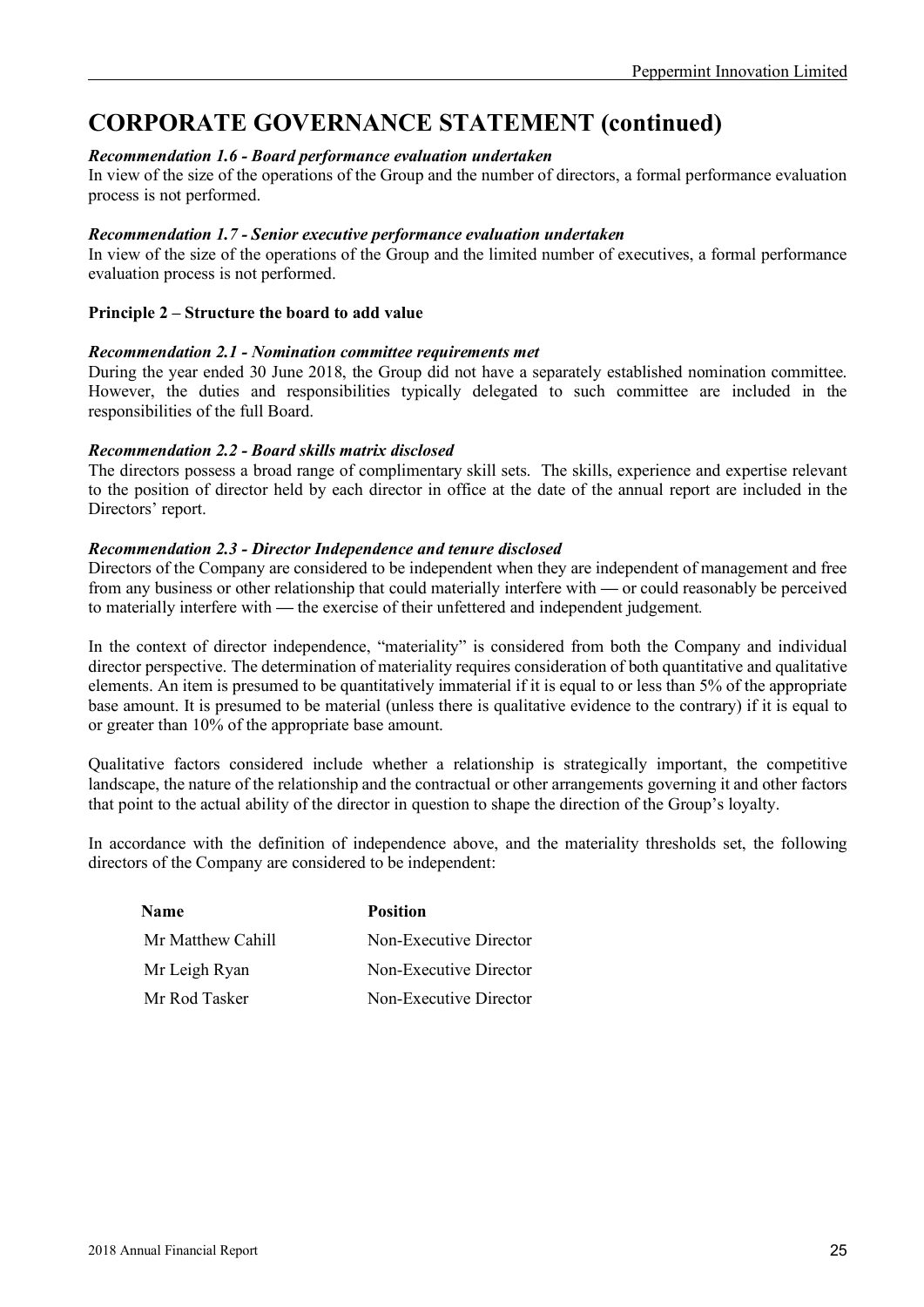# CORPORATE GOVERNANCE STATEMENT (continued)

***Recommendation 1.6 - Board performance evaluation undertaken***

In view of the size of the operations of the Group and the number of directors, a formal performance evaluation process is not performed.

***Recommendation 1.7 - Senior executive performance evaluation undertaken***

In view of the size of the operations of the Group and the limited number of executives, a formal performance evaluation process is not performed.

**Principle 2 – Structure the board to add value**

***Recommendation 2.1 - Nomination committee requirements met***

During the year ended 30 June 2018, the Group did not have a separately established nomination committee. However, the duties and responsibilities typically delegated to such committee are included in the responsibilities of the full Board.

***Recommendation 2.2 - Board skills matrix disclosed***

The directors possess a broad range of complimentary skill sets. The skills, experience and expertise relevant to the position of director held by each director in office at the date of the annual report are included in the Directors' report.

***Recommendation 2.3 - Director Independence and tenure disclosed***

Directors of the Company are considered to be independent when they are independent of management and free from any business or other relationship that could materially interfere with — or could reasonably be perceived to materially interfere with — the exercise of their unfettered and independent judgement.

In the context of director independence, "materiality" is considered from both the Company and individual director perspective. The determination of materiality requires consideration of both quantitative and qualitative elements. An item is presumed to be quantitatively immaterial if it is equal to or less than 5% of the appropriate base amount. It is presumed to be material (unless there is qualitative evidence to the contrary) if it is equal to or greater than 10% of the appropriate base amount.

Qualitative factors considered include whether a relationship is strategically important, the competitive landscape, the nature of the relationship and the contractual or other arrangements governing it and other factors that point to the actual ability of the director in question to shape the direction of the Group's loyalty.

In accordance with the definition of independence above, and the materiality thresholds set, the following directors of the Company are considered to be independent:

| Name | Position |
|---|---|
| Mr Matthew Cahill | Non-Executive Director |
| Mr Leigh Ryan | Non-Executive Director |
| Mr Rod Tasker | Non-Executive Director |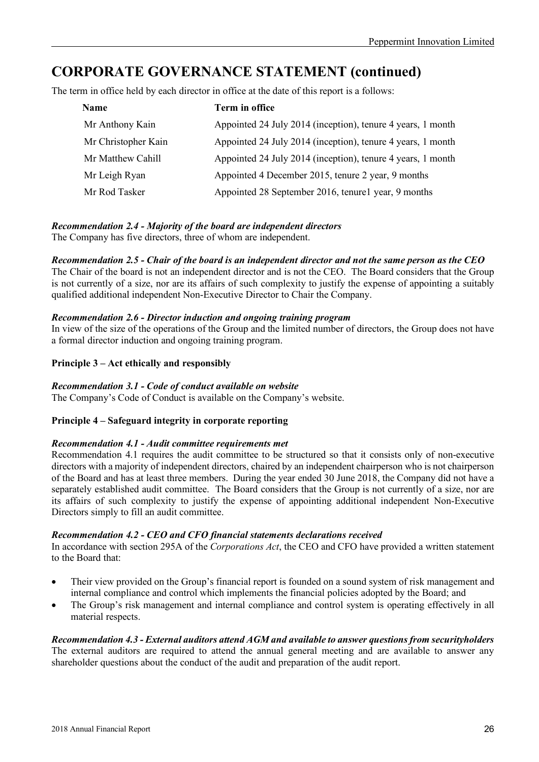# CORPORATE GOVERNANCE STATEMENT (continued)

The term in office held by each director in office at the date of this report is a follows:

| Name | Term in office |
|---|---|
| Mr Anthony Kain | Appointed 24 July 2014 (inception), tenure 4 years, 1 month |
| Mr Christopher Kain | Appointed 24 July 2014 (inception), tenure 4 years, 1 month |
| Mr Matthew Cahill | Appointed 24 July 2014 (inception), tenure 4 years, 1 month |
| Mr Leigh Ryan | Appointed 4 December 2015, tenure 2 year, 9 months |
| Mr Rod Tasker | Appointed 28 September 2016, tenure1 year, 9 months |

***Recommendation 2.4 - Majority of the board are independent directors***
The Company has five directors, three of whom are independent.

***Recommendation 2.5 - Chair of the board is an independent director and not the same person as the CEO***
The Chair of the board is not an independent director and is not the CEO. The Board considers that the Group is not currently of a size, nor are its affairs of such complexity to justify the expense of appointing a suitably qualified additional independent Non-Executive Director to Chair the Company.

***Recommendation 2.6 - Director induction and ongoing training program***
In view of the size of the operations of the Group and the limited number of directors, the Group does not have a formal director induction and ongoing training program.

**Principle 3 – Act ethically and responsibly**

***Recommendation 3.1 - Code of conduct available on website***
The Company's Code of Conduct is available on the Company's website.

**Principle 4 – Safeguard integrity in corporate reporting**

***Recommendation 4.1 - Audit committee requirements met***
Recommendation 4.1 requires the audit committee to be structured so that it consists only of non-executive directors with a majority of independent directors, chaired by an independent chairperson who is not chairperson of the Board and has at least three members. During the year ended 30 June 2018, the Company did not have a separately established audit committee. The Board considers that the Group is not currently of a size, nor are its affairs of such complexity to justify the expense of appointing additional independent Non-Executive Directors simply to fill an audit committee.

***Recommendation 4.2 - CEO and CFO financial statements declarations received***
In accordance with section 295A of the *Corporations Act*, the CEO and CFO have provided a written statement to the Board that:

- Their view provided on the Group's financial report is founded on a sound system of risk management and internal compliance and control which implements the financial policies adopted by the Board; and
- The Group's risk management and internal compliance and control system is operating effectively in all material respects.

***Recommendation 4.3 - External auditors attend AGM and available to answer questions from securityholders***
The external auditors are required to attend the annual general meeting and are available to answer any shareholder questions about the conduct of the audit and preparation of the audit report.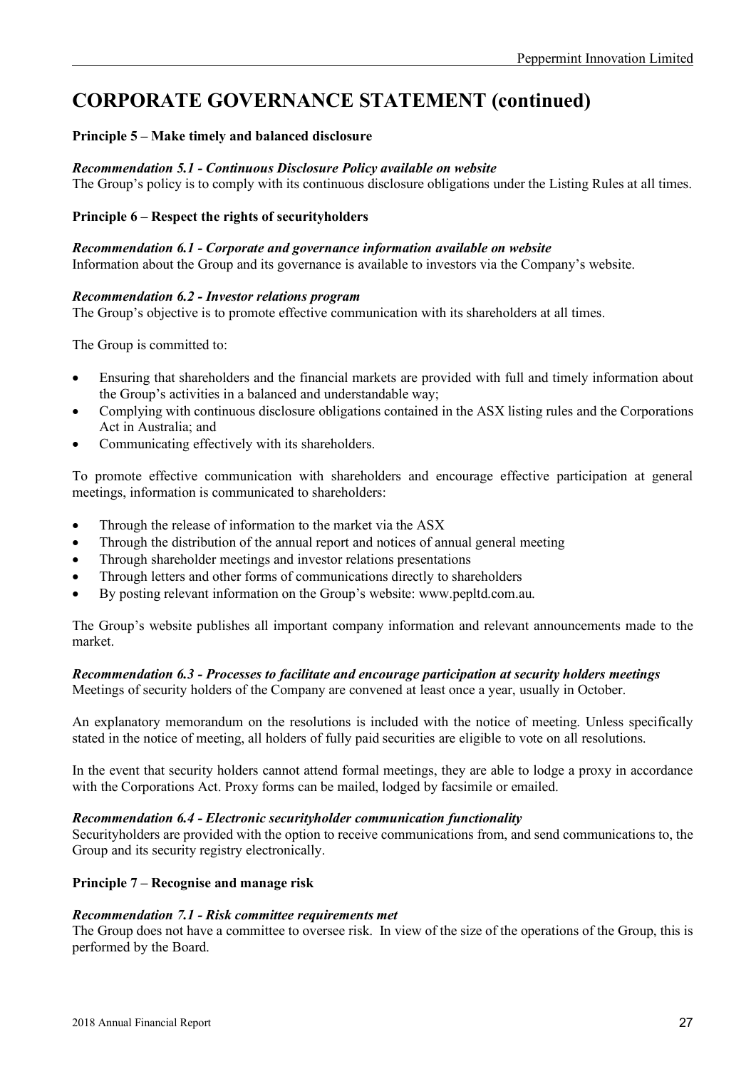# CORPORATE GOVERNANCE STATEMENT (continued)

**Principle 5 – Make timely and balanced disclosure**

***Recommendation 5.1 - Continuous Disclosure Policy available on website***
The Group's policy is to comply with its continuous disclosure obligations under the Listing Rules at all times.

**Principle 6 – Respect the rights of securityholders**

***Recommendation 6.1 - Corporate and governance information available on website***
Information about the Group and its governance is available to investors via the Company's website.

***Recommendation 6.2 - Investor relations program***
The Group's objective is to promote effective communication with its shareholders at all times.

The Group is committed to:

- Ensuring that shareholders and the financial markets are provided with full and timely information about the Group's activities in a balanced and understandable way;
- Complying with continuous disclosure obligations contained in the ASX listing rules and the Corporations Act in Australia; and
- Communicating effectively with its shareholders.

To promote effective communication with shareholders and encourage effective participation at general meetings, information is communicated to shareholders:

- Through the release of information to the market via the ASX
- Through the distribution of the annual report and notices of annual general meeting
- Through shareholder meetings and investor relations presentations
- Through letters and other forms of communications directly to shareholders
- By posting relevant information on the Group's website: www.pepltd.com.au.

The Group's website publishes all important company information and relevant announcements made to the market.

***Recommendation 6.3 - Processes to facilitate and encourage participation at security holders meetings***
Meetings of security holders of the Company are convened at least once a year, usually in October.

An explanatory memorandum on the resolutions is included with the notice of meeting. Unless specifically stated in the notice of meeting, all holders of fully paid securities are eligible to vote on all resolutions.

In the event that security holders cannot attend formal meetings, they are able to lodge a proxy in accordance with the Corporations Act. Proxy forms can be mailed, lodged by facsimile or emailed.

***Recommendation 6.4 - Electronic securityholder communication functionality***
Securityholders are provided with the option to receive communications from, and send communications to, the Group and its security registry electronically.

**Principle 7 – Recognise and manage risk**

***Recommendation 7.1 - Risk committee requirements met***
The Group does not have a committee to oversee risk. In view of the size of the operations of the Group, this is performed by the Board.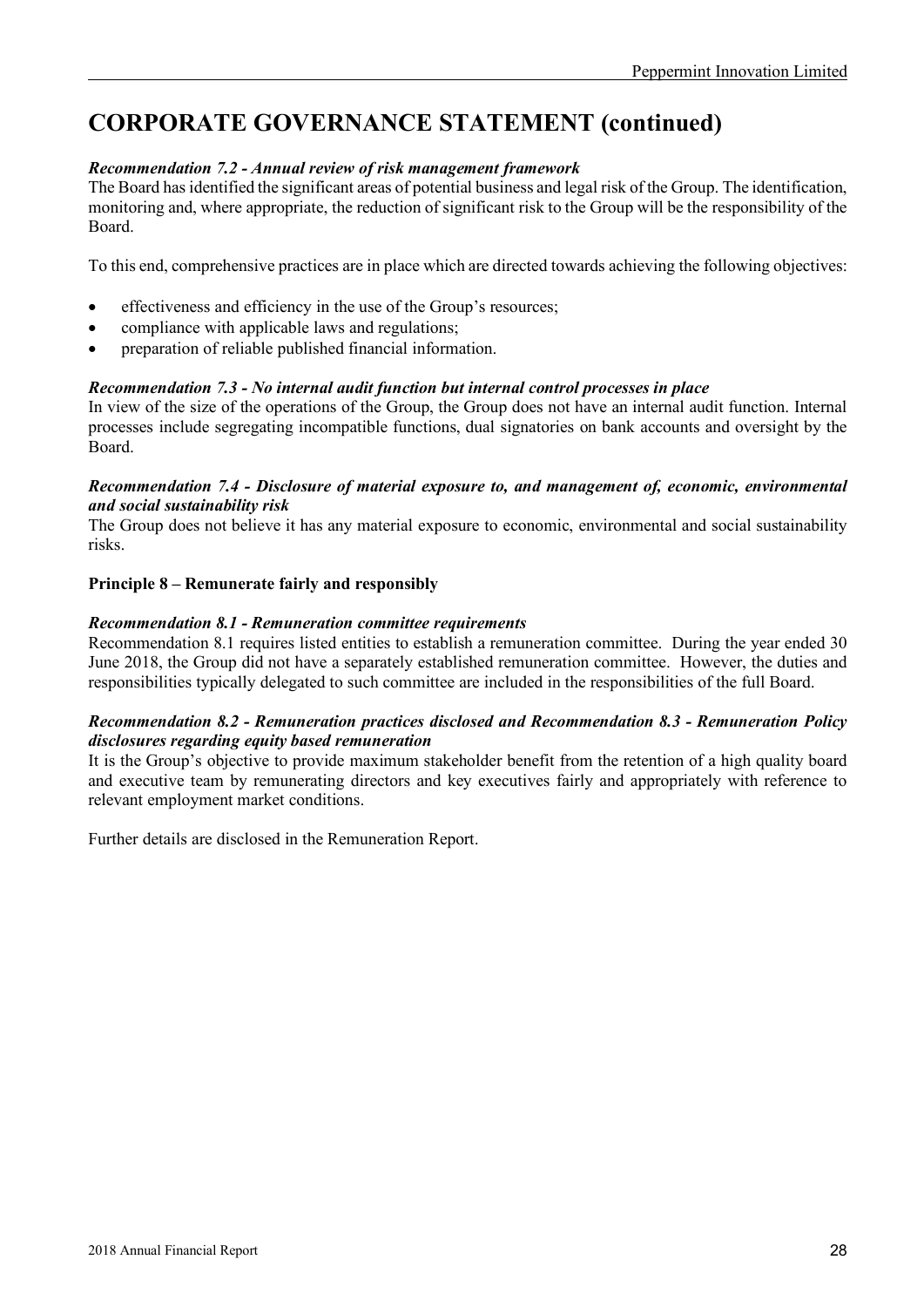# CORPORATE GOVERNANCE STATEMENT (continued)

***Recommendation 7.2 - Annual review of risk management framework***

The Board has identified the significant areas of potential business and legal risk of the Group. The identification, monitoring and, where appropriate, the reduction of significant risk to the Group will be the responsibility of the Board.

To this end, comprehensive practices are in place which are directed towards achieving the following objectives:

- effectiveness and efficiency in the use of the Group's resources;
- compliance with applicable laws and regulations;
- preparation of reliable published financial information.

***Recommendation 7.3 - No internal audit function but internal control processes in place***

In view of the size of the operations of the Group, the Group does not have an internal audit function. Internal processes include segregating incompatible functions, dual signatories on bank accounts and oversight by the Board.

***Recommendation 7.4 - Disclosure of material exposure to, and management of, economic, environmental and social sustainability risk***

The Group does not believe it has any material exposure to economic, environmental and social sustainability risks.

**Principle 8 – Remunerate fairly and responsibly**

***Recommendation 8.1 - Remuneration committee requirements***

Recommendation 8.1 requires listed entities to establish a remuneration committee. During the year ended 30 June 2018, the Group did not have a separately established remuneration committee. However, the duties and responsibilities typically delegated to such committee are included in the responsibilities of the full Board.

***Recommendation 8.2 - Remuneration practices disclosed and Recommendation 8.3 - Remuneration Policy disclosures regarding equity based remuneration***

It is the Group's objective to provide maximum stakeholder benefit from the retention of a high quality board and executive team by remunerating directors and key executives fairly and appropriately with reference to relevant employment market conditions.

Further details are disclosed in the Remuneration Report.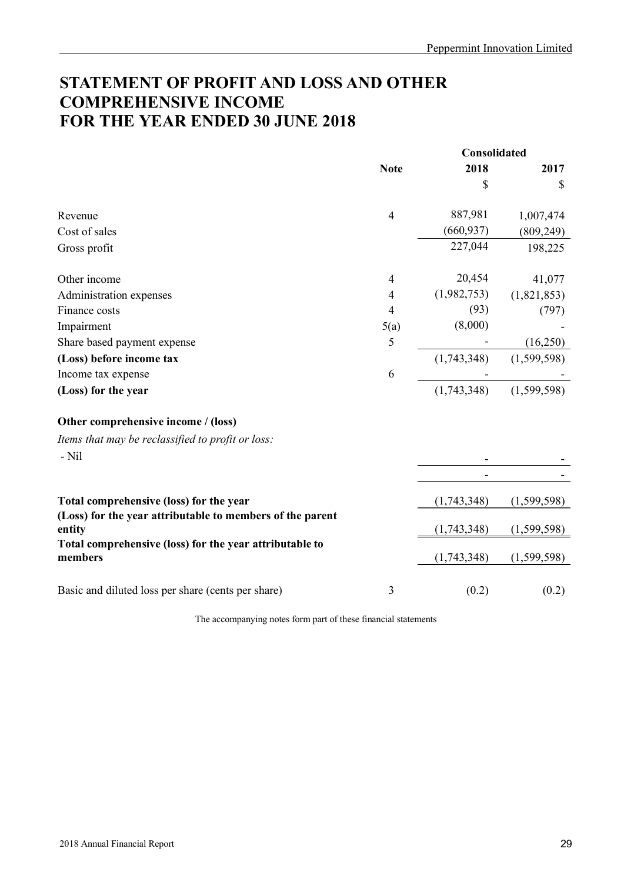# STATEMENT OF PROFIT AND LOSS AND OTHER COMPREHENSIVE INCOME FOR THE YEAR ENDED 30 JUNE 2018

| | Note | Consolidated 2018 $ | Consolidated 2017 $ |
|---|---|---|---|
| Revenue | 4 | 887,981 | 1,007,474 |
| Cost of sales | | (660,937) | (809,249) |
| Gross profit | | 227,044 | 198,225 |
| | | | |
| Other income | 4 | 20,454 | 41,077 |
| Administration expenses | 4 | (1,982,753) | (1,821,853) |
| Finance costs | 4 | (93) | (797) |
| Impairment | 5(a) | (8,000) | - |
| Share based payment expense | 5 | - | (16,250) |
| **(Loss) before income tax** | | (1,743,348) | (1,599,598) |
| Income tax expense | 6 | - | - |
| **(Loss) for the year** | | (1,743,348) | (1,599,598) |
| | | | |
| **Other comprehensive income / (loss)** | | | |
| *Items that may be reclassified to profit or loss:* | | | |
| - Nil | | - | - |
| | | - | - |
| | | | |
| **Total comprehensive (loss) for the year** | | (1,743,348) | (1,599,598) |
| **(Loss) for the year attributable to members of the parent entity** | | (1,743,348) | (1,599,598) |
| **Total comprehensive (loss) for the year attributable to members** | | (1,743,348) | (1,599,598) |
| | | | |
| Basic and diluted loss per share (cents per share) | 3 | (0.2) | (0.2) |

The accompanying notes form part of these financial statements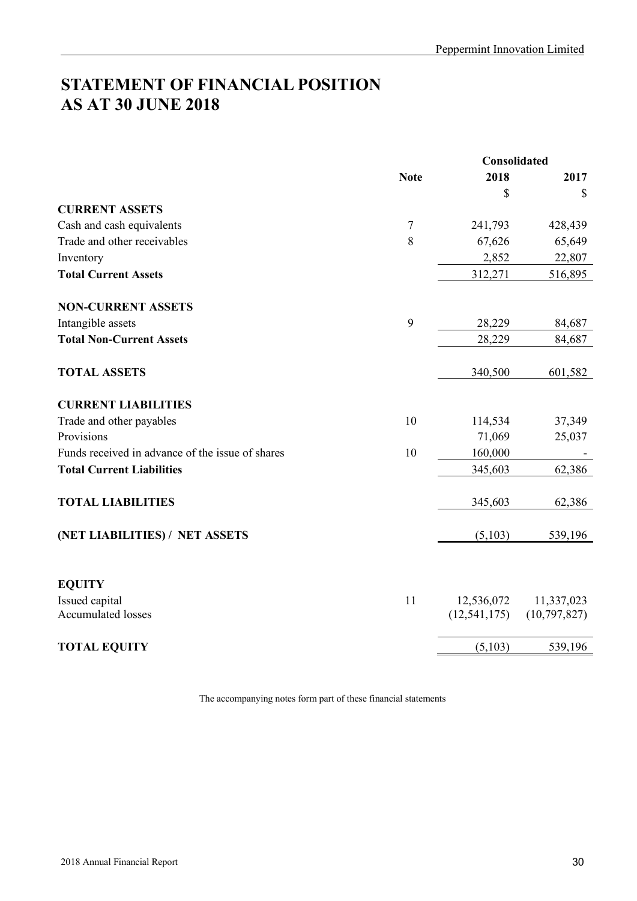# STATEMENT OF FINANCIAL POSITION AS AT 30 JUNE 2018

| | Note | Consolidated 2018 | 2017 |
|---|---|---|---|
| | | $ | $ |
| **CURRENT ASSETS** | | | |
| Cash and cash equivalents | 7 | 241,793 | 428,439 |
| Trade and other receivables | 8 | 67,626 | 65,649 |
| Inventory | | 2,852 | 22,807 |
| **Total Current Assets** | | 312,271 | 516,895 |
| **NON-CURRENT ASSETS** | | | |
| Intangible assets | 9 | 28,229 | 84,687 |
| **Total Non-Current Assets** | | 28,229 | 84,687 |
| **TOTAL ASSETS** | | 340,500 | 601,582 |
| **CURRENT LIABILITIES** | | | |
| Trade and other payables | 10 | 114,534 | 37,349 |
| Provisions | | 71,069 | 25,037 |
| Funds received in advance of the issue of shares | 10 | 160,000 | - |
| **Total Current Liabilities** | | 345,603 | 62,386 |
| **TOTAL LIABILITIES** | | 345,603 | 62,386 |
| **(NET LIABILITIES) / NET ASSETS** | | (5,103) | 539,196 |
| **EQUITY** | | | |
| Issued capital | 11 | 12,536,072 | 11,337,023 |
| Accumulated losses | | (12,541,175) | (10,797,827) |
| **TOTAL EQUITY** | | (5,103) | 539,196 |

The accompanying notes form part of these financial statements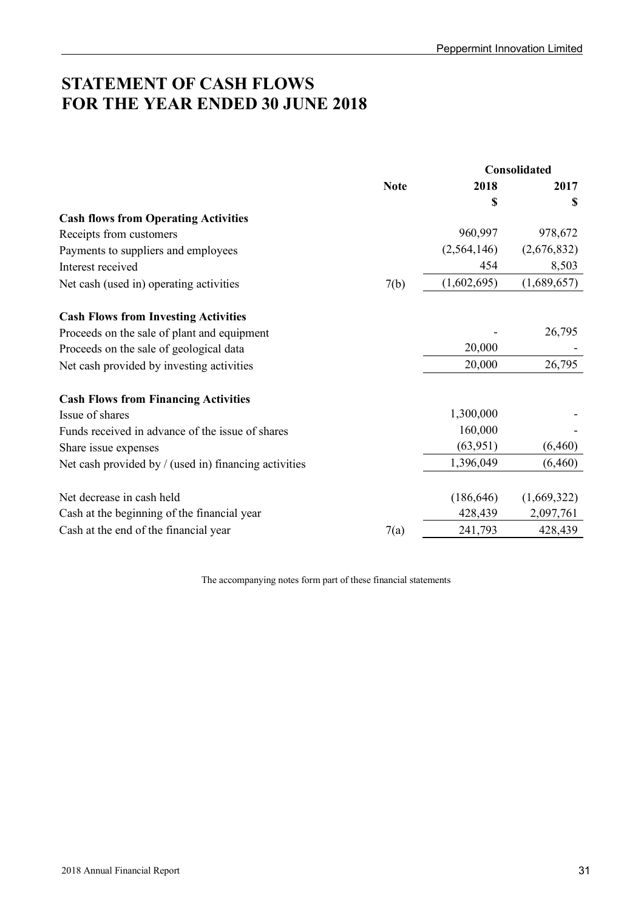# STATEMENT OF CASH FLOWS FOR THE YEAR ENDED 30 JUNE 2018

| | Note | Consolidated | |
|---|---|---|---|
| | | 2018 | 2017 |
| | | $ | $ |
| **Cash flows from Operating Activities** | | | |
| Receipts from customers | | 960,997 | 978,672 |
| Payments to suppliers and employees | | (2,564,146) | (2,676,832) |
| Interest received | | 454 | 8,503 |
| Net cash (used in) operating activities | 7(b) | (1,602,695) | (1,689,657) |
| **Cash Flows from Investing Activities** | | | |
| Proceeds on the sale of plant and equipment | | - | 26,795 |
| Proceeds on the sale of geological data | | 20,000 | - |
| Net cash provided by investing activities | | 20,000 | 26,795 |
| **Cash Flows from Financing Activities** | | | |
| Issue of shares | | 1,300,000 | - |
| Funds received in advance of the issue of shares | | 160,000 | - |
| Share issue expenses | | (63,951) | (6,460) |
| Net cash provided by / (used in) financing activities | | 1,396,049 | (6,460) |
| Net decrease in cash held | | (186,646) | (1,669,322) |
| Cash at the beginning of the financial year | | 428,439 | 2,097,761 |
| Cash at the end of the financial year | 7(a) | 241,793 | 428,439 |

The accompanying notes form part of these financial statements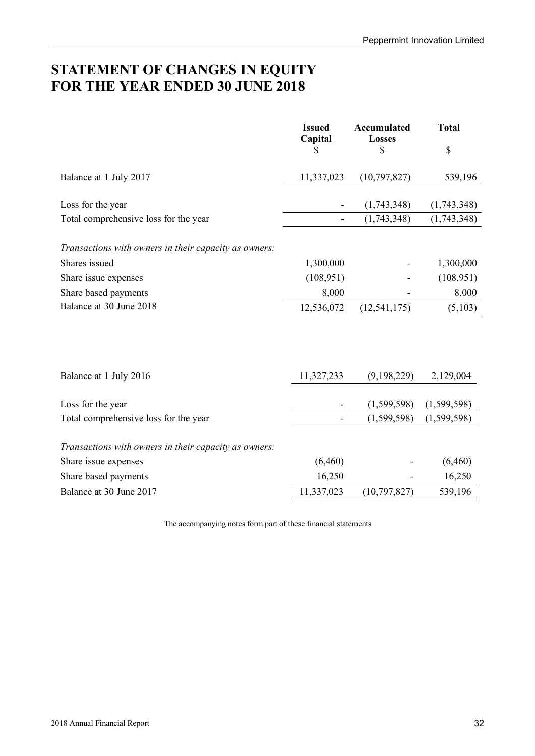# STATEMENT OF CHANGES IN EQUITY FOR THE YEAR ENDED 30 JUNE 2018

| | Issued Capital $ | Accumulated Losses $ | Total $ |
|---|---|---|---|
| Balance at 1 July 2017 | 11,337,023 | (10,797,827) | 539,196 |
| Loss for the year | - | (1,743,348) | (1,743,348) |
| Total comprehensive loss for the year | - | (1,743,348) | (1,743,348) |
| *Transactions with owners in their capacity as owners:* | | | |
| Shares issued | 1,300,000 | - | 1,300,000 |
| Share issue expenses | (108,951) | - | (108,951) |
| Share based payments | 8,000 | - | 8,000 |
| Balance at 30 June 2018 | 12,536,072 | (12,541,175) | (5,103) |
| | | | |
| Balance at 1 July 2016 | 11,327,233 | (9,198,229) | 2,129,004 |
| Loss for the year | - | (1,599,598) | (1,599,598) |
| Total comprehensive loss for the year | - | (1,599,598) | (1,599,598) |
| *Transactions with owners in their capacity as owners:* | | | |
| Share issue expenses | (6,460) | - | (6,460) |
| Share based payments | 16,250 | - | 16,250 |
| Balance at 30 June 2017 | 11,337,023 | (10,797,827) | 539,196 |

The accompanying notes form part of these financial statements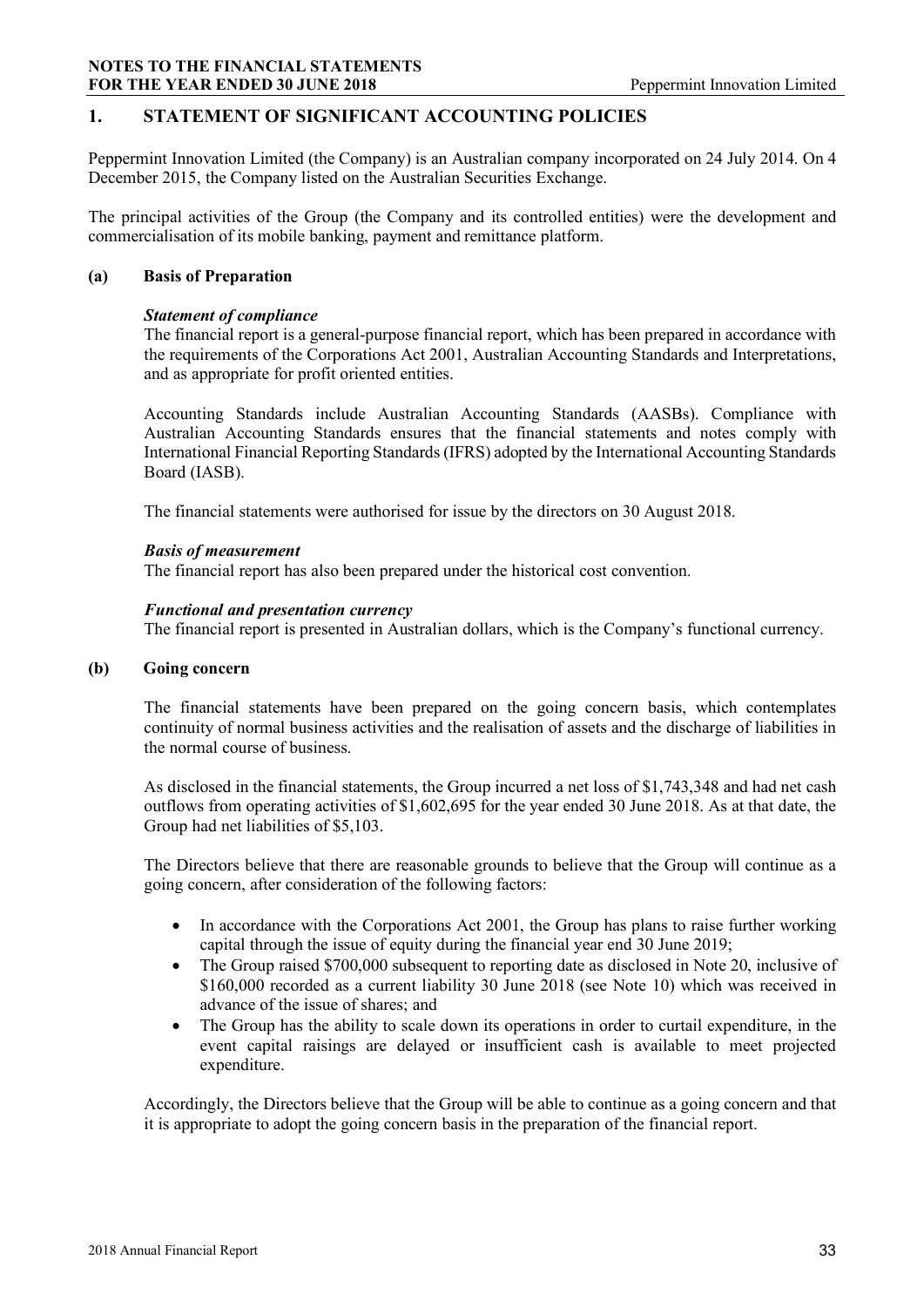## 1. STATEMENT OF SIGNIFICANT ACCOUNTING POLICIES

Peppermint Innovation Limited (the Company) is an Australian company incorporated on 24 July 2014. On 4 December 2015, the Company listed on the Australian Securities Exchange.

The principal activities of the Group (the Company and its controlled entities) were the development and commercialisation of its mobile banking, payment and remittance platform.

### (a) Basis of Preparation

***Statement of compliance***

The financial report is a general-purpose financial report, which has been prepared in accordance with the requirements of the Corporations Act 2001, Australian Accounting Standards and Interpretations, and as appropriate for profit oriented entities.

Accounting Standards include Australian Accounting Standards (AASBs). Compliance with Australian Accounting Standards ensures that the financial statements and notes comply with International Financial Reporting Standards (IFRS) adopted by the International Accounting Standards Board (IASB).

The financial statements were authorised for issue by the directors on 30 August 2018.

***Basis of measurement***

The financial report has also been prepared under the historical cost convention.

***Functional and presentation currency***

The financial report is presented in Australian dollars, which is the Company's functional currency.

### (b) Going concern

The financial statements have been prepared on the going concern basis, which contemplates continuity of normal business activities and the realisation of assets and the discharge of liabilities in the normal course of business.

As disclosed in the financial statements, the Group incurred a net loss of $1,743,348 and had net cash outflows from operating activities of $1,602,695 for the year ended 30 June 2018. As at that date, the Group had net liabilities of $5,103.

The Directors believe that there are reasonable grounds to believe that the Group will continue as a going concern, after consideration of the following factors:

- In accordance with the Corporations Act 2001, the Group has plans to raise further working capital through the issue of equity during the financial year end 30 June 2019;
- The Group raised $700,000 subsequent to reporting date as disclosed in Note 20, inclusive of $160,000 recorded as a current liability 30 June 2018 (see Note 10) which was received in advance of the issue of shares; and
- The Group has the ability to scale down its operations in order to curtail expenditure, in the event capital raisings are delayed or insufficient cash is available to meet projected expenditure.

Accordingly, the Directors believe that the Group will be able to continue as a going concern and that it is appropriate to adopt the going concern basis in the preparation of the financial report.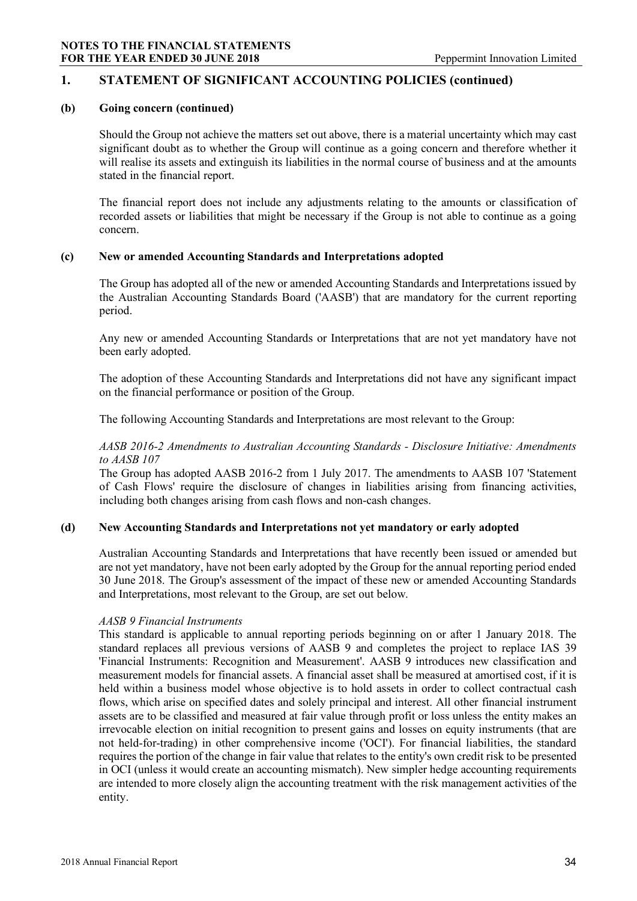## 1. STATEMENT OF SIGNIFICANT ACCOUNTING POLICIES (continued)

### (b) Going concern (continued)

Should the Group not achieve the matters set out above, there is a material uncertainty which may cast significant doubt as to whether the Group will continue as a going concern and therefore whether it will realise its assets and extinguish its liabilities in the normal course of business and at the amounts stated in the financial report.

The financial report does not include any adjustments relating to the amounts or classification of recorded assets or liabilities that might be necessary if the Group is not able to continue as a going concern.

### (c) New or amended Accounting Standards and Interpretations adopted

The Group has adopted all of the new or amended Accounting Standards and Interpretations issued by the Australian Accounting Standards Board ('AASB') that are mandatory for the current reporting period.

Any new or amended Accounting Standards or Interpretations that are not yet mandatory have not been early adopted.

The adoption of these Accounting Standards and Interpretations did not have any significant impact on the financial performance or position of the Group.

The following Accounting Standards and Interpretations are most relevant to the Group:

*AASB 2016-2 Amendments to Australian Accounting Standards - Disclosure Initiative: Amendments to AASB 107*

The Group has adopted AASB 2016-2 from 1 July 2017. The amendments to AASB 107 'Statement of Cash Flows' require the disclosure of changes in liabilities arising from financing activities, including both changes arising from cash flows and non-cash changes.

### (d) New Accounting Standards and Interpretations not yet mandatory or early adopted

Australian Accounting Standards and Interpretations that have recently been issued or amended but are not yet mandatory, have not been early adopted by the Group for the annual reporting period ended 30 June 2018. The Group's assessment of the impact of these new or amended Accounting Standards and Interpretations, most relevant to the Group, are set out below.

*AASB 9 Financial Instruments*

This standard is applicable to annual reporting periods beginning on or after 1 January 2018. The standard replaces all previous versions of AASB 9 and completes the project to replace IAS 39 'Financial Instruments: Recognition and Measurement'. AASB 9 introduces new classification and measurement models for financial assets. A financial asset shall be measured at amortised cost, if it is held within a business model whose objective is to hold assets in order to collect contractual cash flows, which arise on specified dates and solely principal and interest. All other financial instrument assets are to be classified and measured at fair value through profit or loss unless the entity makes an irrevocable election on initial recognition to present gains and losses on equity instruments (that are not held-for-trading) in other comprehensive income ('OCI'). For financial liabilities, the standard requires the portion of the change in fair value that relates to the entity's own credit risk to be presented in OCI (unless it would create an accounting mismatch). New simpler hedge accounting requirements are intended to more closely align the accounting treatment with the risk management activities of the entity.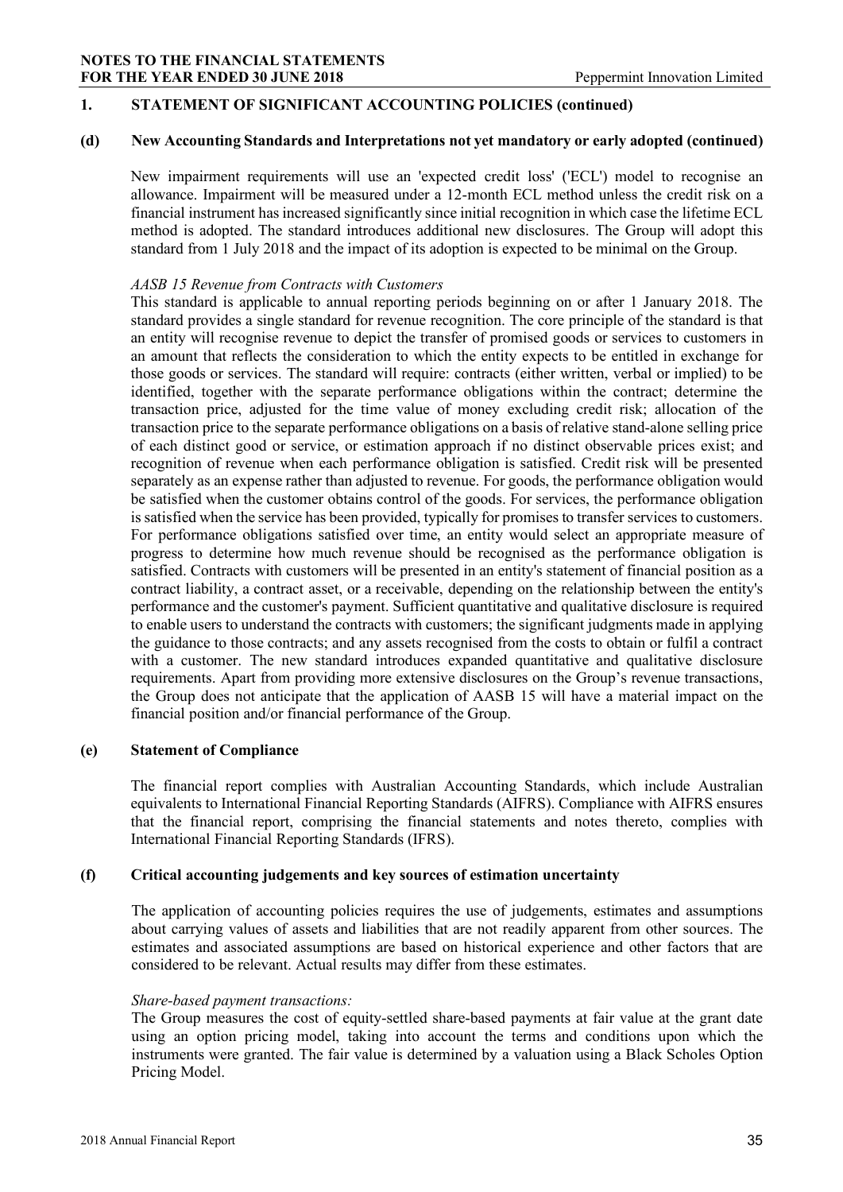## 1. STATEMENT OF SIGNIFICANT ACCOUNTING POLICIES (continued)

### (d) New Accounting Standards and Interpretations not yet mandatory or early adopted (continued)

New impairment requirements will use an 'expected credit loss' ('ECL') model to recognise an allowance. Impairment will be measured under a 12-month ECL method unless the credit risk on a financial instrument has increased significantly since initial recognition in which case the lifetime ECL method is adopted. The standard introduces additional new disclosures. The Group will adopt this standard from 1 July 2018 and the impact of its adoption is expected to be minimal on the Group.

*AASB 15 Revenue from Contracts with Customers*

This standard is applicable to annual reporting periods beginning on or after 1 January 2018. The standard provides a single standard for revenue recognition. The core principle of the standard is that an entity will recognise revenue to depict the transfer of promised goods or services to customers in an amount that reflects the consideration to which the entity expects to be entitled in exchange for those goods or services. The standard will require: contracts (either written, verbal or implied) to be identified, together with the separate performance obligations within the contract; determine the transaction price, adjusted for the time value of money excluding credit risk; allocation of the transaction price to the separate performance obligations on a basis of relative stand-alone selling price of each distinct good or service, or estimation approach if no distinct observable prices exist; and recognition of revenue when each performance obligation is satisfied. Credit risk will be presented separately as an expense rather than adjusted to revenue. For goods, the performance obligation would be satisfied when the customer obtains control of the goods. For services, the performance obligation is satisfied when the service has been provided, typically for promises to transfer services to customers. For performance obligations satisfied over time, an entity would select an appropriate measure of progress to determine how much revenue should be recognised as the performance obligation is satisfied. Contracts with customers will be presented in an entity's statement of financial position as a contract liability, a contract asset, or a receivable, depending on the relationship between the entity's performance and the customer's payment. Sufficient quantitative and qualitative disclosure is required to enable users to understand the contracts with customers; the significant judgments made in applying the guidance to those contracts; and any assets recognised from the costs to obtain or fulfil a contract with a customer. The new standard introduces expanded quantitative and qualitative disclosure requirements. Apart from providing more extensive disclosures on the Group's revenue transactions, the Group does not anticipate that the application of AASB 15 will have a material impact on the financial position and/or financial performance of the Group.

### (e) Statement of Compliance

The financial report complies with Australian Accounting Standards, which include Australian equivalents to International Financial Reporting Standards (AIFRS). Compliance with AIFRS ensures that the financial report, comprising the financial statements and notes thereto, complies with International Financial Reporting Standards (IFRS).

### (f) Critical accounting judgements and key sources of estimation uncertainty

The application of accounting policies requires the use of judgements, estimates and assumptions about carrying values of assets and liabilities that are not readily apparent from other sources. The estimates and associated assumptions are based on historical experience and other factors that are considered to be relevant. Actual results may differ from these estimates.

*Share-based payment transactions:*

The Group measures the cost of equity-settled share-based payments at fair value at the grant date using an option pricing model, taking into account the terms and conditions upon which the instruments were granted. The fair value is determined by a valuation using a Black Scholes Option Pricing Model.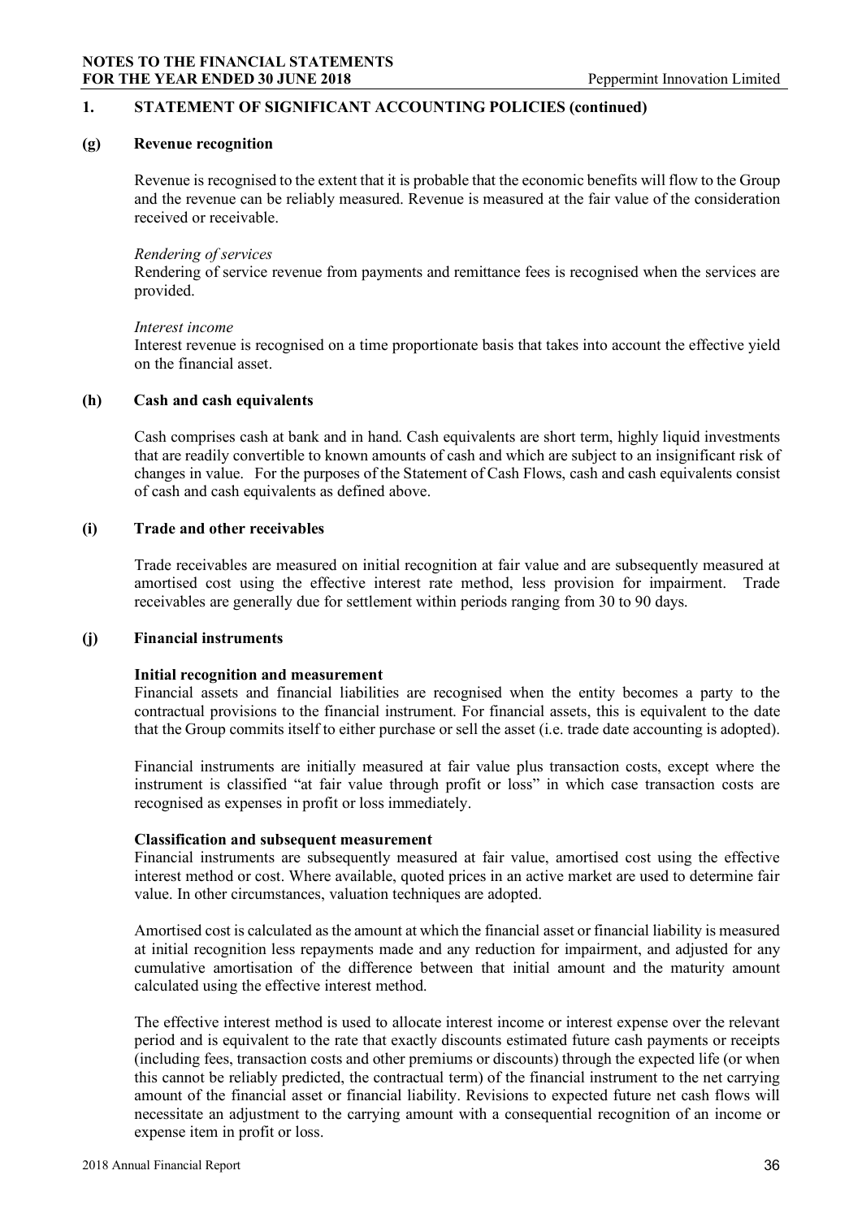## 1. STATEMENT OF SIGNIFICANT ACCOUNTING POLICIES (continued)

### (g) Revenue recognition

Revenue is recognised to the extent that it is probable that the economic benefits will flow to the Group and the revenue can be reliably measured. Revenue is measured at the fair value of the consideration received or receivable.

*Rendering of services*

Rendering of service revenue from payments and remittance fees is recognised when the services are provided.

*Interest income*

Interest revenue is recognised on a time proportionate basis that takes into account the effective yield on the financial asset.

### (h) Cash and cash equivalents

Cash comprises cash at bank and in hand. Cash equivalents are short term, highly liquid investments that are readily convertible to known amounts of cash and which are subject to an insignificant risk of changes in value. For the purposes of the Statement of Cash Flows, cash and cash equivalents consist of cash and cash equivalents as defined above.

### (i) Trade and other receivables

Trade receivables are measured on initial recognition at fair value and are subsequently measured at amortised cost using the effective interest rate method, less provision for impairment. Trade receivables are generally due for settlement within periods ranging from 30 to 90 days.

### (j) Financial instruments

**Initial recognition and measurement**

Financial assets and financial liabilities are recognised when the entity becomes a party to the contractual provisions to the financial instrument. For financial assets, this is equivalent to the date that the Group commits itself to either purchase or sell the asset (i.e. trade date accounting is adopted).

Financial instruments are initially measured at fair value plus transaction costs, except where the instrument is classified "at fair value through profit or loss" in which case transaction costs are recognised as expenses in profit or loss immediately.

**Classification and subsequent measurement**

Financial instruments are subsequently measured at fair value, amortised cost using the effective interest method or cost. Where available, quoted prices in an active market are used to determine fair value. In other circumstances, valuation techniques are adopted.

Amortised cost is calculated as the amount at which the financial asset or financial liability is measured at initial recognition less repayments made and any reduction for impairment, and adjusted for any cumulative amortisation of the difference between that initial amount and the maturity amount calculated using the effective interest method.

The effective interest method is used to allocate interest income or interest expense over the relevant period and is equivalent to the rate that exactly discounts estimated future cash payments or receipts (including fees, transaction costs and other premiums or discounts) through the expected life (or when this cannot be reliably predicted, the contractual term) of the financial instrument to the net carrying amount of the financial asset or financial liability. Revisions to expected future net cash flows will necessitate an adjustment to the carrying amount with a consequential recognition of an income or expense item in profit or loss.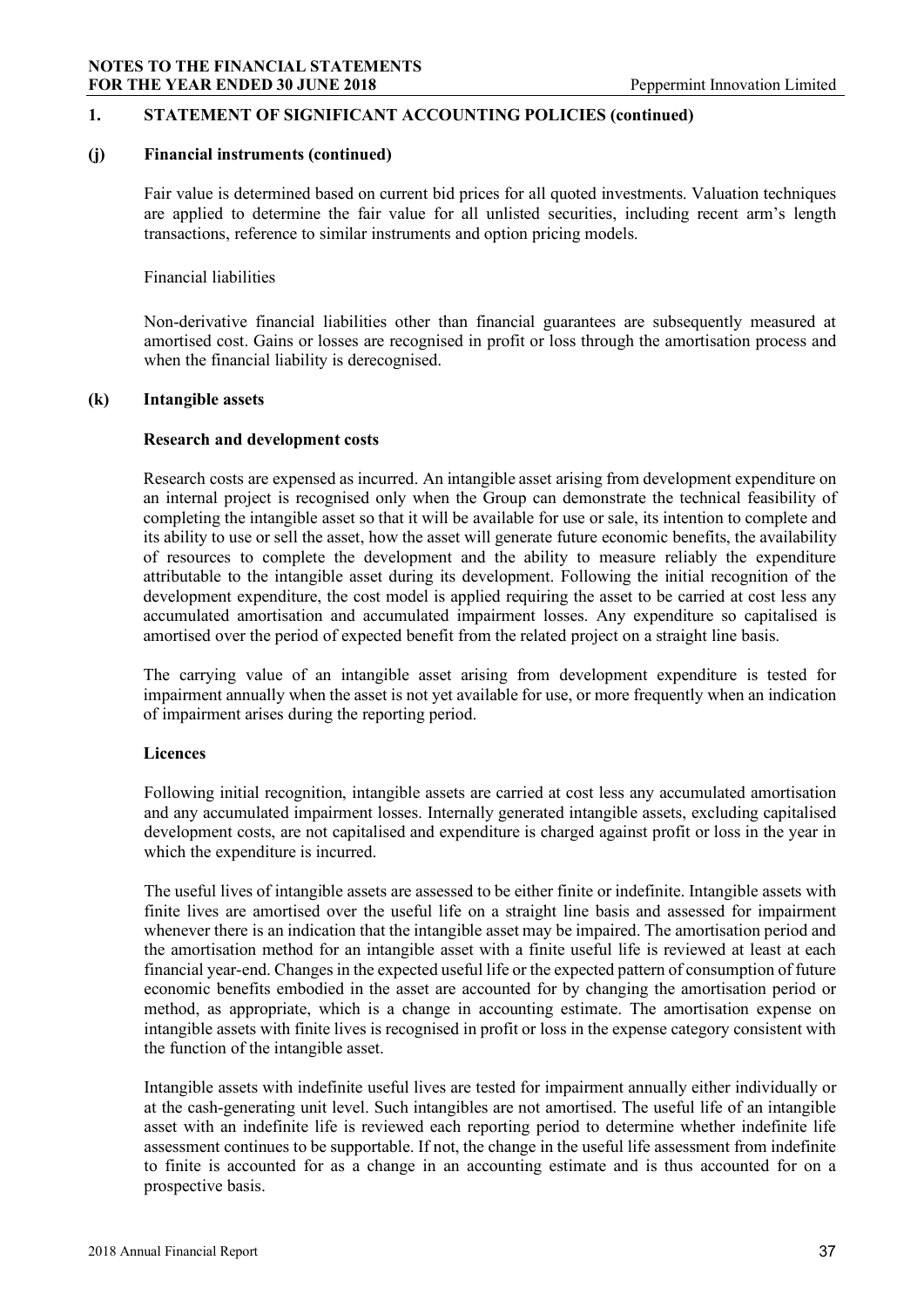## 1. STATEMENT OF SIGNIFICANT ACCOUNTING POLICIES (continued)

### (j) Financial instruments (continued)

Fair value is determined based on current bid prices for all quoted investments. Valuation techniques are applied to determine the fair value for all unlisted securities, including recent arm's length transactions, reference to similar instruments and option pricing models.

Financial liabilities

Non-derivative financial liabilities other than financial guarantees are subsequently measured at amortised cost. Gains or losses are recognised in profit or loss through the amortisation process and when the financial liability is derecognised.

### (k) Intangible assets

**Research and development costs**

Research costs are expensed as incurred. An intangible asset arising from development expenditure on an internal project is recognised only when the Group can demonstrate the technical feasibility of completing the intangible asset so that it will be available for use or sale, its intention to complete and its ability to use or sell the asset, how the asset will generate future economic benefits, the availability of resources to complete the development and the ability to measure reliably the expenditure attributable to the intangible asset during its development. Following the initial recognition of the development expenditure, the cost model is applied requiring the asset to be carried at cost less any accumulated amortisation and accumulated impairment losses. Any expenditure so capitalised is amortised over the period of expected benefit from the related project on a straight line basis.

The carrying value of an intangible asset arising from development expenditure is tested for impairment annually when the asset is not yet available for use, or more frequently when an indication of impairment arises during the reporting period.

**Licences**

Following initial recognition, intangible assets are carried at cost less any accumulated amortisation and any accumulated impairment losses. Internally generated intangible assets, excluding capitalised development costs, are not capitalised and expenditure is charged against profit or loss in the year in which the expenditure is incurred.

The useful lives of intangible assets are assessed to be either finite or indefinite. Intangible assets with finite lives are amortised over the useful life on a straight line basis and assessed for impairment whenever there is an indication that the intangible asset may be impaired. The amortisation period and the amortisation method for an intangible asset with a finite useful life is reviewed at least at each financial year-end. Changes in the expected useful life or the expected pattern of consumption of future economic benefits embodied in the asset are accounted for by changing the amortisation period or method, as appropriate, which is a change in accounting estimate. The amortisation expense on intangible assets with finite lives is recognised in profit or loss in the expense category consistent with the function of the intangible asset.

Intangible assets with indefinite useful lives are tested for impairment annually either individually or at the cash-generating unit level. Such intangibles are not amortised. The useful life of an intangible asset with an indefinite life is reviewed each reporting period to determine whether indefinite life assessment continues to be supportable. If not, the change in the useful life assessment from indefinite to finite is accounted for as a change in an accounting estimate and is thus accounted for on a prospective basis.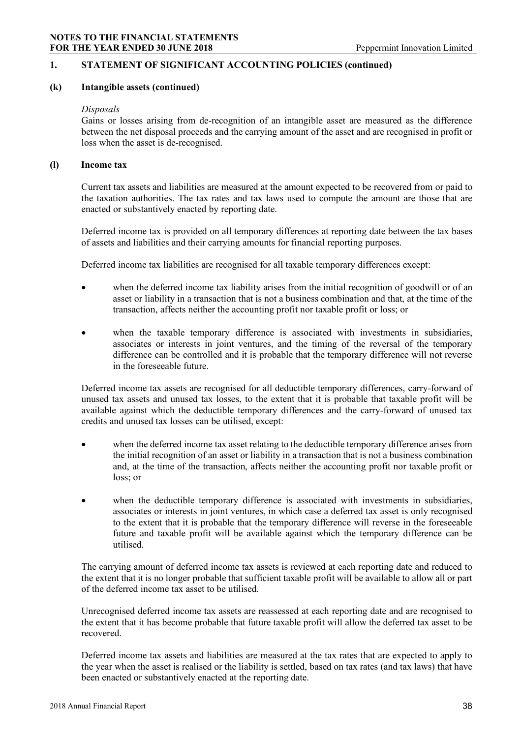## 1. STATEMENT OF SIGNIFICANT ACCOUNTING POLICIES (continued)

### (k) Intangible assets (continued)

*Disposals*

Gains or losses arising from de-recognition of an intangible asset are measured as the difference between the net disposal proceeds and the carrying amount of the asset and are recognised in profit or loss when the asset is de-recognised.

### (l) Income tax

Current tax assets and liabilities are measured at the amount expected to be recovered from or paid to the taxation authorities. The tax rates and tax laws used to compute the amount are those that are enacted or substantively enacted by reporting date.

Deferred income tax is provided on all temporary differences at reporting date between the tax bases of assets and liabilities and their carrying amounts for financial reporting purposes.

Deferred income tax liabilities are recognised for all taxable temporary differences except:

- when the deferred income tax liability arises from the initial recognition of goodwill or of an asset or liability in a transaction that is not a business combination and that, at the time of the transaction, affects neither the accounting profit nor taxable profit or loss; or
- when the taxable temporary difference is associated with investments in subsidiaries, associates or interests in joint ventures, and the timing of the reversal of the temporary difference can be controlled and it is probable that the temporary difference will not reverse in the foreseeable future.

Deferred income tax assets are recognised for all deductible temporary differences, carry-forward of unused tax assets and unused tax losses, to the extent that it is probable that taxable profit will be available against which the deductible temporary differences and the carry-forward of unused tax credits and unused tax losses can be utilised, except:

- when the deferred income tax asset relating to the deductible temporary difference arises from the initial recognition of an asset or liability in a transaction that is not a business combination and, at the time of the transaction, affects neither the accounting profit nor taxable profit or loss; or
- when the deductible temporary difference is associated with investments in subsidiaries, associates or interests in joint ventures, in which case a deferred tax asset is only recognised to the extent that it is probable that the temporary difference will reverse in the foreseeable future and taxable profit will be available against which the temporary difference can be utilised.

The carrying amount of deferred income tax assets is reviewed at each reporting date and reduced to the extent that it is no longer probable that sufficient taxable profit will be available to allow all or part of the deferred income tax asset to be utilised.

Unrecognised deferred income tax assets are reassessed at each reporting date and are recognised to the extent that it has become probable that future taxable profit will allow the deferred tax asset to be recovered.

Deferred income tax assets and liabilities are measured at the tax rates that are expected to apply to the year when the asset is realised or the liability is settled, based on tax rates (and tax laws) that have been enacted or substantively enacted at the reporting date.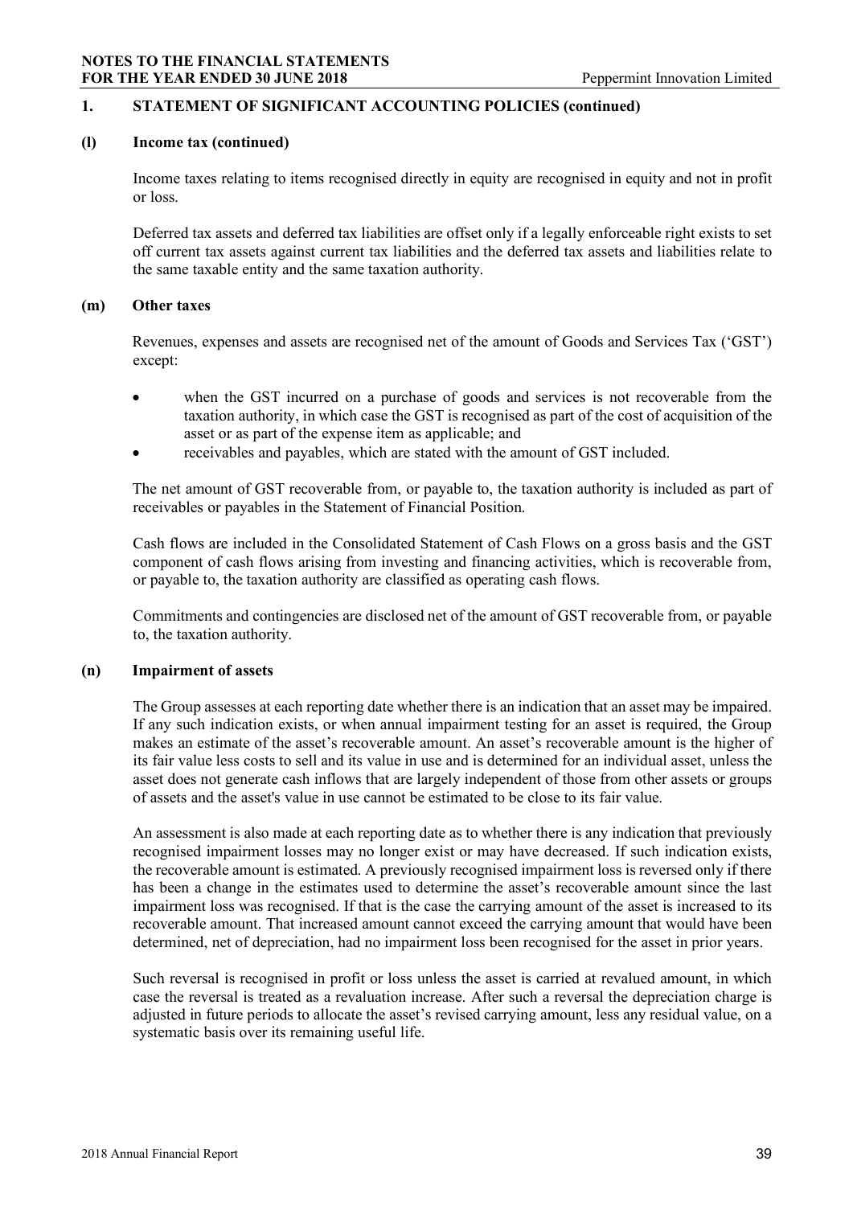## 1. STATEMENT OF SIGNIFICANT ACCOUNTING POLICIES (continued)

### (l) Income tax (continued)

Income taxes relating to items recognised directly in equity are recognised in equity and not in profit or loss.

Deferred tax assets and deferred tax liabilities are offset only if a legally enforceable right exists to set off current tax assets against current tax liabilities and the deferred tax assets and liabilities relate to the same taxable entity and the same taxation authority.

### (m) Other taxes

Revenues, expenses and assets are recognised net of the amount of Goods and Services Tax ('GST') except:

- when the GST incurred on a purchase of goods and services is not recoverable from the taxation authority, in which case the GST is recognised as part of the cost of acquisition of the asset or as part of the expense item as applicable; and
- receivables and payables, which are stated with the amount of GST included.

The net amount of GST recoverable from, or payable to, the taxation authority is included as part of receivables or payables in the Statement of Financial Position.

Cash flows are included in the Consolidated Statement of Cash Flows on a gross basis and the GST component of cash flows arising from investing and financing activities, which is recoverable from, or payable to, the taxation authority are classified as operating cash flows.

Commitments and contingencies are disclosed net of the amount of GST recoverable from, or payable to, the taxation authority.

### (n) Impairment of assets

The Group assesses at each reporting date whether there is an indication that an asset may be impaired. If any such indication exists, or when annual impairment testing for an asset is required, the Group makes an estimate of the asset's recoverable amount. An asset's recoverable amount is the higher of its fair value less costs to sell and its value in use and is determined for an individual asset, unless the asset does not generate cash inflows that are largely independent of those from other assets or groups of assets and the asset's value in use cannot be estimated to be close to its fair value.

An assessment is also made at each reporting date as to whether there is any indication that previously recognised impairment losses may no longer exist or may have decreased. If such indication exists, the recoverable amount is estimated. A previously recognised impairment loss is reversed only if there has been a change in the estimates used to determine the asset's recoverable amount since the last impairment loss was recognised. If that is the case the carrying amount of the asset is increased to its recoverable amount. That increased amount cannot exceed the carrying amount that would have been determined, net of depreciation, had no impairment loss been recognised for the asset in prior years.

Such reversal is recognised in profit or loss unless the asset is carried at revalued amount, in which case the reversal is treated as a revaluation increase. After such a reversal the depreciation charge is adjusted in future periods to allocate the asset's revised carrying amount, less any residual value, on a systematic basis over its remaining useful life.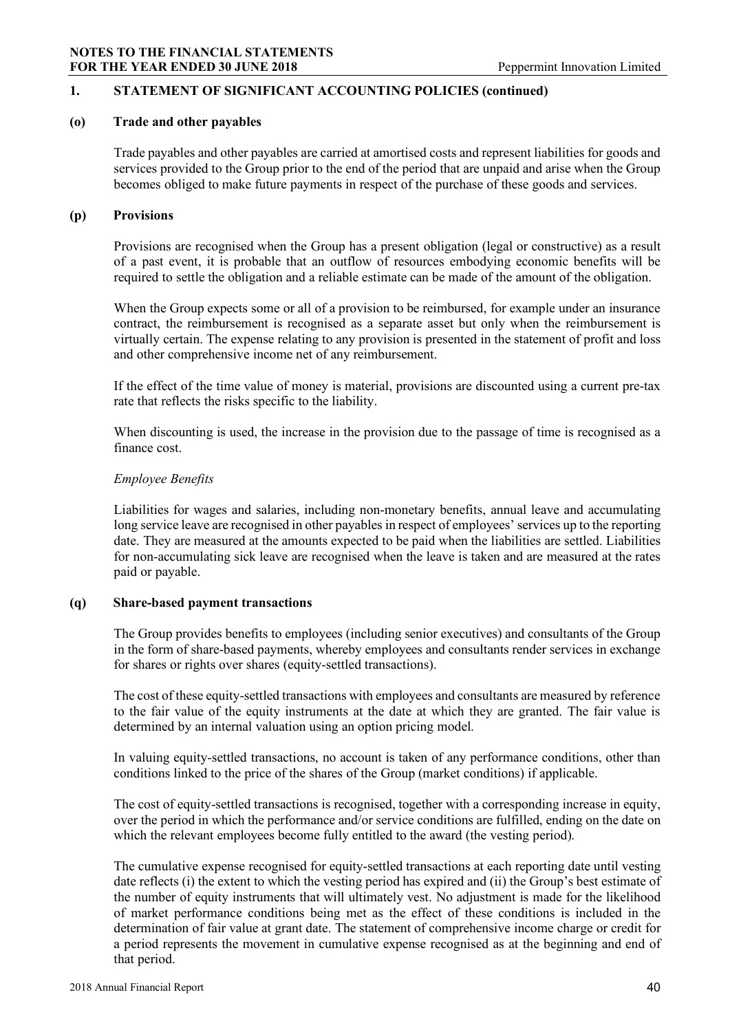## 1. STATEMENT OF SIGNIFICANT ACCOUNTING POLICIES (continued)

### (o) Trade and other payables

Trade payables and other payables are carried at amortised costs and represent liabilities for goods and services provided to the Group prior to the end of the period that are unpaid and arise when the Group becomes obliged to make future payments in respect of the purchase of these goods and services.

### (p) Provisions

Provisions are recognised when the Group has a present obligation (legal or constructive) as a result of a past event, it is probable that an outflow of resources embodying economic benefits will be required to settle the obligation and a reliable estimate can be made of the amount of the obligation.

When the Group expects some or all of a provision to be reimbursed, for example under an insurance contract, the reimbursement is recognised as a separate asset but only when the reimbursement is virtually certain. The expense relating to any provision is presented in the statement of profit and loss and other comprehensive income net of any reimbursement.

If the effect of the time value of money is material, provisions are discounted using a current pre-tax rate that reflects the risks specific to the liability.

When discounting is used, the increase in the provision due to the passage of time is recognised as a finance cost.

*Employee Benefits*

Liabilities for wages and salaries, including non-monetary benefits, annual leave and accumulating long service leave are recognised in other payables in respect of employees' services up to the reporting date. They are measured at the amounts expected to be paid when the liabilities are settled. Liabilities for non-accumulating sick leave are recognised when the leave is taken and are measured at the rates paid or payable.

### (q) Share-based payment transactions

The Group provides benefits to employees (including senior executives) and consultants of the Group in the form of share-based payments, whereby employees and consultants render services in exchange for shares or rights over shares (equity-settled transactions).

The cost of these equity-settled transactions with employees and consultants are measured by reference to the fair value of the equity instruments at the date at which they are granted. The fair value is determined by an internal valuation using an option pricing model.

In valuing equity-settled transactions, no account is taken of any performance conditions, other than conditions linked to the price of the shares of the Group (market conditions) if applicable.

The cost of equity-settled transactions is recognised, together with a corresponding increase in equity, over the period in which the performance and/or service conditions are fulfilled, ending on the date on which the relevant employees become fully entitled to the award (the vesting period).

The cumulative expense recognised for equity-settled transactions at each reporting date until vesting date reflects (i) the extent to which the vesting period has expired and (ii) the Group's best estimate of the number of equity instruments that will ultimately vest. No adjustment is made for the likelihood of market performance conditions being met as the effect of these conditions is included in the determination of fair value at grant date. The statement of comprehensive income charge or credit for a period represents the movement in cumulative expense recognised as at the beginning and end of that period.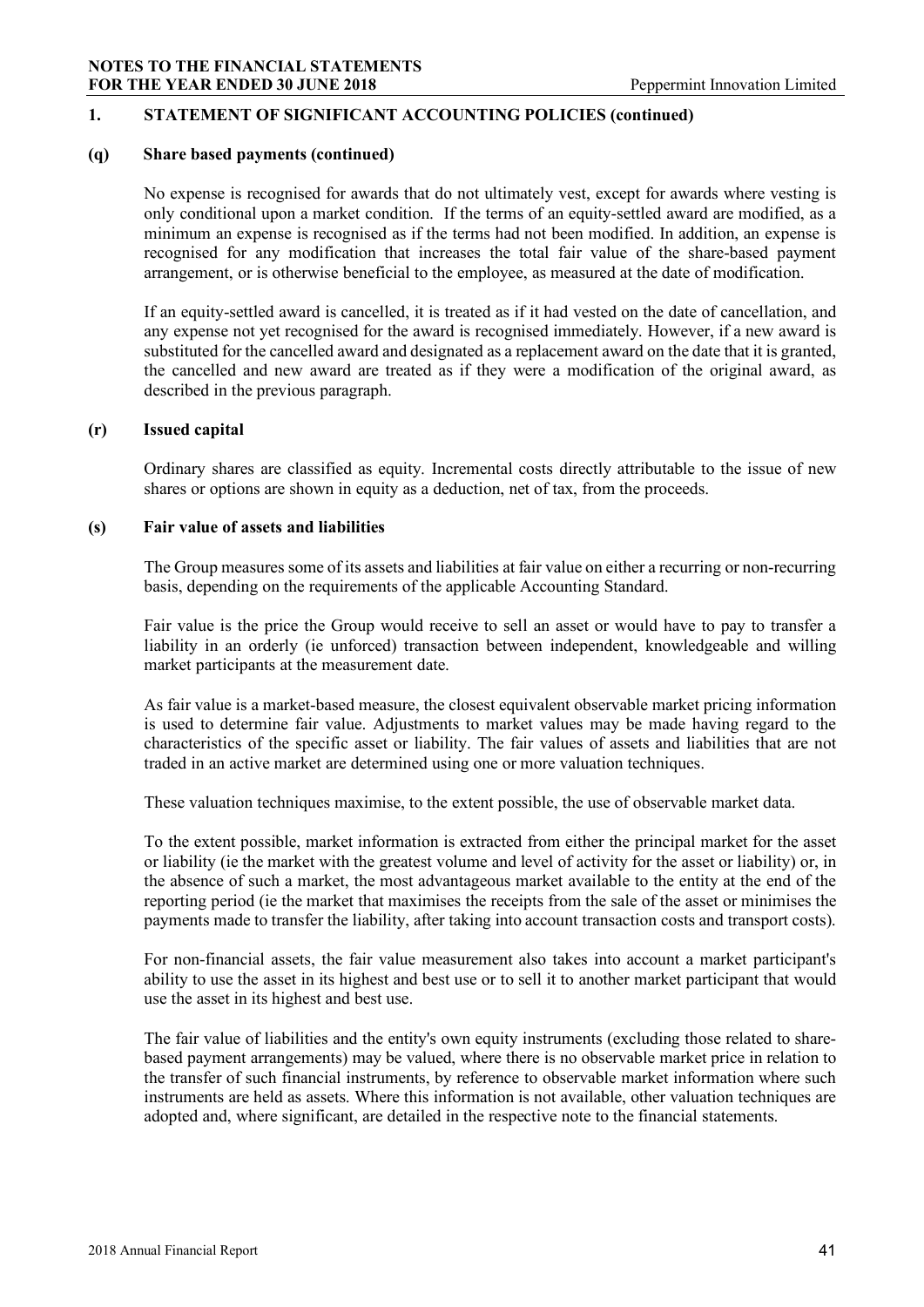## 1. STATEMENT OF SIGNIFICANT ACCOUNTING POLICIES (continued)

### (q) Share based payments (continued)

No expense is recognised for awards that do not ultimately vest, except for awards where vesting is only conditional upon a market condition. If the terms of an equity-settled award are modified, as a minimum an expense is recognised as if the terms had not been modified. In addition, an expense is recognised for any modification that increases the total fair value of the share-based payment arrangement, or is otherwise beneficial to the employee, as measured at the date of modification.

If an equity-settled award is cancelled, it is treated as if it had vested on the date of cancellation, and any expense not yet recognised for the award is recognised immediately. However, if a new award is substituted for the cancelled award and designated as a replacement award on the date that it is granted, the cancelled and new award are treated as if they were a modification of the original award, as described in the previous paragraph.

### (r) Issued capital

Ordinary shares are classified as equity. Incremental costs directly attributable to the issue of new shares or options are shown in equity as a deduction, net of tax, from the proceeds.

### (s) Fair value of assets and liabilities

The Group measures some of its assets and liabilities at fair value on either a recurring or non-recurring basis, depending on the requirements of the applicable Accounting Standard.

Fair value is the price the Group would receive to sell an asset or would have to pay to transfer a liability in an orderly (ie unforced) transaction between independent, knowledgeable and willing market participants at the measurement date.

As fair value is a market-based measure, the closest equivalent observable market pricing information is used to determine fair value. Adjustments to market values may be made having regard to the characteristics of the specific asset or liability. The fair values of assets and liabilities that are not traded in an active market are determined using one or more valuation techniques.

These valuation techniques maximise, to the extent possible, the use of observable market data.

To the extent possible, market information is extracted from either the principal market for the asset or liability (ie the market with the greatest volume and level of activity for the asset or liability) or, in the absence of such a market, the most advantageous market available to the entity at the end of the reporting period (ie the market that maximises the receipts from the sale of the asset or minimises the payments made to transfer the liability, after taking into account transaction costs and transport costs).

For non-financial assets, the fair value measurement also takes into account a market participant's ability to use the asset in its highest and best use or to sell it to another market participant that would use the asset in its highest and best use.

The fair value of liabilities and the entity's own equity instruments (excluding those related to share-based payment arrangements) may be valued, where there is no observable market price in relation to the transfer of such financial instruments, by reference to observable market information where such instruments are held as assets. Where this information is not available, other valuation techniques are adopted and, where significant, are detailed in the respective note to the financial statements.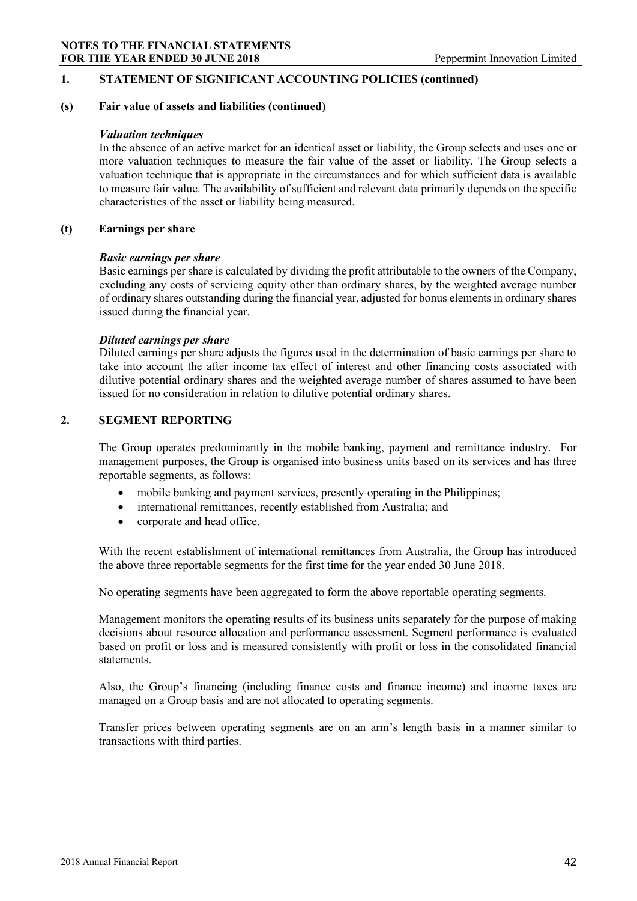## 1. STATEMENT OF SIGNIFICANT ACCOUNTING POLICIES (continued)

### (s) Fair value of assets and liabilities (continued)

***Valuation techniques***

In the absence of an active market for an identical asset or liability, the Group selects and uses one or more valuation techniques to measure the fair value of the asset or liability, The Group selects a valuation technique that is appropriate in the circumstances and for which sufficient data is available to measure fair value. The availability of sufficient and relevant data primarily depends on the specific characteristics of the asset or liability being measured.

### (t) Earnings per share

***Basic earnings per share***

Basic earnings per share is calculated by dividing the profit attributable to the owners of the Company, excluding any costs of servicing equity other than ordinary shares, by the weighted average number of ordinary shares outstanding during the financial year, adjusted for bonus elements in ordinary shares issued during the financial year.

***Diluted earnings per share***

Diluted earnings per share adjusts the figures used in the determination of basic earnings per share to take into account the after income tax effect of interest and other financing costs associated with dilutive potential ordinary shares and the weighted average number of shares assumed to have been issued for no consideration in relation to dilutive potential ordinary shares.

## 2. SEGMENT REPORTING

The Group operates predominantly in the mobile banking, payment and remittance industry. For management purposes, the Group is organised into business units based on its services and has three reportable segments, as follows:

- mobile banking and payment services, presently operating in the Philippines;
- international remittances, recently established from Australia; and
- corporate and head office.

With the recent establishment of international remittances from Australia, the Group has introduced the above three reportable segments for the first time for the year ended 30 June 2018.

No operating segments have been aggregated to form the above reportable operating segments.

Management monitors the operating results of its business units separately for the purpose of making decisions about resource allocation and performance assessment. Segment performance is evaluated based on profit or loss and is measured consistently with profit or loss in the consolidated financial statements.

Also, the Group's financing (including finance costs and finance income) and income taxes are managed on a Group basis and are not allocated to operating segments.

Transfer prices between operating segments are on an arm's length basis in a manner similar to transactions with third parties.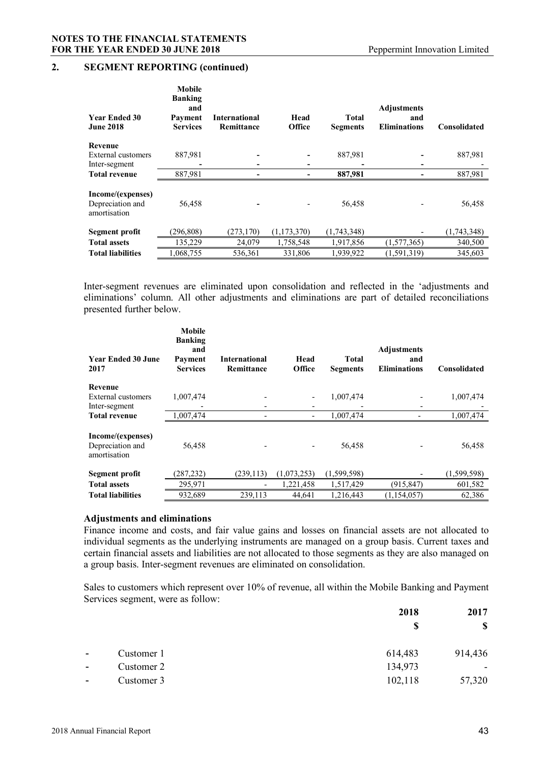## 2. SEGMENT REPORTING (continued)

| Year Ended 30 June 2018 | Mobile Banking and Payment Services | International Remittance | Head Office | Total Segments | Adjustments and Eliminations | Consolidated |
|---|---|---|---|---|---|---|
| **Revenue** | | | | | | |
| External customers | 887,981 | - | - | 887,981 | - | 887,981 |
| Inter-segment | - | - | - | - | - | - |
| **Total revenue** | 887,981 | - | - | **887,981** | - | 887,981 |
| **Income/(expenses)** | | | | | | |
| Depreciation and amortisation | 56,458 | - | - | 56,458 | - | 56,458 |
| **Segment profit** | (296,808) | (273,170) | (1,173,370) | (1,743,348) | - | (1,743,348) |
| **Total assets** | 135,229 | 24,079 | 1,758,548 | 1,917,856 | (1,577,365) | 340,500 |
| **Total liabilities** | 1,068,755 | 536,361 | 331,806 | 1,939,922 | (1,591,319) | 345,603 |

Inter-segment revenues are eliminated upon consolidation and reflected in the 'adjustments and eliminations' column. All other adjustments and eliminations are part of detailed reconciliations presented further below.

| Year Ended 30 June 2017 | Mobile Banking and Payment Services | International Remittance | Head Office | Total Segments | Adjustments and Eliminations | Consolidated |
|---|---|---|---|---|---|---|
| **Revenue** | | | | | | |
| External customers | 1,007,474 | - | - | 1,007,474 | - | 1,007,474 |
| Inter-segment | - | - | - | - | - | - |
| **Total revenue** | 1,007,474 | - | - | 1,007,474 | - | 1,007,474 |
| **Income/(expenses)** | | | | | | |
| Depreciation and amortisation | 56,458 | - | - | 56,458 | - | 56,458 |
| **Segment profit** | (287,232) | (239,113) | (1,073,253) | (1,599,598) | - | (1,599,598) |
| **Total assets** | 295,971 | - | 1,221,458 | 1,517,429 | (915,847) | 601,582 |
| **Total liabilities** | 932,689 | 239,113 | 44,641 | 1,216,443 | (1,154,057) | 62,386 |

### Adjustments and eliminations

Finance income and costs, and fair value gains and losses on financial assets are not allocated to individual segments as the underlying instruments are managed on a group basis. Current taxes and certain financial assets and liabilities are not allocated to those segments as they are also managed on a group basis. Inter-segment revenues are eliminated on consolidation.

Sales to customers which represent over 10% of revenue, all within the Mobile Banking and Payment Services segment, were as follow:

| | 2018 | 2017 |
|---|---|---|
| | **$** | **$** |
| - Customer 1 | 614,483 | 914,436 |
| - Customer 2 | 134,973 | - |
| - Customer 3 | 102,118 | 57,320 |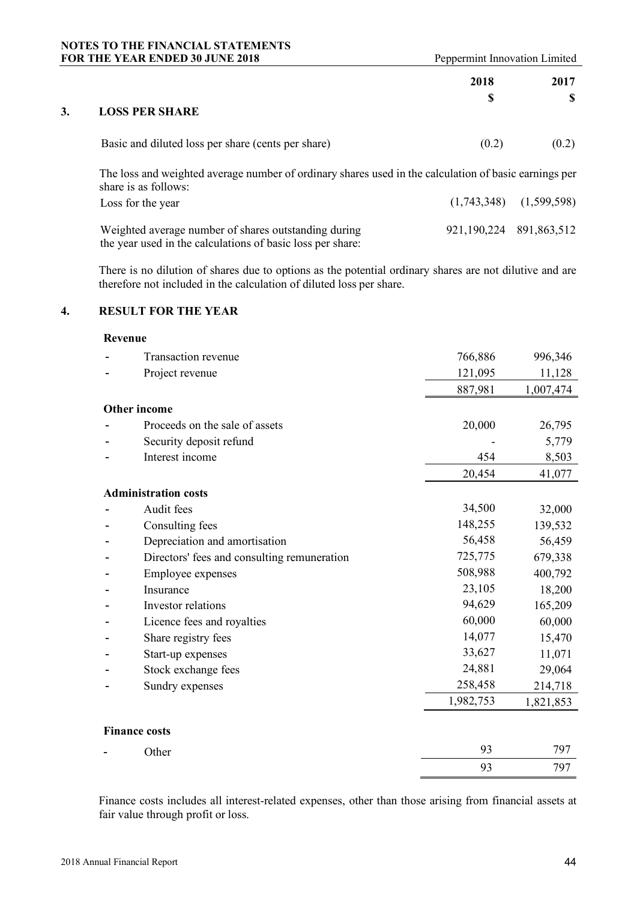## 3. LOSS PER SHARE

| | 2018 $ | 2017 $ |
|---|---|---|
| Basic and diluted loss per share (cents per share) | (0.2) | (0.2) |

The loss and weighted average number of ordinary shares used in the calculation of basic earnings per share is as follows:

| | 2018 $ | 2017 $ |
|---|---|---|
| Loss for the year | (1,743,348) | (1,599,598) |
| Weighted average number of shares outstanding during the year used in the calculations of basic loss per share: | 921,190,224 | 891,863,512 |

There is no dilution of shares due to options as the potential ordinary shares are not dilutive and are therefore not included in the calculation of diluted loss per share.

## 4. RESULT FOR THE YEAR

| | 2018 $ | 2017 $ |
|---|---|---|
| **Revenue** | | |
| - Transaction revenue | 766,886 | 996,346 |
| - Project revenue | 121,095 | 11,128 |
| | 887,981 | 1,007,474 |
| **Other income** | | |
| - Proceeds on the sale of assets | 20,000 | 26,795 |
| - Security deposit refund | - | 5,779 |
| - Interest income | 454 | 8,503 |
| | 20,454 | 41,077 |
| **Administration costs** | | |
| - Audit fees | 34,500 | 32,000 |
| - Consulting fees | 148,255 | 139,532 |
| - Depreciation and amortisation | 56,458 | 56,459 |
| - Directors' fees and consulting remuneration | 725,775 | 679,338 |
| - Employee expenses | 508,988 | 400,792 |
| - Insurance | 23,105 | 18,200 |
| - Investor relations | 94,629 | 165,209 |
| - Licence fees and royalties | 60,000 | 60,000 |
| - Share registry fees | 14,077 | 15,470 |
| - Start-up expenses | 33,627 | 11,071 |
| - Stock exchange fees | 24,881 | 29,064 |
| - Sundry expenses | 258,458 | 214,718 |
| | 1,982,753 | 1,821,853 |
| **Finance costs** | | |
| - Other | 93 | 797 |
| | 93 | 797 |

Finance costs includes all interest-related expenses, other than those arising from financial assets at fair value through profit or loss.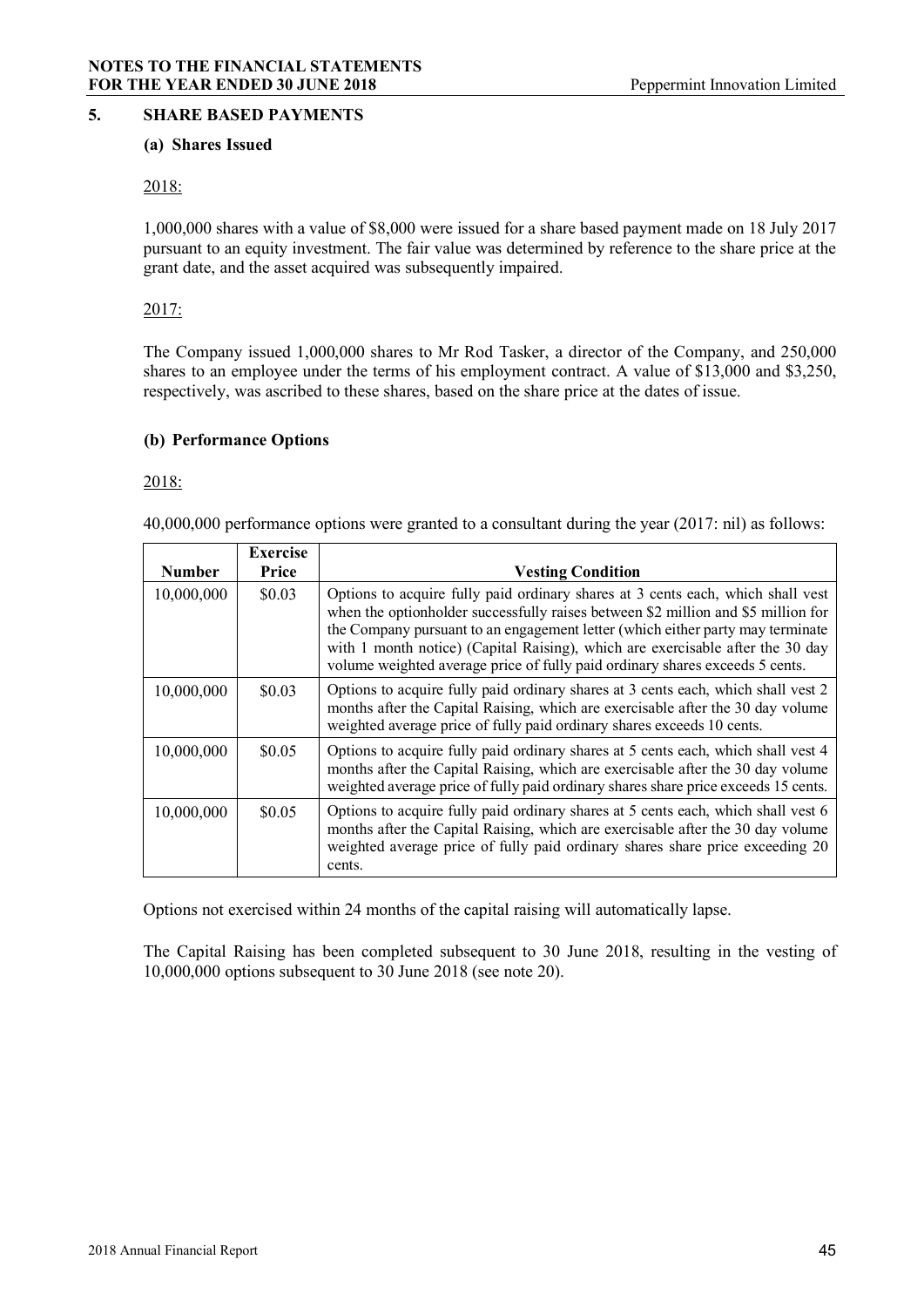## 5. SHARE BASED PAYMENTS

### (a) Shares Issued

2018:

1,000,000 shares with a value of $8,000 were issued for a share based payment made on 18 July 2017 pursuant to an equity investment. The fair value was determined by reference to the share price at the grant date, and the asset acquired was subsequently impaired.

2017:

The Company issued 1,000,000 shares to Mr Rod Tasker, a director of the Company, and 250,000 shares to an employee under the terms of his employment contract. A value of $13,000 and $3,250, respectively, was ascribed to these shares, based on the share price at the dates of issue.

### (b) Performance Options

2018:

40,000,000 performance options were granted to a consultant during the year (2017: nil) as follows:

| Number | Exercise Price | Vesting Condition |
|---|---|---|
| 10,000,000 | $0.03 | Options to acquire fully paid ordinary shares at 3 cents each, which shall vest when the optionholder successfully raises between $2 million and $5 million for the Company pursuant to an engagement letter (which either party may terminate with 1 month notice) (Capital Raising), which are exercisable after the 30 day volume weighted average price of fully paid ordinary shares exceeds 5 cents. |
| 10,000,000 | $0.03 | Options to acquire fully paid ordinary shares at 3 cents each, which shall vest 2 months after the Capital Raising, which are exercisable after the 30 day volume weighted average price of fully paid ordinary shares exceeds 10 cents. |
| 10,000,000 | $0.05 | Options to acquire fully paid ordinary shares at 5 cents each, which shall vest 4 months after the Capital Raising, which are exercisable after the 30 day volume weighted average price of fully paid ordinary shares share price exceeds 15 cents. |
| 10,000,000 | $0.05 | Options to acquire fully paid ordinary shares at 5 cents each, which shall vest 6 months after the Capital Raising, which are exercisable after the 30 day volume weighted average price of fully paid ordinary shares share price exceeding 20 cents. |

Options not exercised within 24 months of the capital raising will automatically lapse.

The Capital Raising has been completed subsequent to 30 June 2018, resulting in the vesting of 10,000,000 options subsequent to 30 June 2018 (see note 20).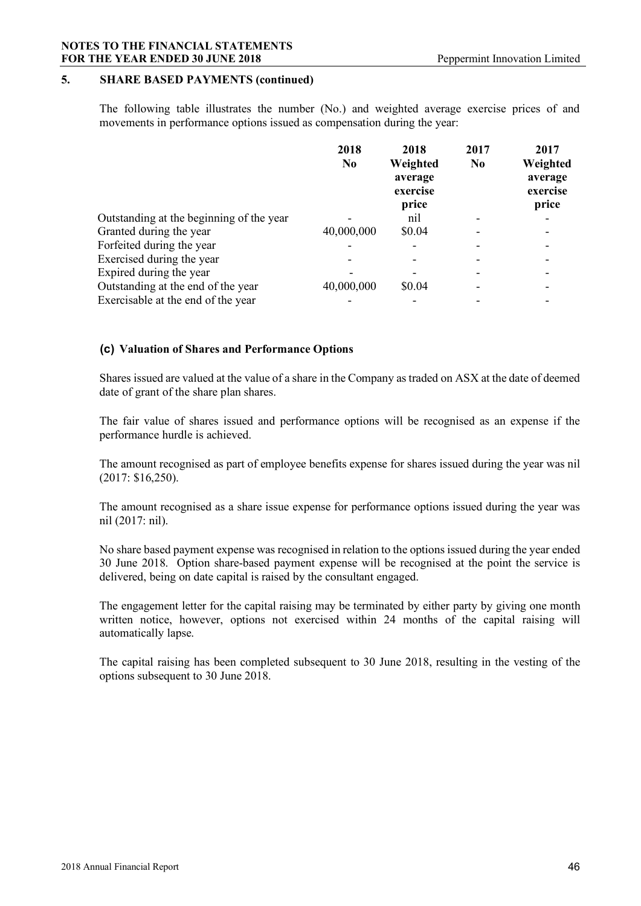## 5. SHARE BASED PAYMENTS (continued)

The following table illustrates the number (No.) and weighted average exercise prices of and movements in performance options issued as compensation during the year:

| | 2018 No | 2018 Weighted average exercise price | 2017 No | 2017 Weighted average exercise price |
|---|---|---|---|---|
| Outstanding at the beginning of the year | - | nil | - | - |
| Granted during the year | 40,000,000 | $0.04 | - | - |
| Forfeited during the year | - | - | - | - |
| Exercised during the year | - | - | - | - |
| Expired during the year | - | - | - | - |
| Outstanding at the end of the year | 40,000,000 | $0.04 | - | - |
| Exercisable at the end of the year | - | - | - | - |

### (c) Valuation of Shares and Performance Options

Shares issued are valued at the value of a share in the Company as traded on ASX at the date of deemed date of grant of the share plan shares.

The fair value of shares issued and performance options will be recognised as an expense if the performance hurdle is achieved.

The amount recognised as part of employee benefits expense for shares issued during the year was nil (2017: $16,250).

The amount recognised as a share issue expense for performance options issued during the year was nil (2017: nil).

No share based payment expense was recognised in relation to the options issued during the year ended 30 June 2018. Option share-based payment expense will be recognised at the point the service is delivered, being on date capital is raised by the consultant engaged.

The engagement letter for the capital raising may be terminated by either party by giving one month written notice, however, options not exercised within 24 months of the capital raising will automatically lapse.

The capital raising has been completed subsequent to 30 June 2018, resulting in the vesting of the options subsequent to 30 June 2018.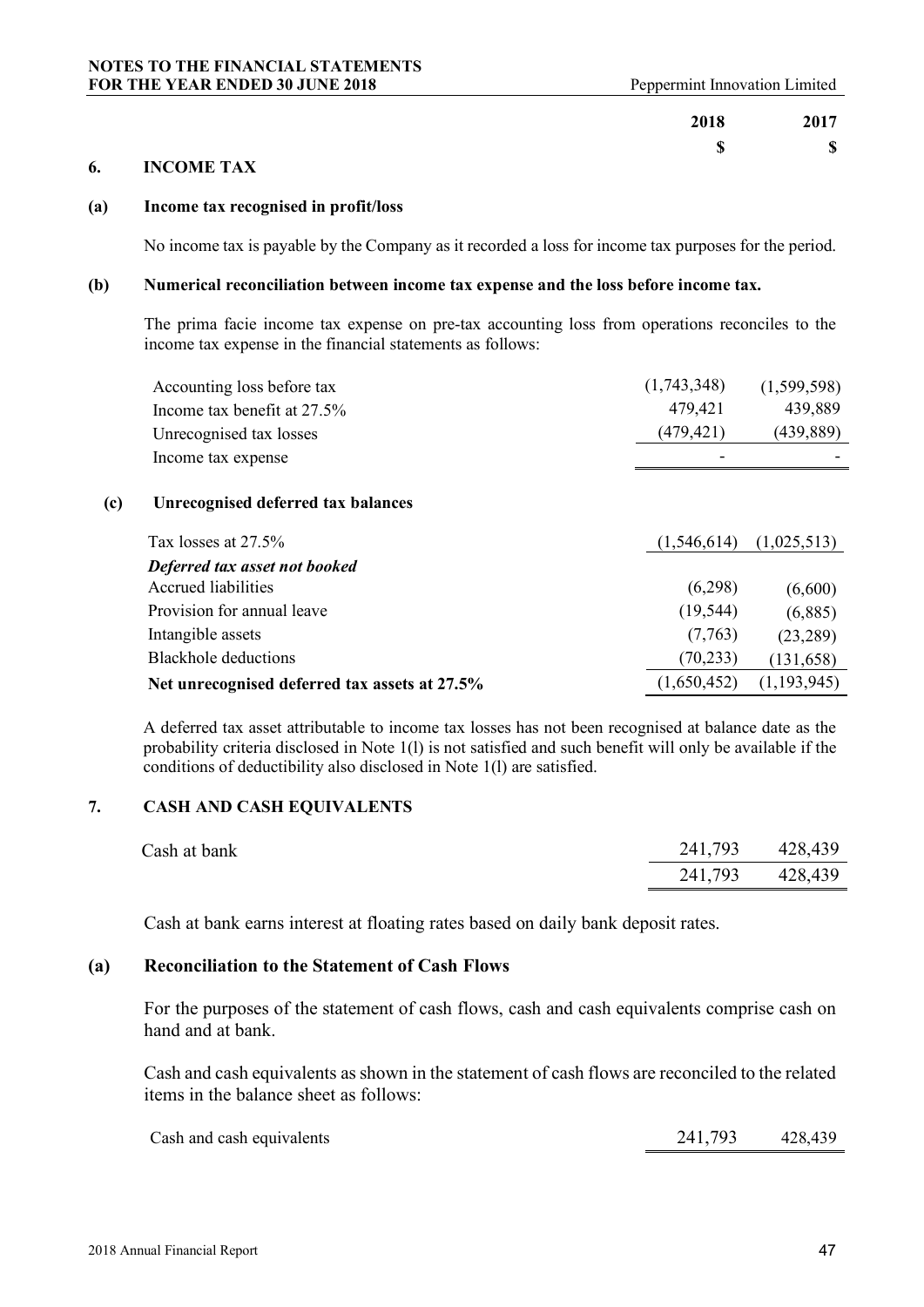| | 2018 | 2017 |
|---|---|---|
| | $ | $ |

## 6. INCOME TAX

### (a) Income tax recognised in profit/loss

No income tax is payable by the Company as it recorded a loss for income tax purposes for the period.

### (b) Numerical reconciliation between income tax expense and the loss before income tax.

The prima facie income tax expense on pre-tax accounting loss from operations reconciles to the income tax expense in the financial statements as follows:

| | 2018 $ | 2017 $ |
|---|---|---|
| Accounting loss before tax | (1,743,348) | (1,599,598) |
| Income tax benefit at 27.5% | 479,421 | 439,889 |
| Unrecognised tax losses | (479,421) | (439,889) |
| Income tax expense | - | - |

### (c) Unrecognised deferred tax balances

| | 2018 $ | 2017 $ |
|---|---|---|
| Tax losses at 27.5% | (1,546,614) | (1,025,513) |
| ***Deferred tax asset not booked*** | | |
| Accrued liabilities | (6,298) | (6,600) |
| Provision for annual leave | (19,544) | (6,885) |
| Intangible assets | (7,763) | (23,289) |
| Blackhole deductions | (70,233) | (131,658) |
| **Net unrecognised deferred tax assets at 27.5%** | (1,650,452) | (1,193,945) |

A deferred tax asset attributable to income tax losses has not been recognised at balance date as the probability criteria disclosed in Note 1(l) is not satisfied and such benefit will only be available if the conditions of deductibility also disclosed in Note 1(l) are satisfied.

## 7. CASH AND CASH EQUIVALENTS

| | 2018 $ | 2017 $ |
|---|---|---|
| Cash at bank | 241,793 | 428,439 |
| | 241,793 | 428,439 |

Cash at bank earns interest at floating rates based on daily bank deposit rates.

### (a) Reconciliation to the Statement of Cash Flows

For the purposes of the statement of cash flows, cash and cash equivalents comprise cash on hand and at bank.

Cash and cash equivalents as shown in the statement of cash flows are reconciled to the related items in the balance sheet as follows:

| | 2018 $ | 2017 $ |
|---|---|---|
| Cash and cash equivalents | 241,793 | 428,439 |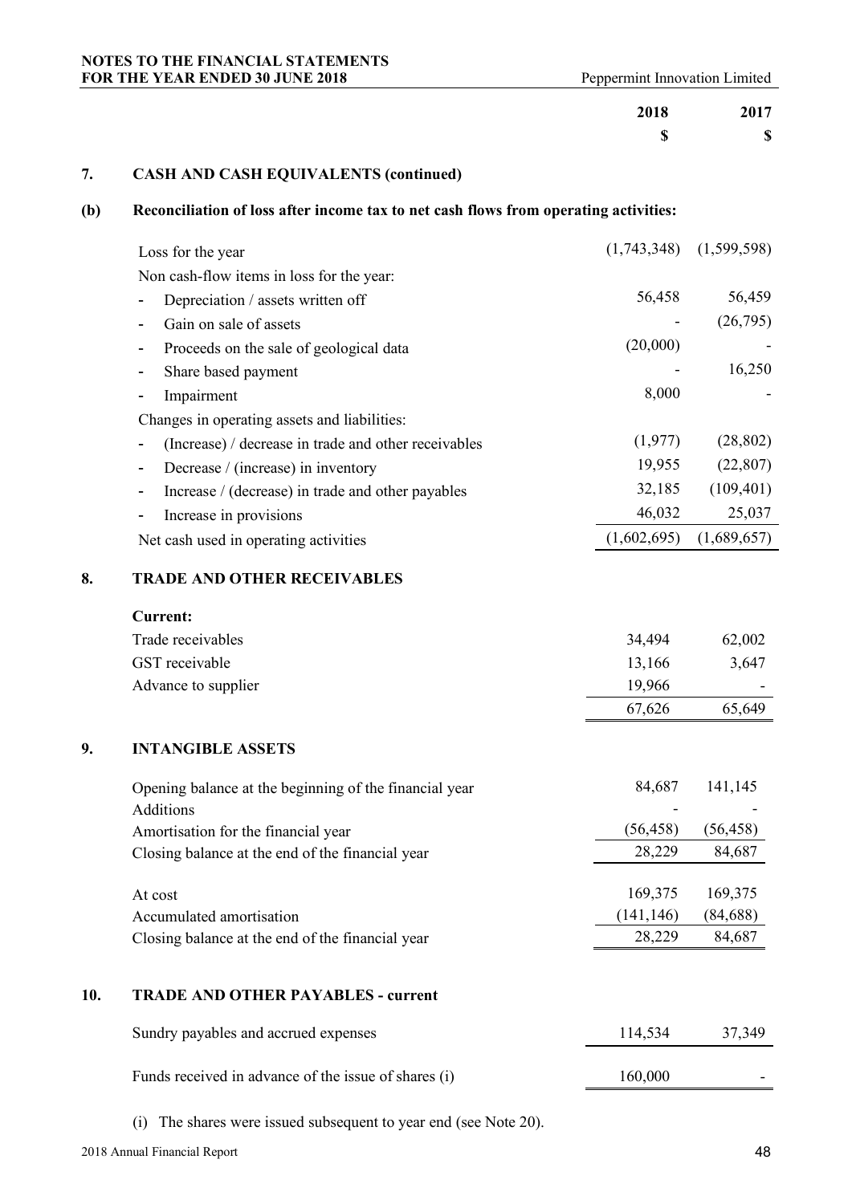## 7. CASH AND CASH EQUIVALENTS (continued)

### (b) Reconciliation of loss after income tax to net cash flows from operating activities:

| | 2018 $ | 2017 $ |
|---|---|---|
| Loss for the year | (1,743,348) | (1,599,598) |
| Non cash-flow items in loss for the year: | | |
| - Depreciation / assets written off | 56,458 | 56,459 |
| - Gain on sale of assets | - | (26,795) |
| - Proceeds on the sale of geological data | (20,000) | - |
| - Share based payment | - | 16,250 |
| - Impairment | 8,000 | - |
| Changes in operating assets and liabilities: | | |
| - (Increase) / decrease in trade and other receivables | (1,977) | (28,802) |
| - Decrease / (increase) in inventory | 19,955 | (22,807) |
| - Increase / (decrease) in trade and other payables | 32,185 | (109,401) |
| - Increase in provisions | 46,032 | 25,037 |
| Net cash used in operating activities | (1,602,695) | (1,689,657) |

## 8. TRADE AND OTHER RECEIVABLES

| | 2018 $ | 2017 $ |
|---|---|---|
| **Current:** | | |
| Trade receivables | 34,494 | 62,002 |
| GST receivable | 13,166 | 3,647 |
| Advance to supplier | 19,966 | - |
| | 67,626 | 65,649 |

## 9. INTANGIBLE ASSETS

| | 2018 $ | 2017 $ |
|---|---|---|
| Opening balance at the beginning of the financial year | 84,687 | 141,145 |
| Additions | - | - |
| Amortisation for the financial year | (56,458) | (56,458) |
| Closing balance at the end of the financial year | 28,229 | 84,687 |
| | | |
| At cost | 169,375 | 169,375 |
| Accumulated amortisation | (141,146) | (84,688) |
| Closing balance at the end of the financial year | 28,229 | 84,687 |

## 10. TRADE AND OTHER PAYABLES - current

| | 2018 $ | 2017 $ |
|---|---|---|
| Sundry payables and accrued expenses | 114,534 | 37,349 |
| Funds received in advance of the issue of shares (i) | 160,000 | - |

(i) The shares were issued subsequent to year end (see Note 20).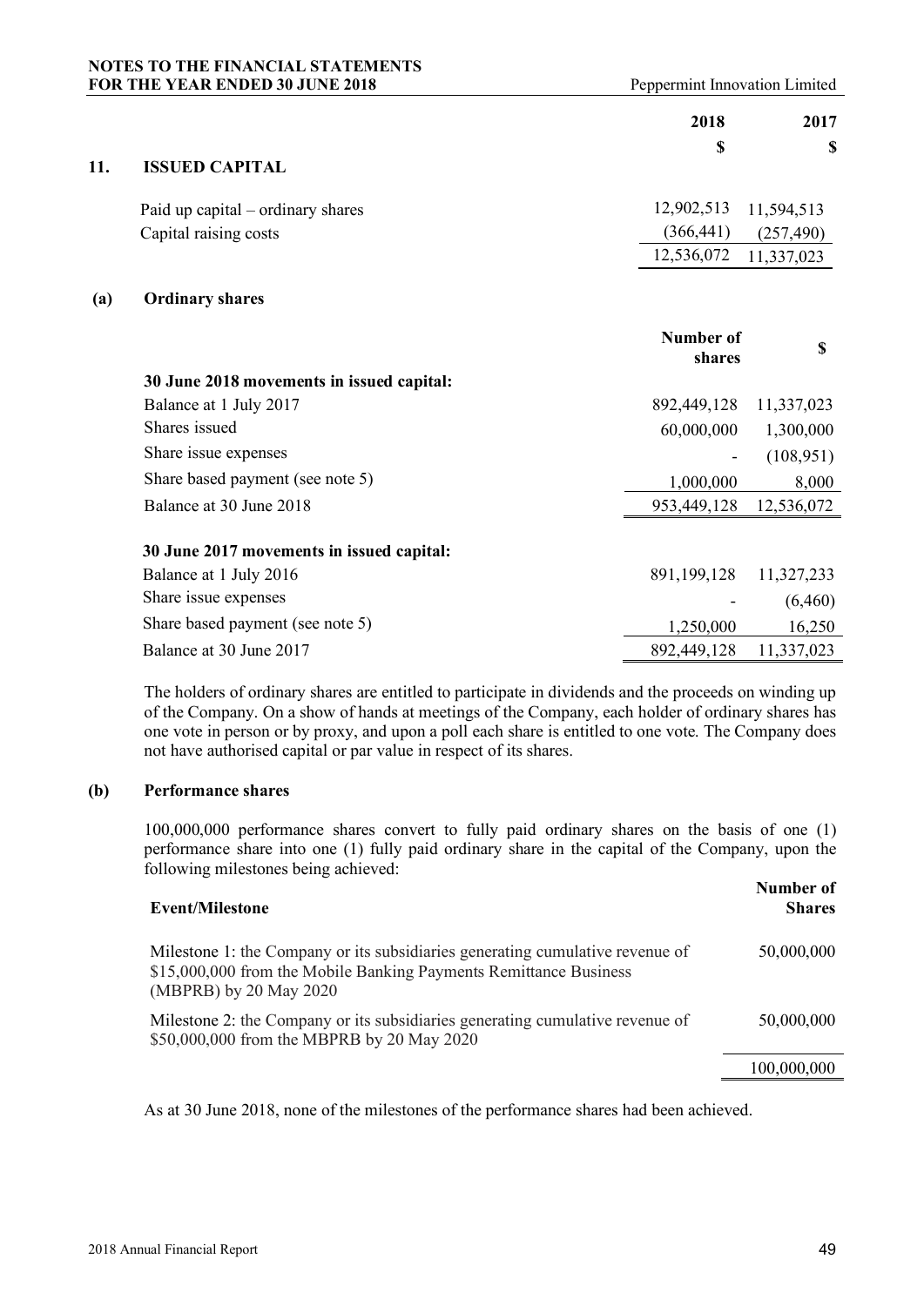## 11. ISSUED CAPITAL

| | 2018 | 2017 |
|---|---|---|
| | $ | $ |
| Paid up capital – ordinary shares | 12,902,513 | 11,594,513 |
| Capital raising costs | (366,441) | (257,490) |
| | 12,536,072 | 11,337,023 |

### (a) Ordinary shares

| | Number of shares | $ |
|---|---|---|
| **30 June 2018 movements in issued capital:** | | |
| Balance at 1 July 2017 | 892,449,128 | 11,337,023 |
| Shares issued | 60,000,000 | 1,300,000 |
| Share issue expenses | - | (108,951) |
| Share based payment (see note 5) | 1,000,000 | 8,000 |
| Balance at 30 June 2018 | 953,449,128 | 12,536,072 |
| | | |
| **30 June 2017 movements in issued capital:** | | |
| Balance at 1 July 2016 | 891,199,128 | 11,327,233 |
| Share issue expenses | - | (6,460) |
| Share based payment (see note 5) | 1,250,000 | 16,250 |
| Balance at 30 June 2017 | 892,449,128 | 11,337,023 |

The holders of ordinary shares are entitled to participate in dividends and the proceeds on winding up of the Company. On a show of hands at meetings of the Company, each holder of ordinary shares has one vote in person or by proxy, and upon a poll each share is entitled to one vote. The Company does not have authorised capital or par value in respect of its shares.

### (b) Performance shares

100,000,000 performance shares convert to fully paid ordinary shares on the basis of one (1) performance share into one (1) fully paid ordinary share in the capital of the Company, upon the following milestones being achieved:

| Event/Milestone | Number of Shares |
|---|---|
| Milestone 1: the Company or its subsidiaries generating cumulative revenue of $15,000,000 from the Mobile Banking Payments Remittance Business (MBPRB) by 20 May 2020 | 50,000,000 |
| Milestone 2: the Company or its subsidiaries generating cumulative revenue of $50,000,000 from the MBPRB by 20 May 2020 | 50,000,000 |
| | 100,000,000 |

As at 30 June 2018, none of the milestones of the performance shares had been achieved.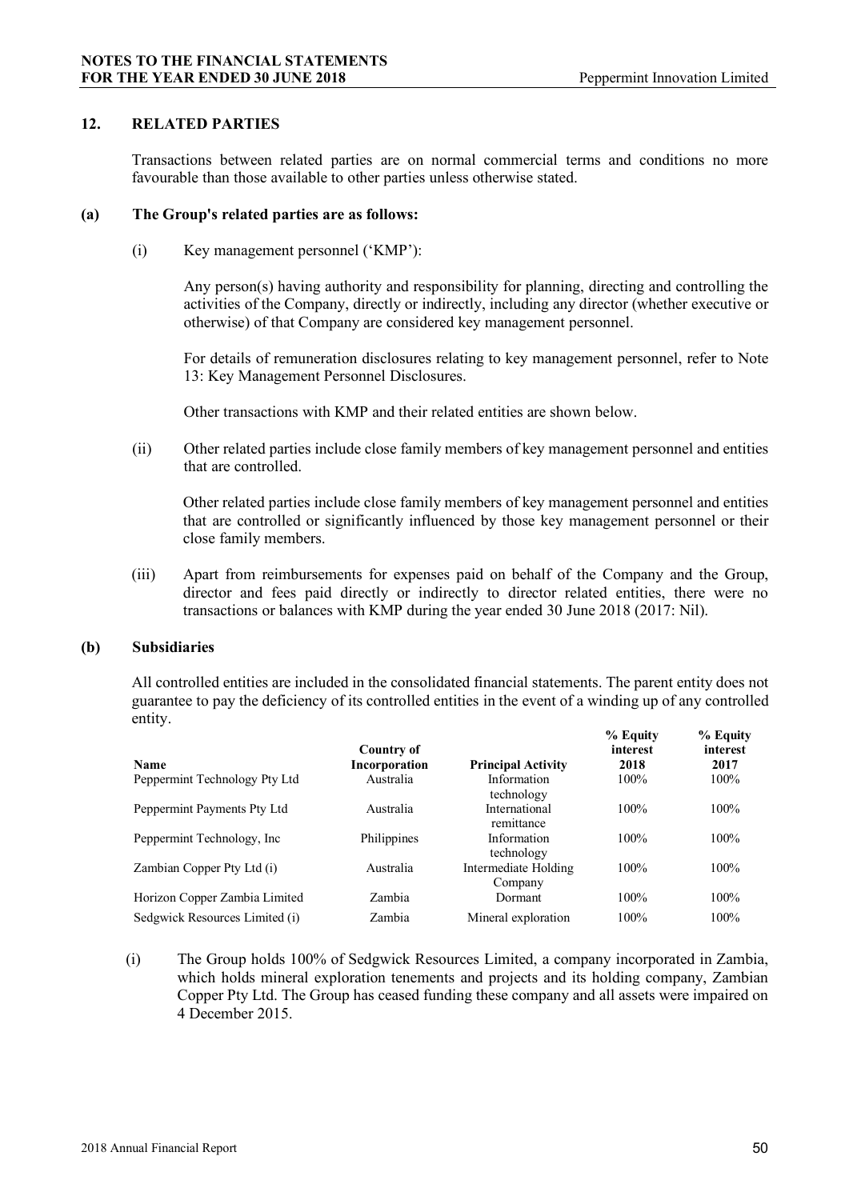## 12. RELATED PARTIES

Transactions between related parties are on normal commercial terms and conditions no more favourable than those available to other parties unless otherwise stated.

### (a) The Group's related parties are as follows:

(i) Key management personnel ('KMP'):

Any person(s) having authority and responsibility for planning, directing and controlling the activities of the Company, directly or indirectly, including any director (whether executive or otherwise) of that Company are considered key management personnel.

For details of remuneration disclosures relating to key management personnel, refer to Note 13: Key Management Personnel Disclosures.

Other transactions with KMP and their related entities are shown below.

(ii) Other related parties include close family members of key management personnel and entities that are controlled.

Other related parties include close family members of key management personnel and entities that are controlled or significantly influenced by those key management personnel or their close family members.

(iii) Apart from reimbursements for expenses paid on behalf of the Company and the Group, director and fees paid directly or indirectly to director related entities, there were no transactions or balances with KMP during the year ended 30 June 2018 (2017: Nil).

### (b) Subsidiaries

All controlled entities are included in the consolidated financial statements. The parent entity does not guarantee to pay the deficiency of its controlled entities in the event of a winding up of any controlled entity.

| Name | Country of Incorporation | Principal Activity | % Equity interest 2018 | % Equity interest 2017 |
|---|---|---|---|---|
| Peppermint Technology Pty Ltd | Australia | Information technology | 100% | 100% |
| Peppermint Payments Pty Ltd | Australia | International remittance | 100% | 100% |
| Peppermint Technology, Inc | Philippines | Information technology | 100% | 100% |
| Zambian Copper Pty Ltd (i) | Australia | Intermediate Holding Company | 100% | 100% |
| Horizon Copper Zambia Limited | Zambia | Dormant | 100% | 100% |
| Sedgwick Resources Limited (i) | Zambia | Mineral exploration | 100% | 100% |

(i) The Group holds 100% of Sedgwick Resources Limited, a company incorporated in Zambia, which holds mineral exploration tenements and projects and its holding company, Zambian Copper Pty Ltd. The Group has ceased funding these company and all assets were impaired on 4 December 2015.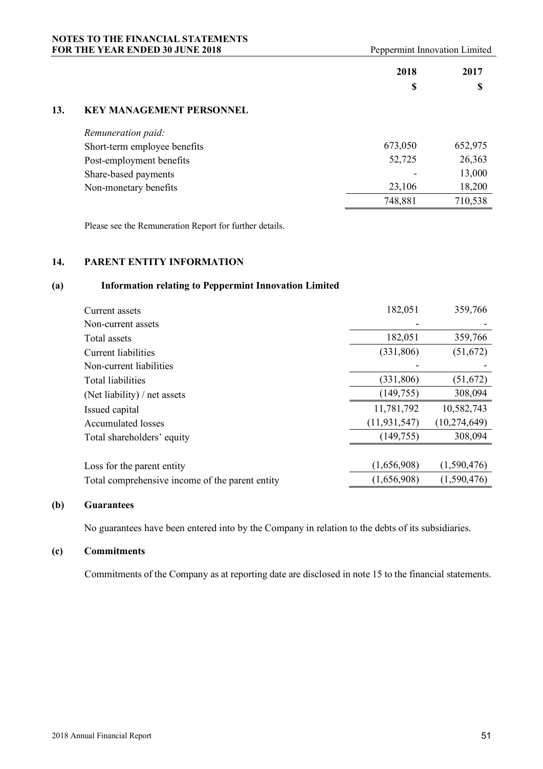| | 2018 | 2017 |
|---|---|---|
| | $ | $ |

## 13. KEY MANAGEMENT PERSONNEL

| | 2018 $ | 2017 $ |
|---|---|---|
| *Remuneration paid:* | | |
| Short-term employee benefits | 673,050 | 652,975 |
| Post-employment benefits | 52,725 | 26,363 |
| Share-based payments | - | 13,000 |
| Non-monetary benefits | 23,106 | 18,200 |
| | 748,881 | 710,538 |

Please see the Remuneration Report for further details.

## 14. PARENT ENTITY INFORMATION

### (a) Information relating to Peppermint Innovation Limited

| | 2018 $ | 2017 $ |
|---|---|---|
| Current assets | 182,051 | 359,766 |
| Non-current assets | - | - |
| Total assets | 182,051 | 359,766 |
| Current liabilities | (331,806) | (51,672) |
| Non-current liabilities | - | - |
| Total liabilities | (331,806) | (51,672) |
| (Net liability) / net assets | (149,755) | 308,094 |
| Issued capital | 11,781,792 | 10,582,743 |
| Accumulated losses | (11,931,547) | (10,274,649) |
| Total shareholders' equity | (149,755) | 308,094 |
| | | |
| Loss for the parent entity | (1,656,908) | (1,590,476) |
| Total comprehensive income of the parent entity | (1,656,908) | (1,590,476) |

### (b) Guarantees

No guarantees have been entered into by the Company in relation to the debts of its subsidiaries.

### (c) Commitments

Commitments of the Company as at reporting date are disclosed in note 15 to the financial statements.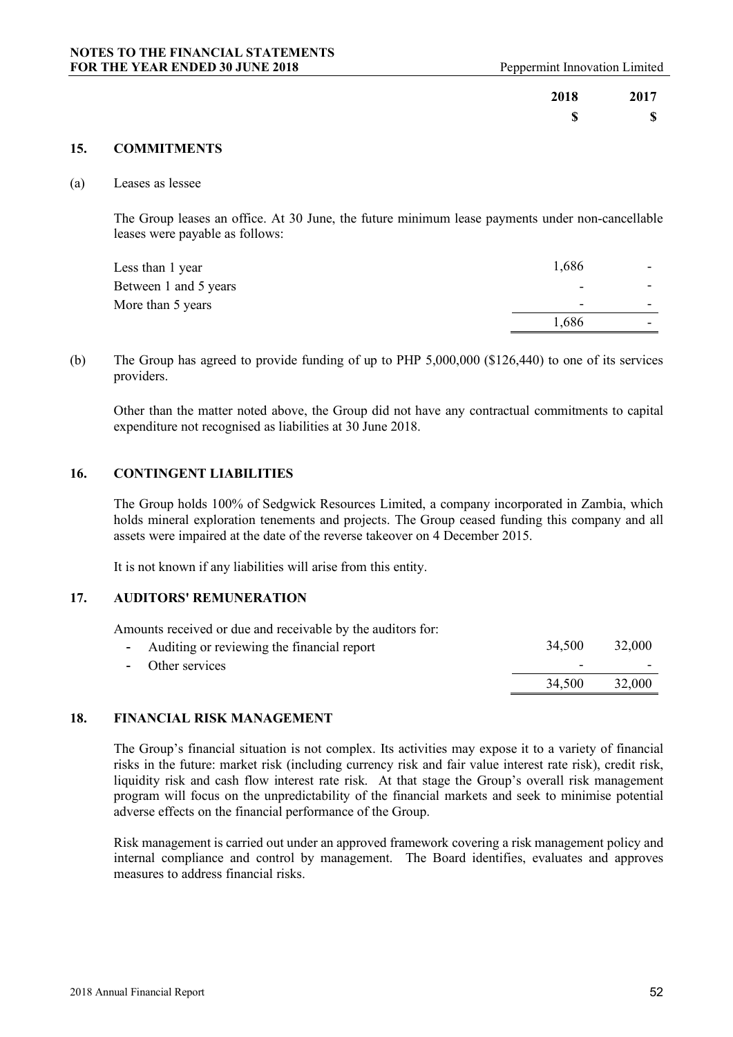|  | 2018 | 2017 |
|---|---|---|
|  | $ | $ |

## 15. COMMITMENTS

(a) Leases as lessee

The Group leases an office. At 30 June, the future minimum lease payments under non-cancellable leases were payable as follows:

|  | 2018 $ | 2017 $ |
|---|---|---|
| Less than 1 year | 1,686 | - |
| Between 1 and 5 years | - | - |
| More than 5 years | - | - |
|  | 1,686 | - |

(b) The Group has agreed to provide funding of up to PHP 5,000,000 ($126,440) to one of its services providers.

Other than the matter noted above, the Group did not have any contractual commitments to capital expenditure not recognised as liabilities at 30 June 2018.

## 16. CONTINGENT LIABILITIES

The Group holds 100% of Sedgwick Resources Limited, a company incorporated in Zambia, which holds mineral exploration tenements and projects. The Group ceased funding this company and all assets were impaired at the date of the reverse takeover on 4 December 2015.

It is not known if any liabilities will arise from this entity.

## 17. AUDITORS' REMUNERATION

Amounts received or due and receivable by the auditors for:

|  | 2018 $ | 2017 $ |
|---|---|---|
| - Auditing or reviewing the financial report | 34,500 | 32,000 |
| - Other services | - | - |
|  | 34,500 | 32,000 |

## 18. FINANCIAL RISK MANAGEMENT

The Group's financial situation is not complex. Its activities may expose it to a variety of financial risks in the future: market risk (including currency risk and fair value interest rate risk), credit risk, liquidity risk and cash flow interest rate risk. At that stage the Group's overall risk management program will focus on the unpredictability of the financial markets and seek to minimise potential adverse effects on the financial performance of the Group.

Risk management is carried out under an approved framework covering a risk management policy and internal compliance and control by management. The Board identifies, evaluates and approves measures to address financial risks.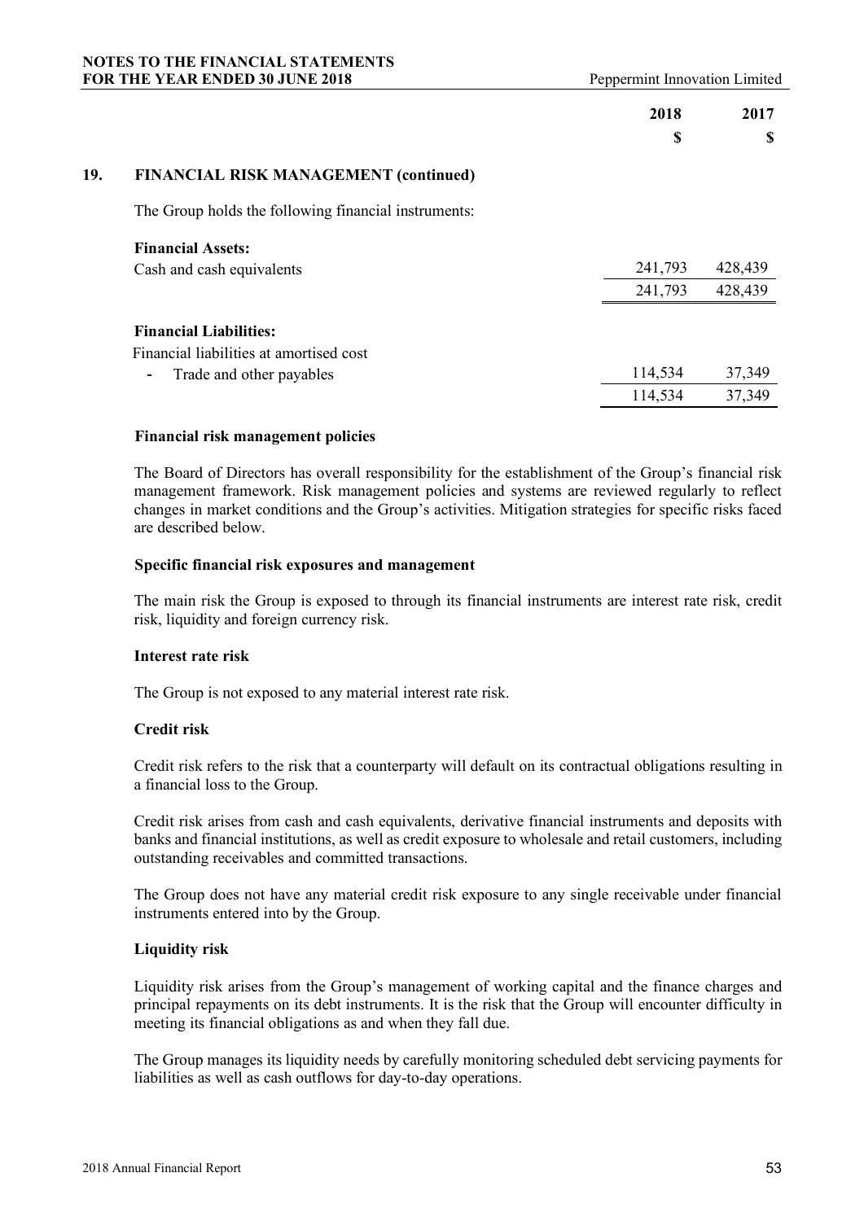## 19. FINANCIAL RISK MANAGEMENT (continued)

The Group holds the following financial instruments:

| | 2018 $ | 2017 $ |
|---|---|---|
| **Financial Assets:** | | |
| Cash and cash equivalents | 241,793 | 428,439 |
| | 241,793 | 428,439 |
| **Financial Liabilities:** | | |
| Financial liabilities at amortised cost | | |
| - Trade and other payables | 114,534 | 37,349 |
| | 114,534 | 37,349 |

**Financial risk management policies**

The Board of Directors has overall responsibility for the establishment of the Group's financial risk management framework. Risk management policies and systems are reviewed regularly to reflect changes in market conditions and the Group's activities. Mitigation strategies for specific risks faced are described below.

**Specific financial risk exposures and management**

The main risk the Group is exposed to through its financial instruments are interest rate risk, credit risk, liquidity and foreign currency risk.

**Interest rate risk**

The Group is not exposed to any material interest rate risk.

**Credit risk**

Credit risk refers to the risk that a counterparty will default on its contractual obligations resulting in a financial loss to the Group.

Credit risk arises from cash and cash equivalents, derivative financial instruments and deposits with banks and financial institutions, as well as credit exposure to wholesale and retail customers, including outstanding receivables and committed transactions.

The Group does not have any material credit risk exposure to any single receivable under financial instruments entered into by the Group.

**Liquidity risk**

Liquidity risk arises from the Group's management of working capital and the finance charges and principal repayments on its debt instruments. It is the risk that the Group will encounter difficulty in meeting its financial obligations as and when they fall due.

The Group manages its liquidity needs by carefully monitoring scheduled debt servicing payments for liabilities as well as cash outflows for day-to-day operations.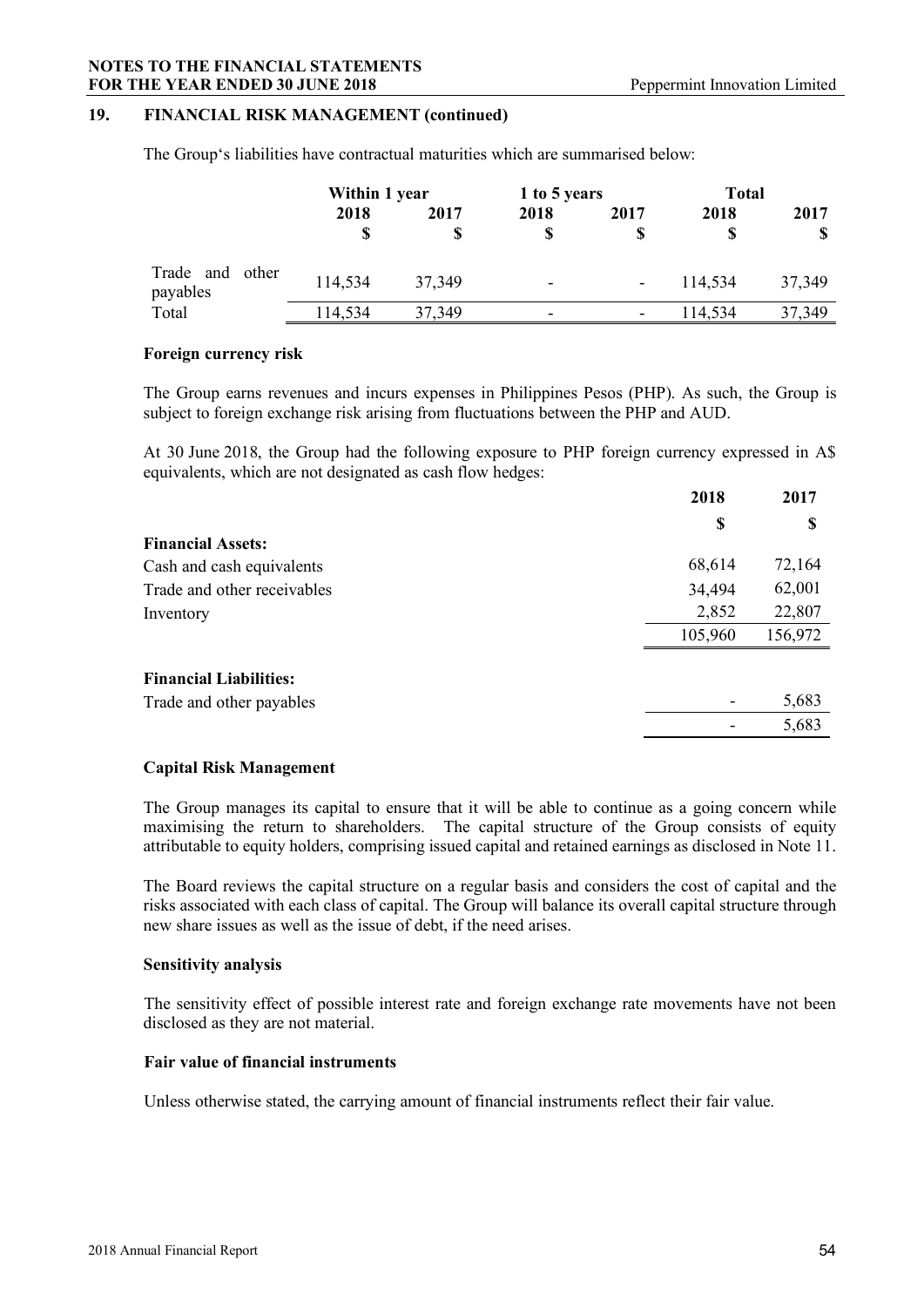## 19. FINANCIAL RISK MANAGEMENT (continued)

The Group's liabilities have contractual maturities which are summarised below:

| | Within 1 year | | 1 to 5 years | | Total | |
|---|---|---|---|---|---|---|
| | 2018 | 2017 | 2018 | 2017 | 2018 | 2017 |
| | $ | $ | $ | $ | $ | $ |
| Trade and other payables | 114,534 | 37,349 | - | - | 114,534 | 37,349 |
| Total | 114,534 | 37,349 | - | - | 114,534 | 37,349 |

### Foreign currency risk

The Group earns revenues and incurs expenses in Philippines Pesos (PHP). As such, the Group is subject to foreign exchange risk arising from fluctuations between the PHP and AUD.

At 30 June 2018, the Group had the following exposure to PHP foreign currency expressed in A$ equivalents, which are not designated as cash flow hedges:

| | 2018 | 2017 |
|---|---|---|
| | $ | $ |
| **Financial Assets:** | | |
| Cash and cash equivalents | 68,614 | 72,164 |
| Trade and other receivables | 34,494 | 62,001 |
| Inventory | 2,852 | 22,807 |
| | 105,960 | 156,972 |
| **Financial Liabilities:** | | |
| Trade and other payables | - | 5,683 |
| | - | 5,683 |

### Capital Risk Management

The Group manages its capital to ensure that it will be able to continue as a going concern while maximising the return to shareholders. The capital structure of the Group consists of equity attributable to equity holders, comprising issued capital and retained earnings as disclosed in Note 11.

The Board reviews the capital structure on a regular basis and considers the cost of capital and the risks associated with each class of capital. The Group will balance its overall capital structure through new share issues as well as the issue of debt, if the need arises.

### Sensitivity analysis

The sensitivity effect of possible interest rate and foreign exchange rate movements have not been disclosed as they are not material.

### Fair value of financial instruments

Unless otherwise stated, the carrying amount of financial instruments reflect their fair value.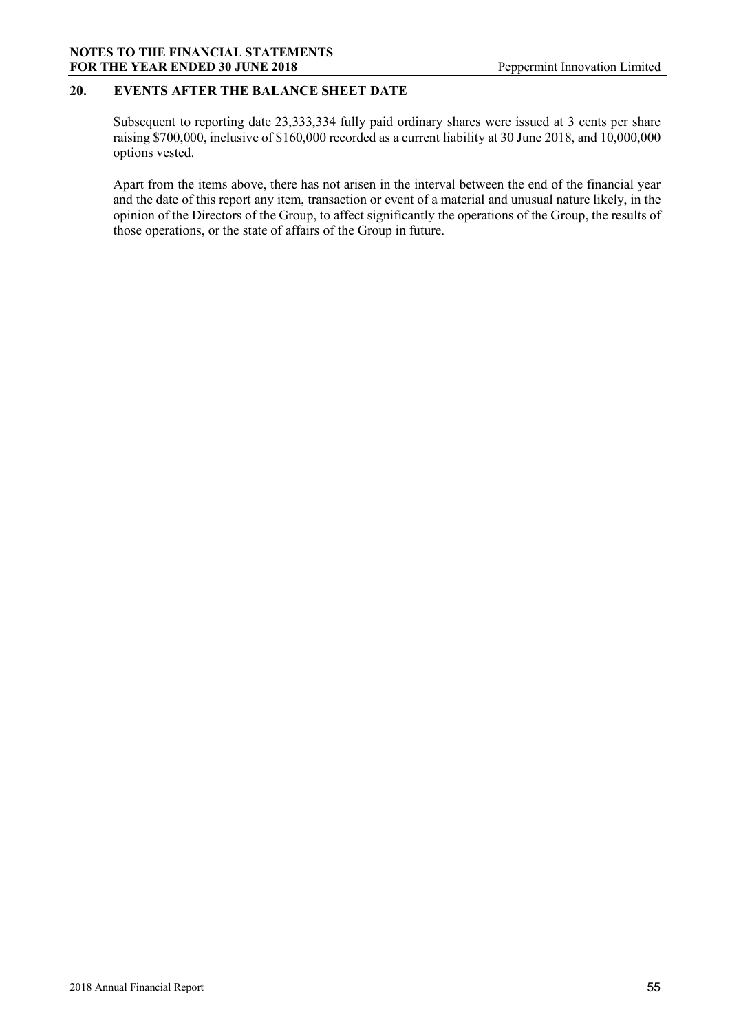## 20. EVENTS AFTER THE BALANCE SHEET DATE

Subsequent to reporting date 23,333,334 fully paid ordinary shares were issued at 3 cents per share raising \$700,000, inclusive of \$160,000 recorded as a current liability at 30 June 2018, and 10,000,000 options vested.

Apart from the items above, there has not arisen in the interval between the end of the financial year and the date of this report any item, transaction or event of a material and unusual nature likely, in the opinion of the Directors of the Group, to affect significantly the operations of the Group, the results of those operations, or the state of affairs of the Group in future.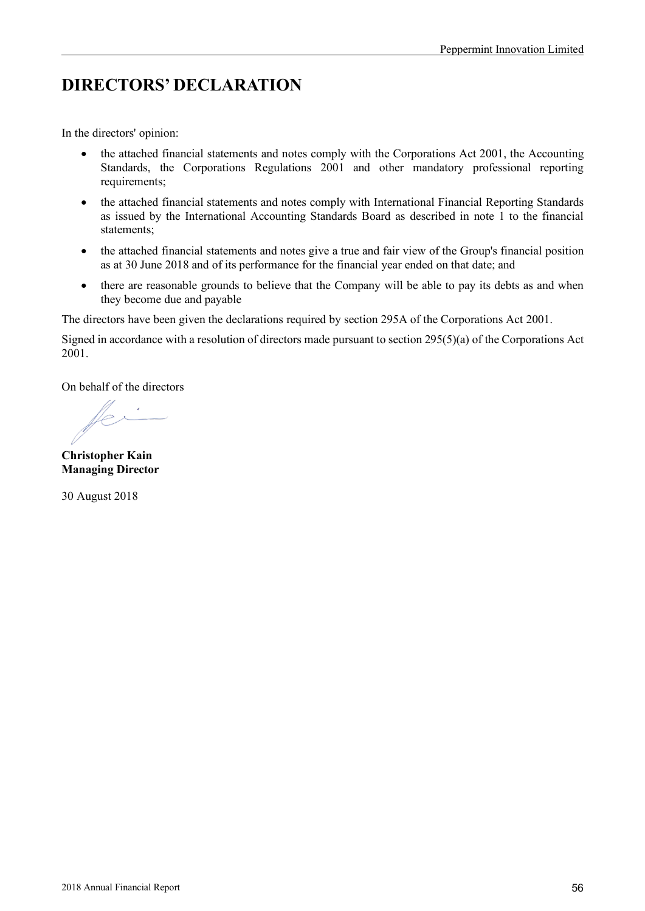# DIRECTORS' DECLARATION

In the directors' opinion:

- the attached financial statements and notes comply with the Corporations Act 2001, the Accounting Standards, the Corporations Regulations 2001 and other mandatory professional reporting requirements;
- the attached financial statements and notes comply with International Financial Reporting Standards as issued by the International Accounting Standards Board as described in note 1 to the financial statements;
- the attached financial statements and notes give a true and fair view of the Group's financial position as at 30 June 2018 and of its performance for the financial year ended on that date; and
- there are reasonable grounds to believe that the Company will be able to pay its debts as and when they become due and payable

The directors have been given the declarations required by section 295A of the Corporations Act 2001.

Signed in accordance with a resolution of directors made pursuant to section 295(5)(a) of the Corporations Act 2001.

On behalf of the directors

**Christopher Kain**
**Managing Director**

30 August 2018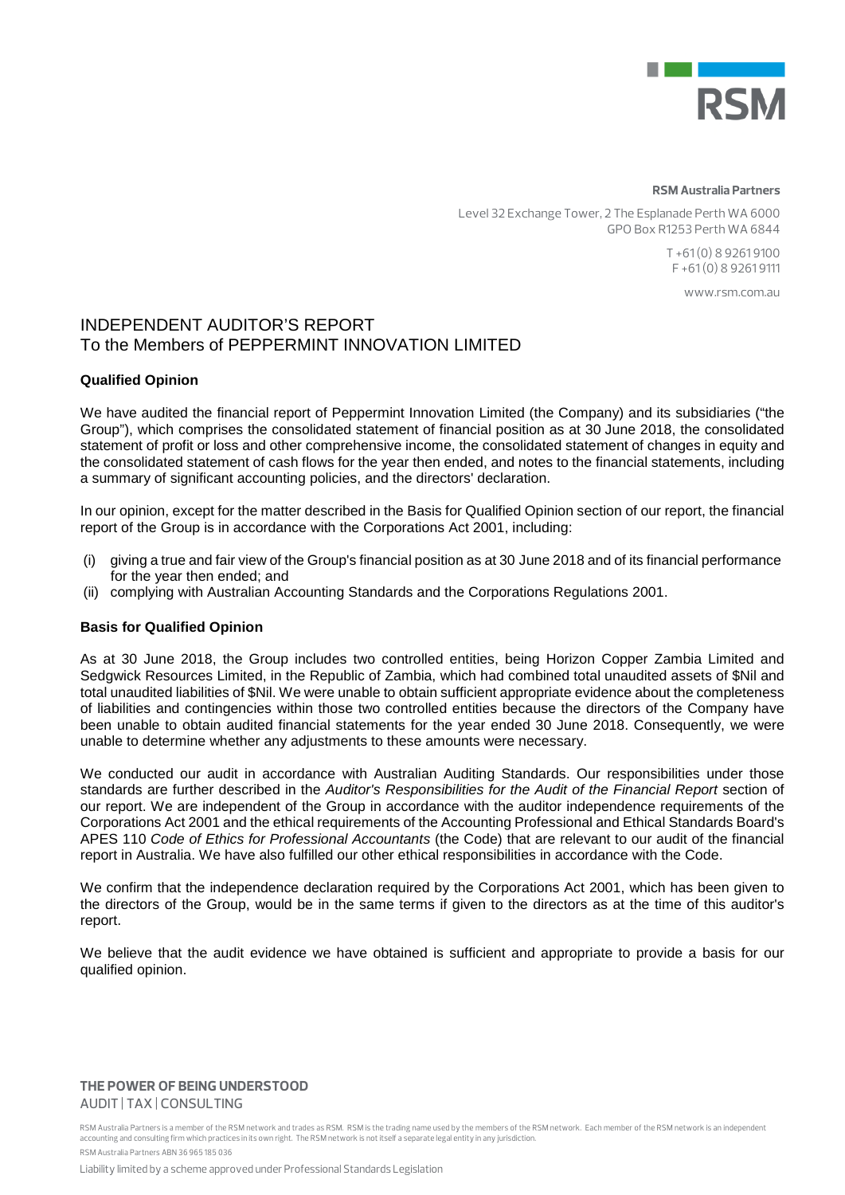**RSM Australia Partners**

Level 32 Exchange Tower, 2 The Esplanade Perth WA 6000
GPO Box R1253 Perth WA 6844

T +61 (0) 8 9261 9100
F +61 (0) 8 9261 9111

www.rsm.com.au

# INDEPENDENT AUDITOR'S REPORT
## To the Members of PEPPERMINT INNOVATION LIMITED

### Qualified Opinion

We have audited the financial report of Peppermint Innovation Limited (the Company) and its subsidiaries ("the Group"), which comprises the consolidated statement of financial position as at 30 June 2018, the consolidated statement of profit or loss and other comprehensive income, the consolidated statement of changes in equity and the consolidated statement of cash flows for the year then ended, and notes to the financial statements, including a summary of significant accounting policies, and the directors' declaration.

In our opinion, except for the matter described in the Basis for Qualified Opinion section of our report, the financial report of the Group is in accordance with the Corporations Act 2001, including:

(i) giving a true and fair view of the Group's financial position as at 30 June 2018 and of its financial performance for the year then ended; and
(ii) complying with Australian Accounting Standards and the Corporations Regulations 2001.

### Basis for Qualified Opinion

As at 30 June 2018, the Group includes two controlled entities, being Horizon Copper Zambia Limited and Sedgwick Resources Limited, in the Republic of Zambia, which had combined total unaudited assets of $Nil and total unaudited liabilities of $Nil. We were unable to obtain sufficient appropriate evidence about the completeness of liabilities and contingencies within those two controlled entities because the directors of the Company have been unable to obtain audited financial statements for the year ended 30 June 2018. Consequently, we were unable to determine whether any adjustments to these amounts were necessary.

We conducted our audit in accordance with Australian Auditing Standards. Our responsibilities under those standards are further described in the *Auditor's Responsibilities for the Audit of the Financial Report* section of our report. We are independent of the Group in accordance with the auditor independence requirements of the Corporations Act 2001 and the ethical requirements of the Accounting Professional and Ethical Standards Board's APES 110 *Code of Ethics for Professional Accountants* (the Code) that are relevant to our audit of the financial report in Australia. We have also fulfilled our other ethical responsibilities in accordance with the Code.

We confirm that the independence declaration required by the Corporations Act 2001, which has been given to the directors of the Group, would be in the same terms if given to the directors as at the time of this auditor's report.

We believe that the audit evidence we have obtained is sufficient and appropriate to provide a basis for our qualified opinion.

**THE POWER OF BEING UNDERSTOOD**
AUDIT | TAX | CONSULTING

RSM Australia Partners is a member of the RSM network and trades as RSM. RSM is the trading name used by the members of the RSM network. Each member of the RSM network is an independent accounting and consulting firm which practices in its own right. The RSM network is not itself a separate legal entity in any jurisdiction.
RSM Australia Partners ABN 36 965 185 036

Liability limited by a scheme approved under Professional Standards Legislation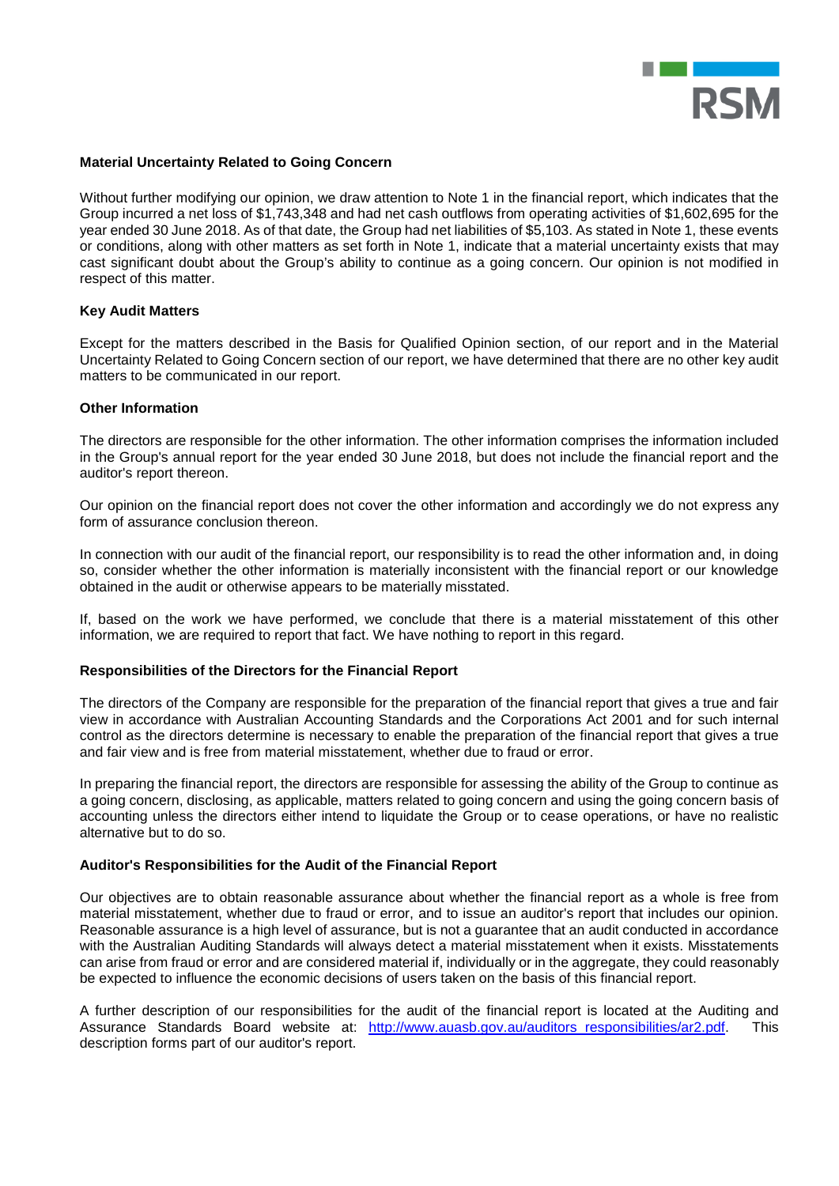**Material Uncertainty Related to Going Concern**

Without further modifying our opinion, we draw attention to Note 1 in the financial report, which indicates that the Group incurred a net loss of $1,743,348 and had net cash outflows from operating activities of $1,602,695 for the year ended 30 June 2018. As of that date, the Group had net liabilities of $5,103. As stated in Note 1, these events or conditions, along with other matters as set forth in Note 1, indicate that a material uncertainty exists that may cast significant doubt about the Group's ability to continue as a going concern. Our opinion is not modified in respect of this matter.

**Key Audit Matters**

Except for the matters described in the Basis for Qualified Opinion section, of our report and in the Material Uncertainty Related to Going Concern section of our report, we have determined that there are no other key audit matters to be communicated in our report.

**Other Information**

The directors are responsible for the other information. The other information comprises the information included in the Group's annual report for the year ended 30 June 2018, but does not include the financial report and the auditor's report thereon.

Our opinion on the financial report does not cover the other information and accordingly we do not express any form of assurance conclusion thereon.

In connection with our audit of the financial report, our responsibility is to read the other information and, in doing so, consider whether the other information is materially inconsistent with the financial report or our knowledge obtained in the audit or otherwise appears to be materially misstated.

If, based on the work we have performed, we conclude that there is a material misstatement of this other information, we are required to report that fact. We have nothing to report in this regard.

**Responsibilities of the Directors for the Financial Report**

The directors of the Company are responsible for the preparation of the financial report that gives a true and fair view in accordance with Australian Accounting Standards and the Corporations Act 2001 and for such internal control as the directors determine is necessary to enable the preparation of the financial report that gives a true and fair view and is free from material misstatement, whether due to fraud or error.

In preparing the financial report, the directors are responsible for assessing the ability of the Group to continue as a going concern, disclosing, as applicable, matters related to going concern and using the going concern basis of accounting unless the directors either intend to liquidate the Group or to cease operations, or have no realistic alternative but to do so.

**Auditor's Responsibilities for the Audit of the Financial Report**

Our objectives are to obtain reasonable assurance about whether the financial report as a whole is free from material misstatement, whether due to fraud or error, and to issue an auditor's report that includes our opinion. Reasonable assurance is a high level of assurance, but is not a guarantee that an audit conducted in accordance with the Australian Auditing Standards will always detect a material misstatement when it exists. Misstatements can arise from fraud or error and are considered material if, individually or in the aggregate, they could reasonably be expected to influence the economic decisions of users taken on the basis of this financial report.

A further description of our responsibilities for the audit of the financial report is located at the Auditing and Assurance Standards Board website at: http://www.auasb.gov.au/auditors_responsibilities/ar2.pdf. This description forms part of our auditor's report.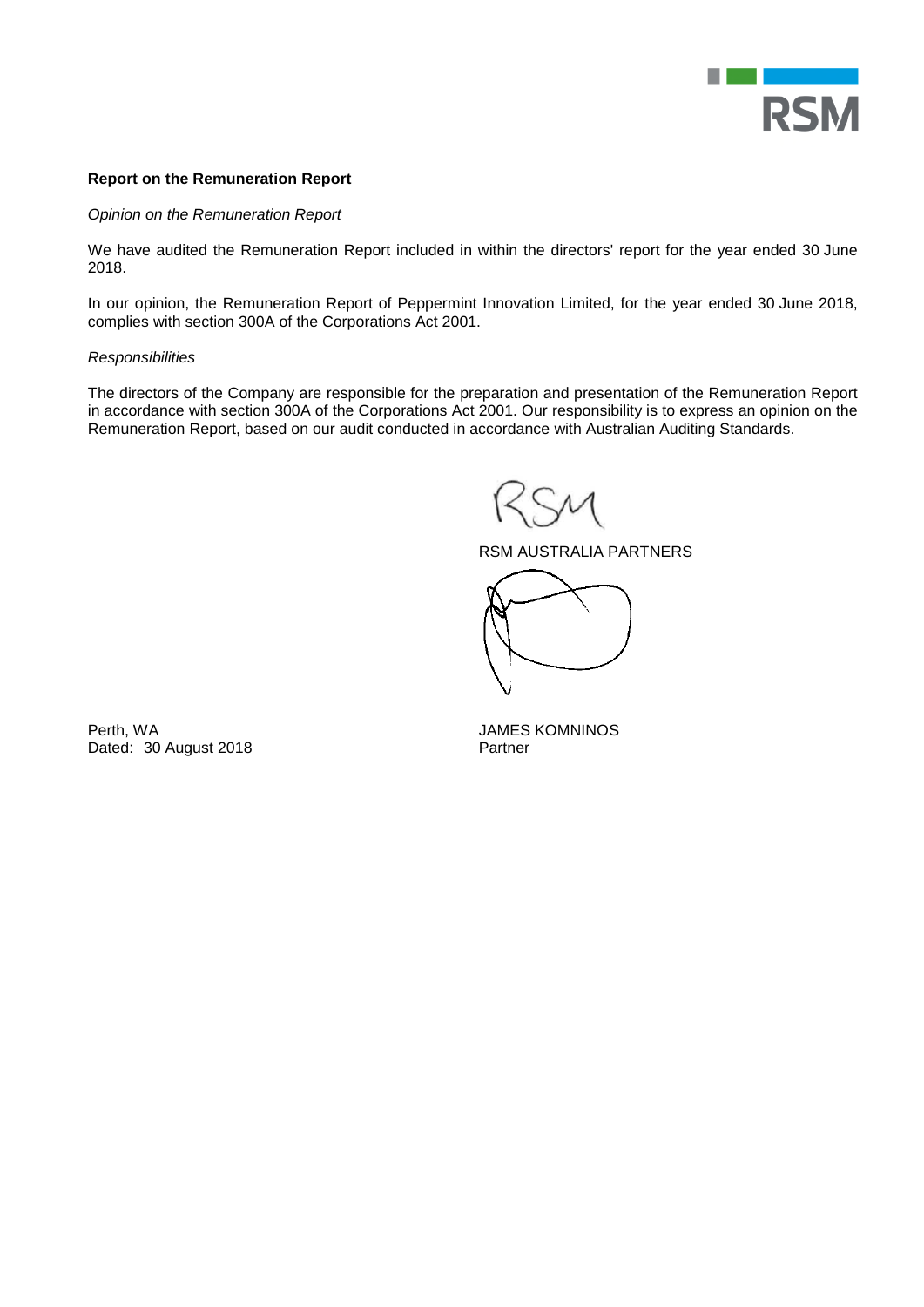**Report on the Remuneration Report**

*Opinion on the Remuneration Report*

We have audited the Remuneration Report included in within the directors' report for the year ended 30 June 2018.

In our opinion, the Remuneration Report of Peppermint Innovation Limited, for the year ended 30 June 2018, complies with section 300A of the Corporations Act 2001.

*Responsibilities*

The directors of the Company are responsible for the preparation and presentation of the Remuneration Report in accordance with section 300A of the Corporations Act 2001. Our responsibility is to express an opinion on the Remuneration Report, based on our audit conducted in accordance with Australian Auditing Standards.

RSM AUSTRALIA PARTNERS

JAMES KOMNINOS
Partner

Perth, WA
Dated: 30 August 2018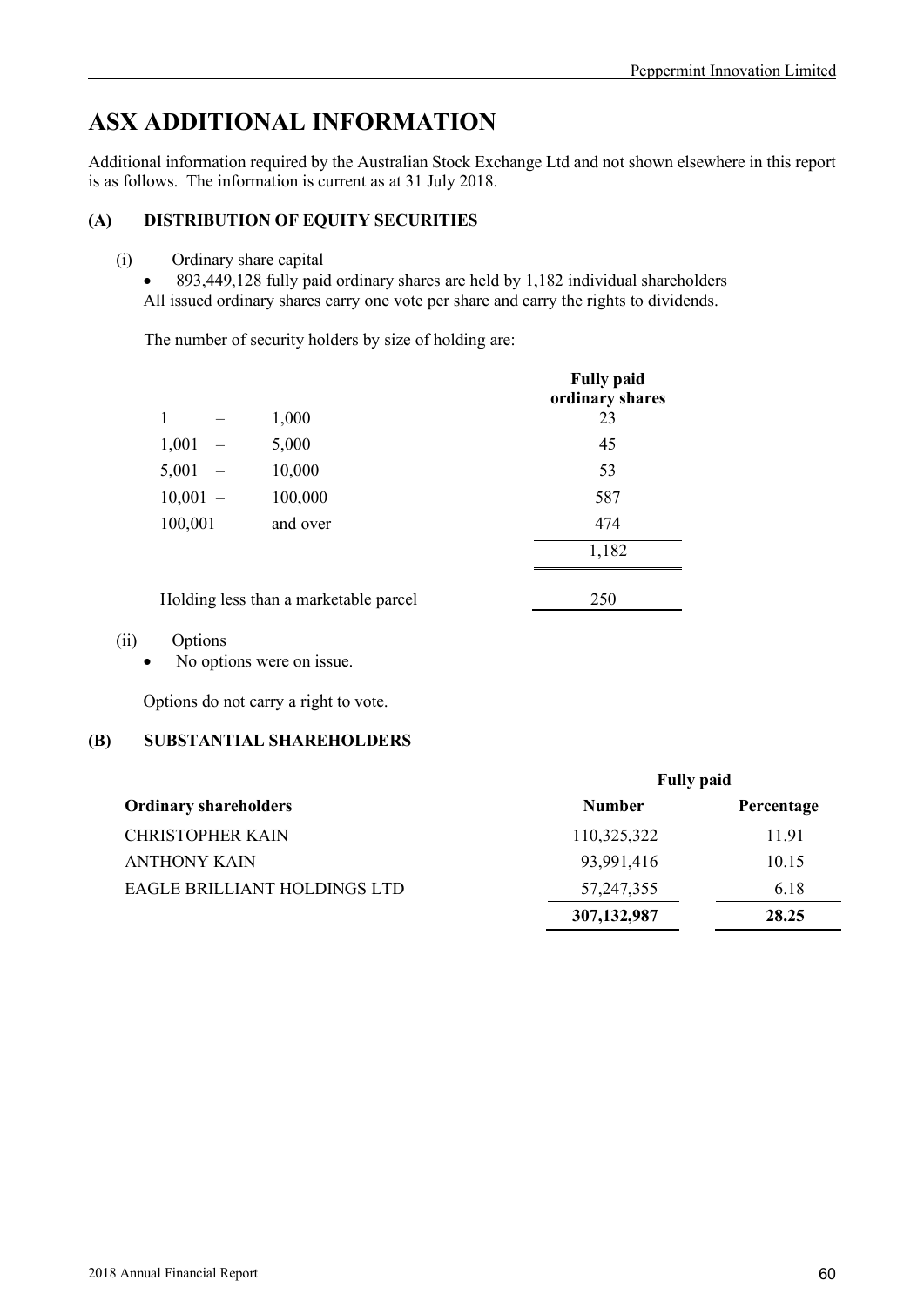# ASX ADDITIONAL INFORMATION

Additional information required by the Australian Stock Exchange Ltd and not shown elsewhere in this report is as follows. The information is current as at 31 July 2018.

## (A) DISTRIBUTION OF EQUITY SECURITIES

(i) Ordinary share capital

- 893,449,128 fully paid ordinary shares are held by 1,182 individual shareholders

All issued ordinary shares carry one vote per share and carry the rights to dividends.

The number of security holders by size of holding are:

| | Fully paid ordinary shares |
|---|---|
| 1 – 1,000 | 23 |
| 1,001 – 5,000 | 45 |
| 5,001 – 10,000 | 53 |
| 10,001 – 100,000 | 587 |
| 100,001 and over | 474 |
| | 1,182 |
| Holding less than a marketable parcel | 250 |

(ii) Options

- No options were on issue.

Options do not carry a right to vote.

## (B) SUBSTANTIAL SHAREHOLDERS

| | Fully paid | |
|---|---|---|
| **Ordinary shareholders** | **Number** | **Percentage** |
| CHRISTOPHER KAIN | 110,325,322 | 11.91 |
| ANTHONY KAIN | 93,991,416 | 10.15 |
| EAGLE BRILLIANT HOLDINGS LTD | 57,247,355 | 6.18 |
| | **307,132,987** | **28.25** |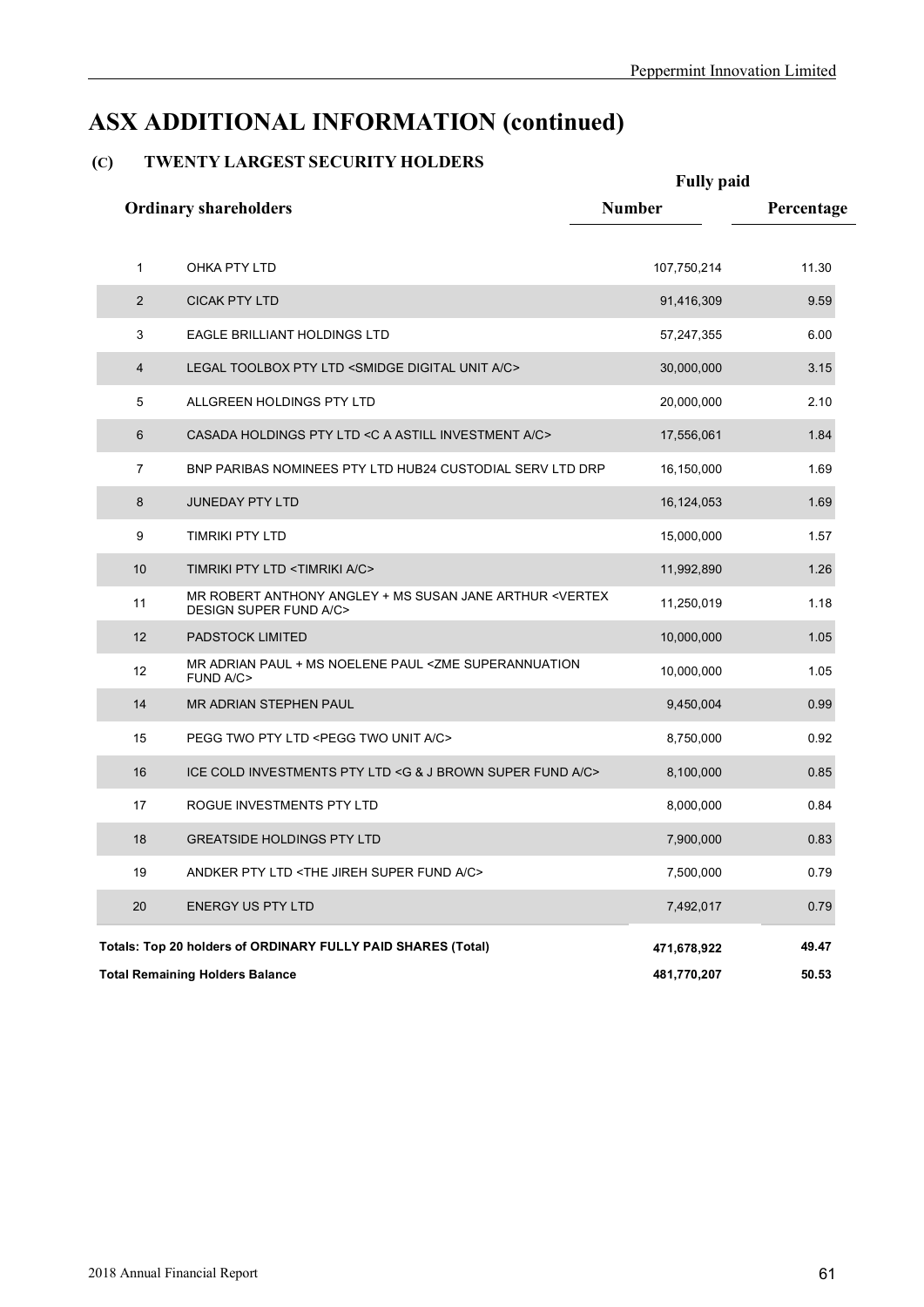# ASX ADDITIONAL INFORMATION (continued)

## (C) TWENTY LARGEST SECURITY HOLDERS

| | Ordinary shareholders | Fully paid Number | Percentage |
|---|---|---|---|
| 1 | OHKA PTY LTD | 107,750,214 | 11.30 |
| 2 | CICAK PTY LTD | 91,416,309 | 9.59 |
| 3 | EAGLE BRILLIANT HOLDINGS LTD | 57,247,355 | 6.00 |
| 4 | LEGAL TOOLBOX PTY LTD <SMIDGE DIGITAL UNIT A/C> | 30,000,000 | 3.15 |
| 5 | ALLGREEN HOLDINGS PTY LTD | 20,000,000 | 2.10 |
| 6 | CASADA HOLDINGS PTY LTD <C A ASTILL INVESTMENT A/C> | 17,556,061 | 1.84 |
| 7 | BNP PARIBAS NOMINEES PTY LTD HUB24 CUSTODIAL SERV LTD DRP | 16,150,000 | 1.69 |
| 8 | JUNEDAY PTY LTD | 16,124,053 | 1.69 |
| 9 | TIMRIKI PTY LTD | 15,000,000 | 1.57 |
| 10 | TIMRIKI PTY LTD <TIMRIKI A/C> | 11,992,890 | 1.26 |
| 11 | MR ROBERT ANTHONY ANGLEY + MS SUSAN JANE ARTHUR <VERTEX DESIGN SUPER FUND A/C> | 11,250,019 | 1.18 |
| 12 | PADSTOCK LIMITED | 10,000,000 | 1.05 |
| 12 | MR ADRIAN PAUL + MS NOELENE PAUL <ZME SUPERANNUATION FUND A/C> | 10,000,000 | 1.05 |
| 14 | MR ADRIAN STEPHEN PAUL | 9,450,004 | 0.99 |
| 15 | PEGG TWO PTY LTD <PEGG TWO UNIT A/C> | 8,750,000 | 0.92 |
| 16 | ICE COLD INVESTMENTS PTY LTD <G & J BROWN SUPER FUND A/C> | 8,100,000 | 0.85 |
| 17 | ROGUE INVESTMENTS PTY LTD | 8,000,000 | 0.84 |
| 18 | GREATSIDE HOLDINGS PTY LTD | 7,900,000 | 0.83 |
| 19 | ANDKER PTY LTD <THE JIREH SUPER FUND A/C> | 7,500,000 | 0.79 |
| 20 | ENERGY US PTY LTD | 7,492,017 | 0.79 |
| | **Totals: Top 20 holders of ORDINARY FULLY PAID SHARES (Total)** | **471,678,922** | **49.47** |
| | **Total Remaining Holders Balance** | **481,770,207** | **50.53** |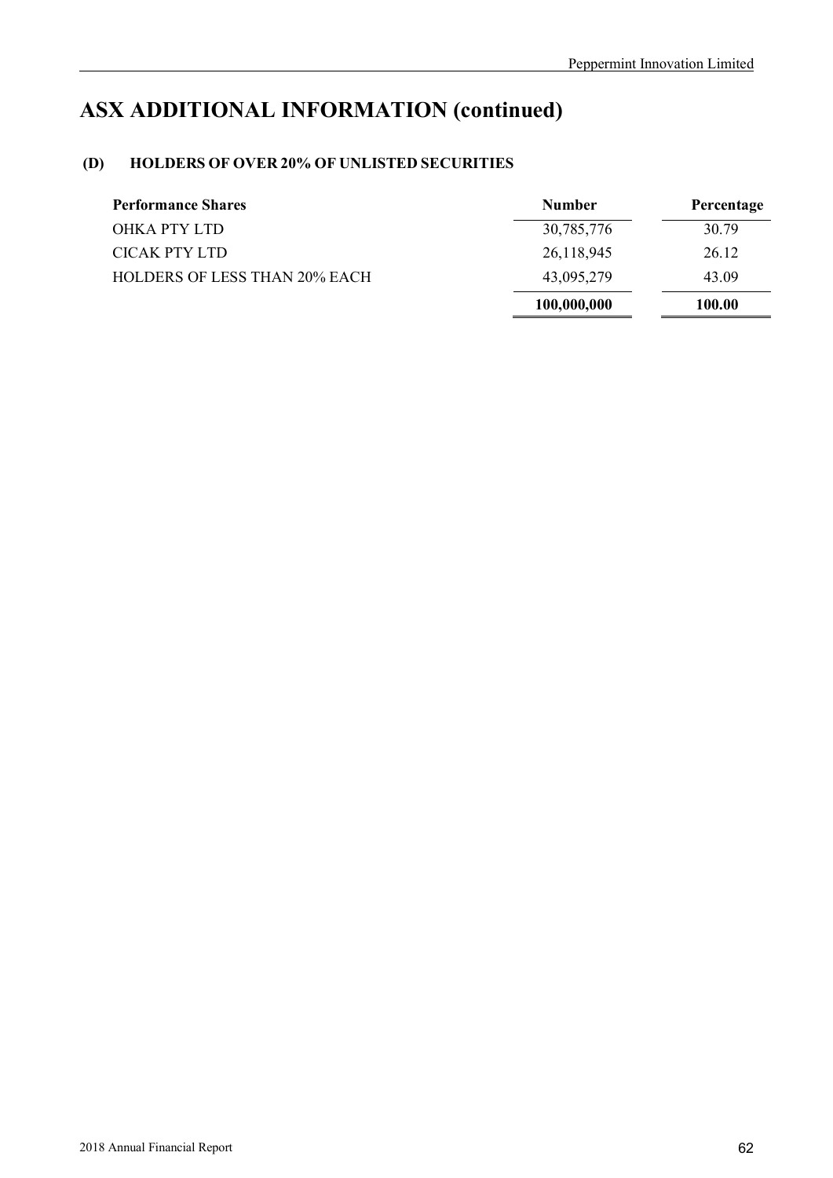# ASX ADDITIONAL INFORMATION (continued)

## (D) HOLDERS OF OVER 20% OF UNLISTED SECURITIES

| Performance Shares | Number | Percentage |
|---|---|---|
| OHKA PTY LTD | 30,785,776 | 30.79 |
| CICAK PTY LTD | 26,118,945 | 26.12 |
| HOLDERS OF LESS THAN 20% EACH | 43,095,279 | 43.09 |
| | **100,000,000** | **100.00** |